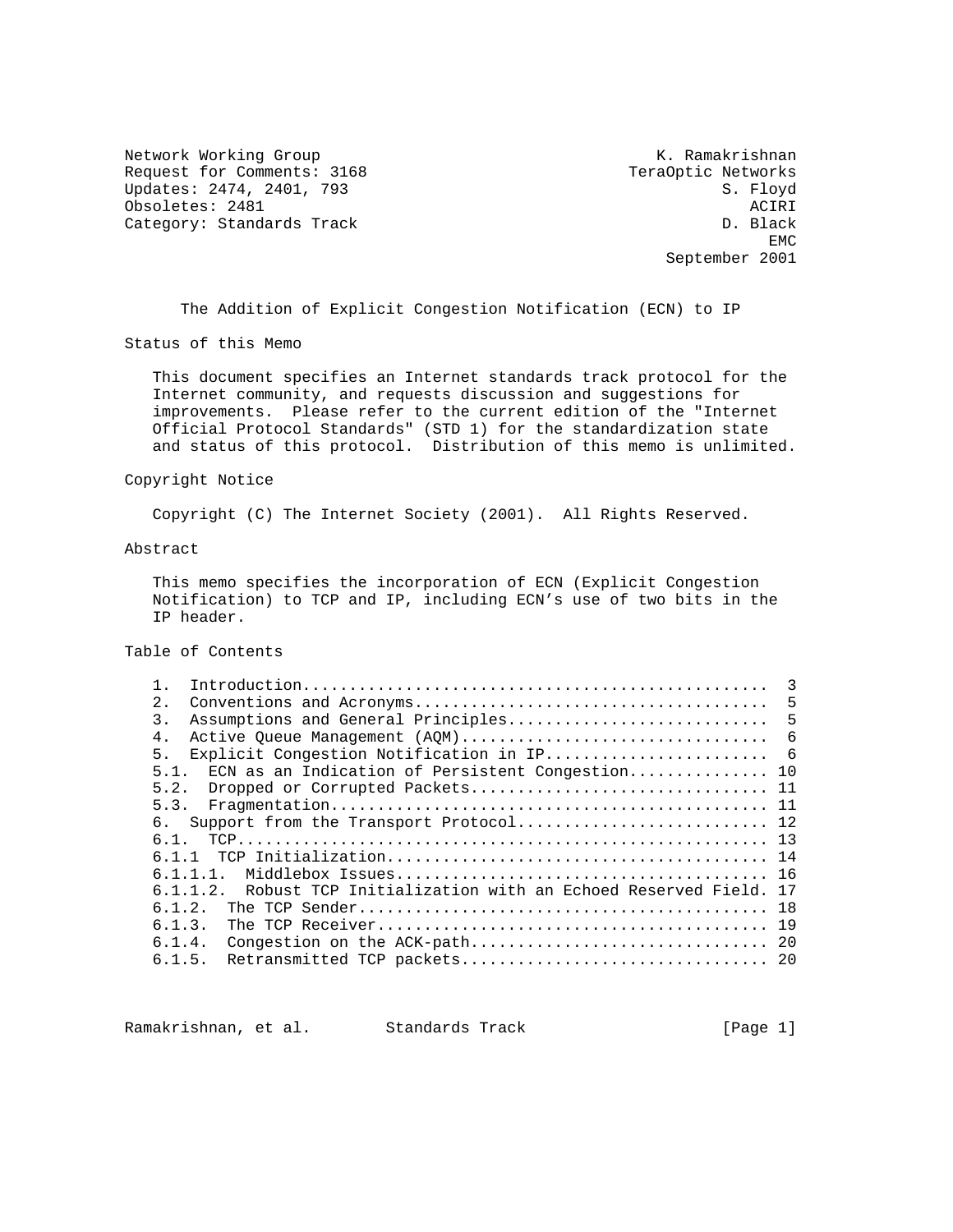```
Network Working Group                                    K. Ramakrishnan
Request for Comments: 3168                            TeraOptic Networks
Updates: 2474, 2401, 793                                        S. Floyd
Obsoletes: 2481                                                    ACIRI
Category: Standards Track                                       D. Black
                                                                     EMC
                                                          September 2001
```

# The Addition of Explicit Congestion Notification (ECN) to IP

## Status of this Memo

This document specifies an Internet standards track protocol for the Internet community, and requests discussion and suggestions for improvements. Please refer to the current edition of the "Internet Official Protocol Standards" (STD 1) for the standardization state and status of this protocol. Distribution of this memo is unlimited.

## Copyright Notice

Copyright (C) The Internet Society (2001). All Rights Reserved.

## Abstract

This memo specifies the incorporation of ECN (Explicit Congestion Notification) to TCP and IP, including ECN's use of two bits in the IP header.

## Table of Contents

```
   1.  Introduction.................................................  3
   2.  Conventions and Acronyms.....................................  5
   3.  Assumptions and General Principles...........................  5
   4.  Active Queue Management (AQM)................................  6
   5.  Explicit Congestion Notification in IP.......................  6
   5.1.  ECN as an Indication of Persistent Congestion.............. 10
   5.2.  Dropped or Corrupted Packets............................... 11
   5.3.  Fragmentation.............................................. 11
   6.  Support from the Transport Protocol.......................... 12
   6.1.  TCP........................................................ 13
   6.1.1  TCP Initialization........................................ 14
   6.1.1.1.  Middlebox Issues....................................... 16
   6.1.1.2.  Robust TCP Initialization with an Echoed Reserved Field. 17
   6.1.2.  The TCP Sender........................................... 18
   6.1.3.  The TCP Receiver......................................... 19
   6.1.4.  Congestion on the ACK-path............................... 20
   6.1.5.  Retransmitted TCP packets................................ 20
```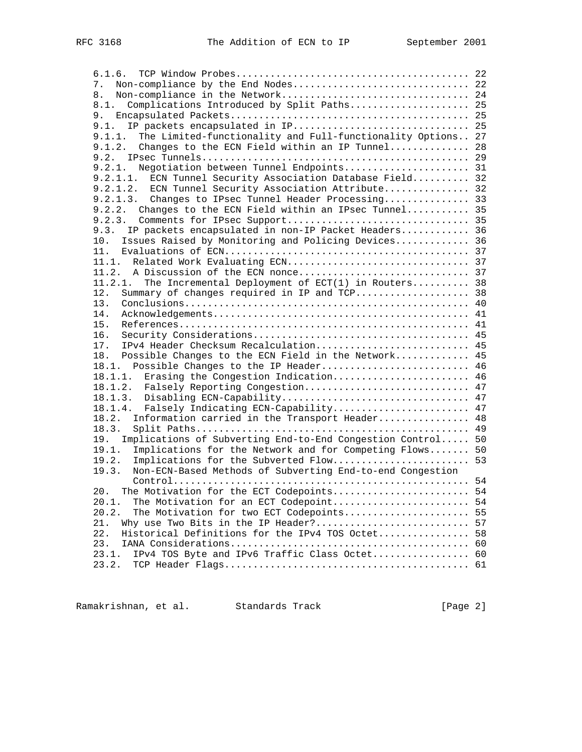```
   6.1.6.  TCP Window Probes......................................... 22
   7.  Non-compliance by the End Nodes............................... 22
   8.  Non-compliance in the Network................................. 24
   8.1.  Complications Introduced by Split Paths..................... 25
   9.  Encapsulated Packets.......................................... 25
   9.1.  IP packets encapsulated in IP............................... 25
   9.1.1.  The Limited-functionality and Full-functionality Options.. 27
   9.1.2.  Changes to the ECN Field within an IP Tunnel.............. 28
   9.2.  IPsec Tunnels............................................... 29
   9.2.1.  Negotiation between Tunnel Endpoints...................... 31
   9.2.1.1.  ECN Tunnel Security Association Database Field.......... 32
   9.2.1.2.  ECN Tunnel Security Association Attribute............... 32
   9.2.1.3.  Changes to IPsec Tunnel Header Processing............... 33
   9.2.2.  Changes to the ECN Field within an IPsec Tunnel........... 35
   9.2.3.  Comments for IPsec Support................................ 35
   9.3.  IP packets encapsulated in non-IP Packet Headers............ 36
   10.  Issues Raised by Monitoring and Policing Devices............. 36
   11.  Evaluations of ECN........................................... 37
   11.1.  Related Work Evaluating ECN................................ 37
   11.2.  A Discussion of the ECN nonce.............................. 37
   11.2.1.  The Incremental Deployment of ECT(1) in Routers.......... 38
   12.  Summary of changes required in IP and TCP.................... 38
   13.  Conclusions.................................................. 40
   14.  Acknowledgements............................................. 41
   15.  References................................................... 41
   16.  Security Considerations...................................... 45
   17.  IPv4 Header Checksum Recalculation........................... 45
   18.  Possible Changes to the ECN Field in the Network............. 45
   18.1.  Possible Changes to the IP Header.......................... 46
   18.1.1.  Erasing the Congestion Indication........................ 46
   18.1.2.  Falsely Reporting Congestion............................. 47
   18.1.3.  Disabling ECN-Capability................................. 47
   18.1.4.  Falsely Indicating ECN-Capability........................ 47
   18.2.  Information carried in the Transport Header................ 48
   18.3.  Split Paths................................................ 49
   19.  Implications of Subverting End-to-End Congestion Control..... 50
   19.1.  Implications for the Network and for Competing Flows....... 50
   19.2.  Implications for the Subverted Flow........................ 53
   19.3.  Non-ECN-Based Methods of Subverting End-to-end Congestion
            Control.................................................... 54
   20.  The Motivation for the ECT Codepoints........................ 54
   20.1.  The Motivation for an ECT Codepoint........................ 54
   20.2.  The Motivation for two ECT Codepoints...................... 55
   21.  Why use Two Bits in the IP Header?........................... 57
   22.  Historical Definitions for the IPv4 TOS Octet................ 58
   23.  IANA Considerations.......................................... 60
   23.1.  IPv4 TOS Byte and IPv6 Traffic Class Octet................. 60
   23.2.  TCP Header Flags........................................... 61
```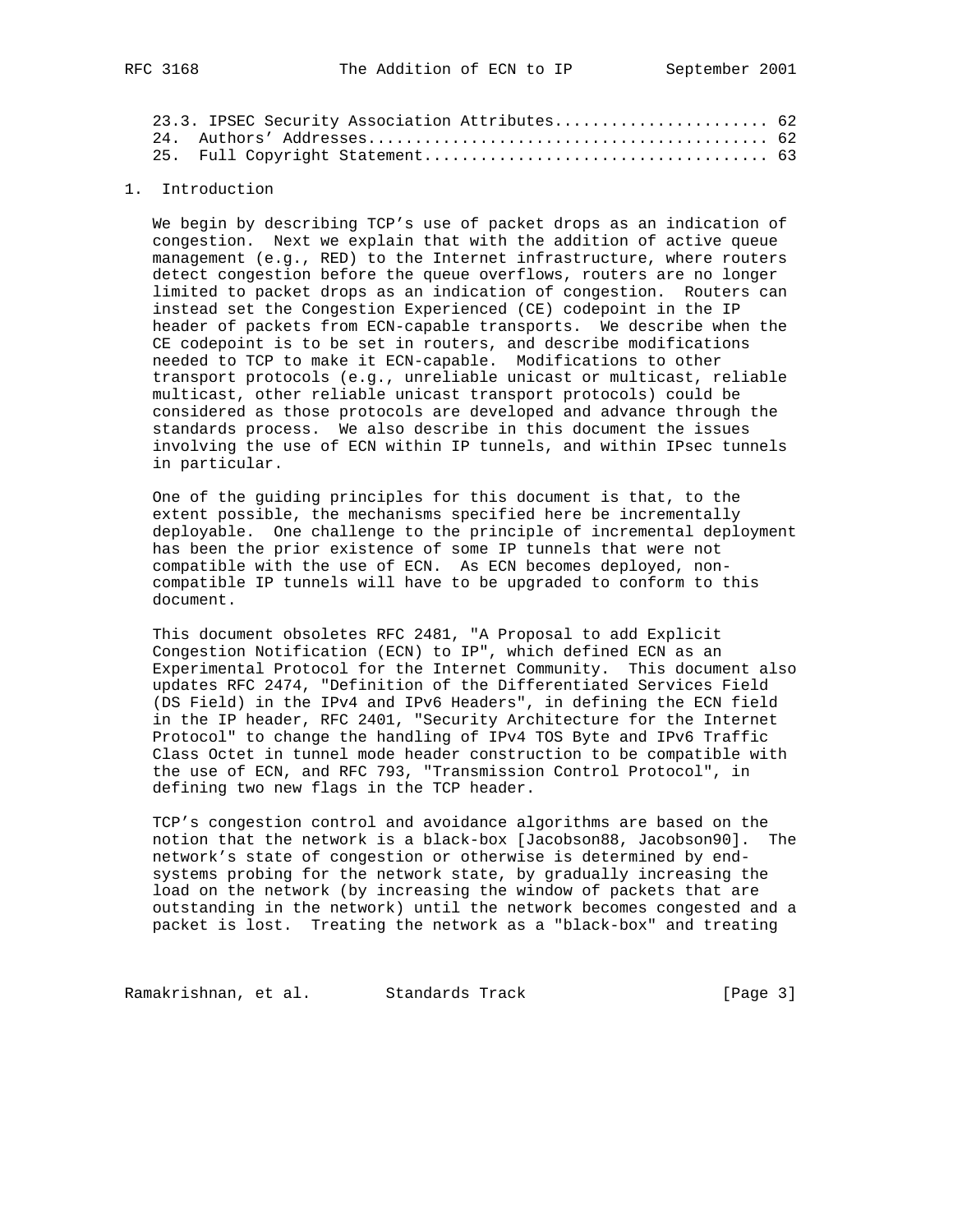23.3. IPSEC Security Association Attributes....................... 62
24. Authors' Addresses.......................................... 62
25. Full Copyright Statement.................................... 63

## 1. Introduction

We begin by describing TCP's use of packet drops as an indication of congestion. Next we explain that with the addition of active queue management (e.g., RED) to the Internet infrastructure, where routers detect congestion before the queue overflows, routers are no longer limited to packet drops as an indication of congestion. Routers can instead set the Congestion Experienced (CE) codepoint in the IP header of packets from ECN-capable transports. We describe when the CE codepoint is to be set in routers, and describe modifications needed to TCP to make it ECN-capable. Modifications to other transport protocols (e.g., unreliable unicast or multicast, reliable multicast, other reliable unicast transport protocols) could be considered as those protocols are developed and advance through the standards process. We also describe in this document the issues involving the use of ECN within IP tunnels, and within IPsec tunnels in particular.

One of the guiding principles for this document is that, to the extent possible, the mechanisms specified here be incrementally deployable. One challenge to the principle of incremental deployment has been the prior existence of some IP tunnels that were not compatible with the use of ECN. As ECN becomes deployed, non-compatible IP tunnels will have to be upgraded to conform to this document.

This document obsoletes RFC 2481, "A Proposal to add Explicit Congestion Notification (ECN) to IP", which defined ECN as an Experimental Protocol for the Internet Community. This document also updates RFC 2474, "Definition of the Differentiated Services Field (DS Field) in the IPv4 and IPv6 Headers", in defining the ECN field in the IP header, RFC 2401, "Security Architecture for the Internet Protocol" to change the handling of IPv4 TOS Byte and IPv6 Traffic Class Octet in tunnel mode header construction to be compatible with the use of ECN, and RFC 793, "Transmission Control Protocol", in defining two new flags in the TCP header.

TCP's congestion control and avoidance algorithms are based on the notion that the network is a black-box [Jacobson88, Jacobson90]. The network's state of congestion or otherwise is determined by end-systems probing for the network state, by gradually increasing the load on the network (by increasing the window of packets that are outstanding in the network) until the network becomes congested and a packet is lost. Treating the network as a "black-box" and treating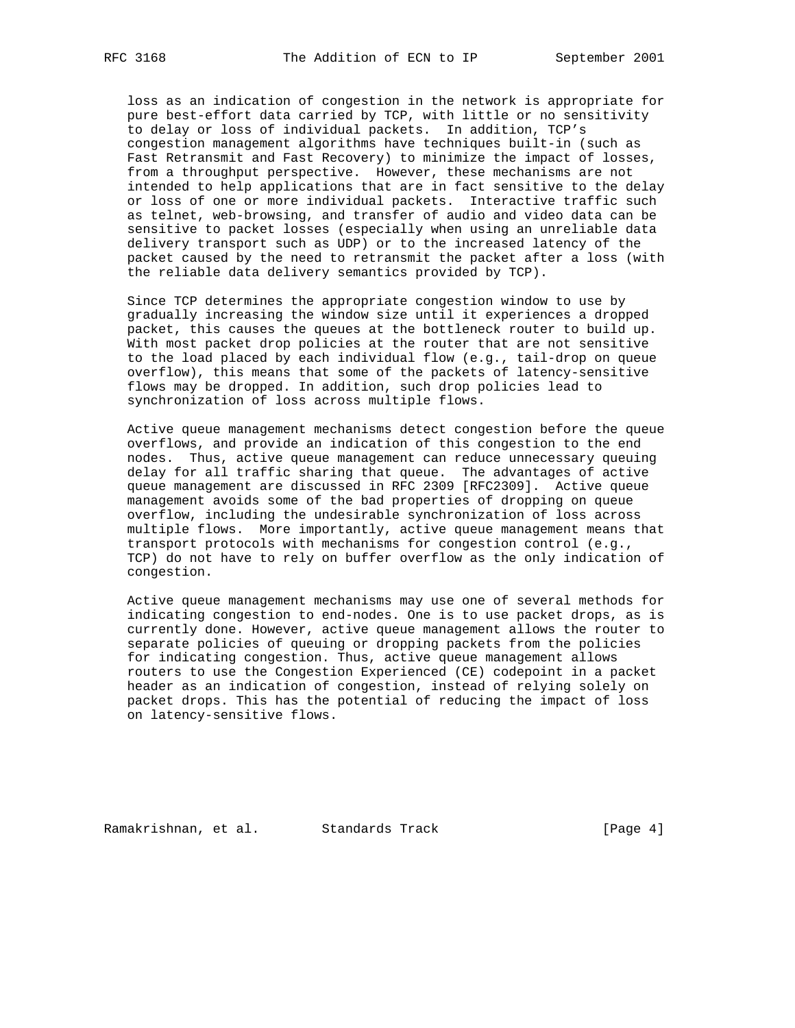loss as an indication of congestion in the network is appropriate for pure best-effort data carried by TCP, with little or no sensitivity to delay or loss of individual packets. In addition, TCP's congestion management algorithms have techniques built-in (such as Fast Retransmit and Fast Recovery) to minimize the impact of losses, from a throughput perspective. However, these mechanisms are not intended to help applications that are in fact sensitive to the delay or loss of one or more individual packets. Interactive traffic such as telnet, web-browsing, and transfer of audio and video data can be sensitive to packet losses (especially when using an unreliable data delivery transport such as UDP) or to the increased latency of the packet caused by the need to retransmit the packet after a loss (with the reliable data delivery semantics provided by TCP).

Since TCP determines the appropriate congestion window to use by gradually increasing the window size until it experiences a dropped packet, this causes the queues at the bottleneck router to build up. With most packet drop policies at the router that are not sensitive to the load placed by each individual flow (e.g., tail-drop on queue overflow), this means that some of the packets of latency-sensitive flows may be dropped. In addition, such drop policies lead to synchronization of loss across multiple flows.

Active queue management mechanisms detect congestion before the queue overflows, and provide an indication of this congestion to the end nodes. Thus, active queue management can reduce unnecessary queuing delay for all traffic sharing that queue. The advantages of active queue management are discussed in RFC 2309 [RFC2309]. Active queue management avoids some of the bad properties of dropping on queue overflow, including the undesirable synchronization of loss across multiple flows. More importantly, active queue management means that transport protocols with mechanisms for congestion control (e.g., TCP) do not have to rely on buffer overflow as the only indication of congestion.

Active queue management mechanisms may use one of several methods for indicating congestion to end-nodes. One is to use packet drops, as is currently done. However, active queue management allows the router to separate policies of queuing or dropping packets from the policies for indicating congestion. Thus, active queue management allows routers to use the Congestion Experienced (CE) codepoint in a packet header as an indication of congestion, instead of relying solely on packet drops. This has the potential of reducing the impact of loss on latency-sensitive flows.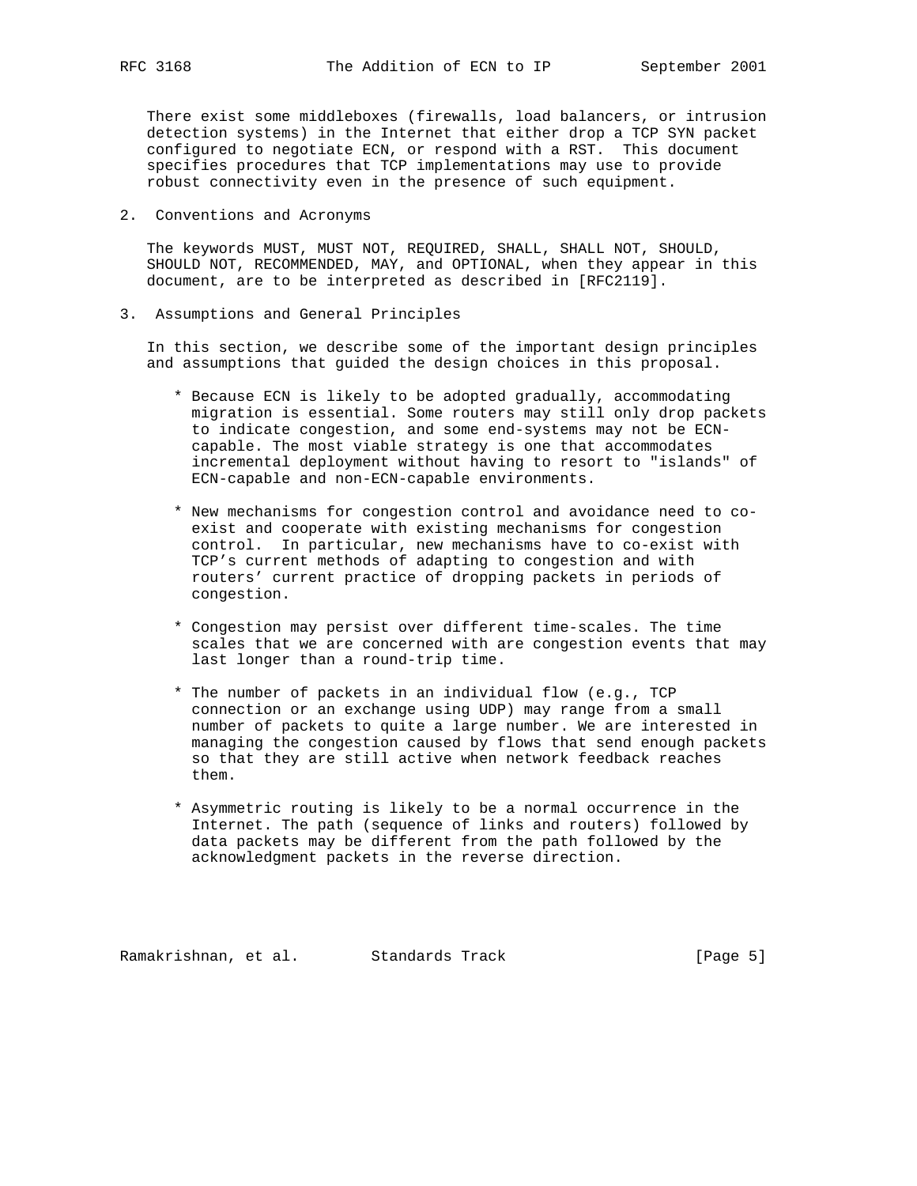There exist some middleboxes (firewalls, load balancers, or intrusion detection systems) in the Internet that either drop a TCP SYN packet configured to negotiate ECN, or respond with a RST. This document specifies procedures that TCP implementations may use to provide robust connectivity even in the presence of such equipment.

## 2. Conventions and Acronyms

The keywords MUST, MUST NOT, REQUIRED, SHALL, SHALL NOT, SHOULD, SHOULD NOT, RECOMMENDED, MAY, and OPTIONAL, when they appear in this document, are to be interpreted as described in [RFC2119].

## 3. Assumptions and General Principles

In this section, we describe some of the important design principles and assumptions that guided the design choices in this proposal.

* Because ECN is likely to be adopted gradually, accommodating migration is essential. Some routers may still only drop packets to indicate congestion, and some end-systems may not be ECN-capable. The most viable strategy is one that accommodates incremental deployment without having to resort to "islands" of ECN-capable and non-ECN-capable environments.

* New mechanisms for congestion control and avoidance need to co-exist and cooperate with existing mechanisms for congestion control. In particular, new mechanisms have to co-exist with TCP's current methods of adapting to congestion and with routers' current practice of dropping packets in periods of congestion.

* Congestion may persist over different time-scales. The time scales that we are concerned with are congestion events that may last longer than a round-trip time.

* The number of packets in an individual flow (e.g., TCP connection or an exchange using UDP) may range from a small number of packets to quite a large number. We are interested in managing the congestion caused by flows that send enough packets so that they are still active when network feedback reaches them.

* Asymmetric routing is likely to be a normal occurrence in the Internet. The path (sequence of links and routers) followed by data packets may be different from the path followed by the acknowledgment packets in the reverse direction.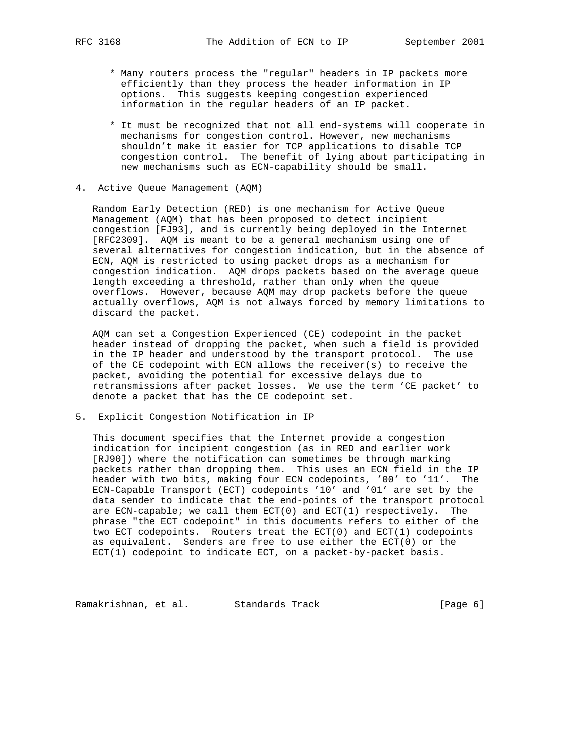* Many routers process the "regular" headers in IP packets more efficiently than they process the header information in IP options. This suggests keeping congestion experienced information in the regular headers of an IP packet.

* It must be recognized that not all end-systems will cooperate in mechanisms for congestion control. However, new mechanisms shouldn't make it easier for TCP applications to disable TCP congestion control. The benefit of lying about participating in new mechanisms such as ECN-capability should be small.

## 4. Active Queue Management (AQM)

Random Early Detection (RED) is one mechanism for Active Queue Management (AQM) that has been proposed to detect incipient congestion [FJ93], and is currently being deployed in the Internet [RFC2309]. AQM is meant to be a general mechanism using one of several alternatives for congestion indication, but in the absence of ECN, AQM is restricted to using packet drops as a mechanism for congestion indication. AQM drops packets based on the average queue length exceeding a threshold, rather than only when the queue overflows. However, because AQM may drop packets before the queue actually overflows, AQM is not always forced by memory limitations to discard the packet.

AQM can set a Congestion Experienced (CE) codepoint in the packet header instead of dropping the packet, when such a field is provided in the IP header and understood by the transport protocol. The use of the CE codepoint with ECN allows the receiver(s) to receive the packet, avoiding the potential for excessive delays due to retransmissions after packet losses. We use the term 'CE packet' to denote a packet that has the CE codepoint set.

## 5. Explicit Congestion Notification in IP

This document specifies that the Internet provide a congestion indication for incipient congestion (as in RED and earlier work [RJ90]) where the notification can sometimes be through marking packets rather than dropping them. This uses an ECN field in the IP header with two bits, making four ECN codepoints, '00' to '11'. The ECN-Capable Transport (ECT) codepoints '10' and '01' are set by the data sender to indicate that the end-points of the transport protocol are ECN-capable; we call them ECT(0) and ECT(1) respectively. The phrase "the ECT codepoint" in this documents refers to either of the two ECT codepoints. Routers treat the ECT(0) and ECT(1) codepoints as equivalent. Senders are free to use either the ECT(0) or the ECT(1) codepoint to indicate ECT, on a packet-by-packet basis.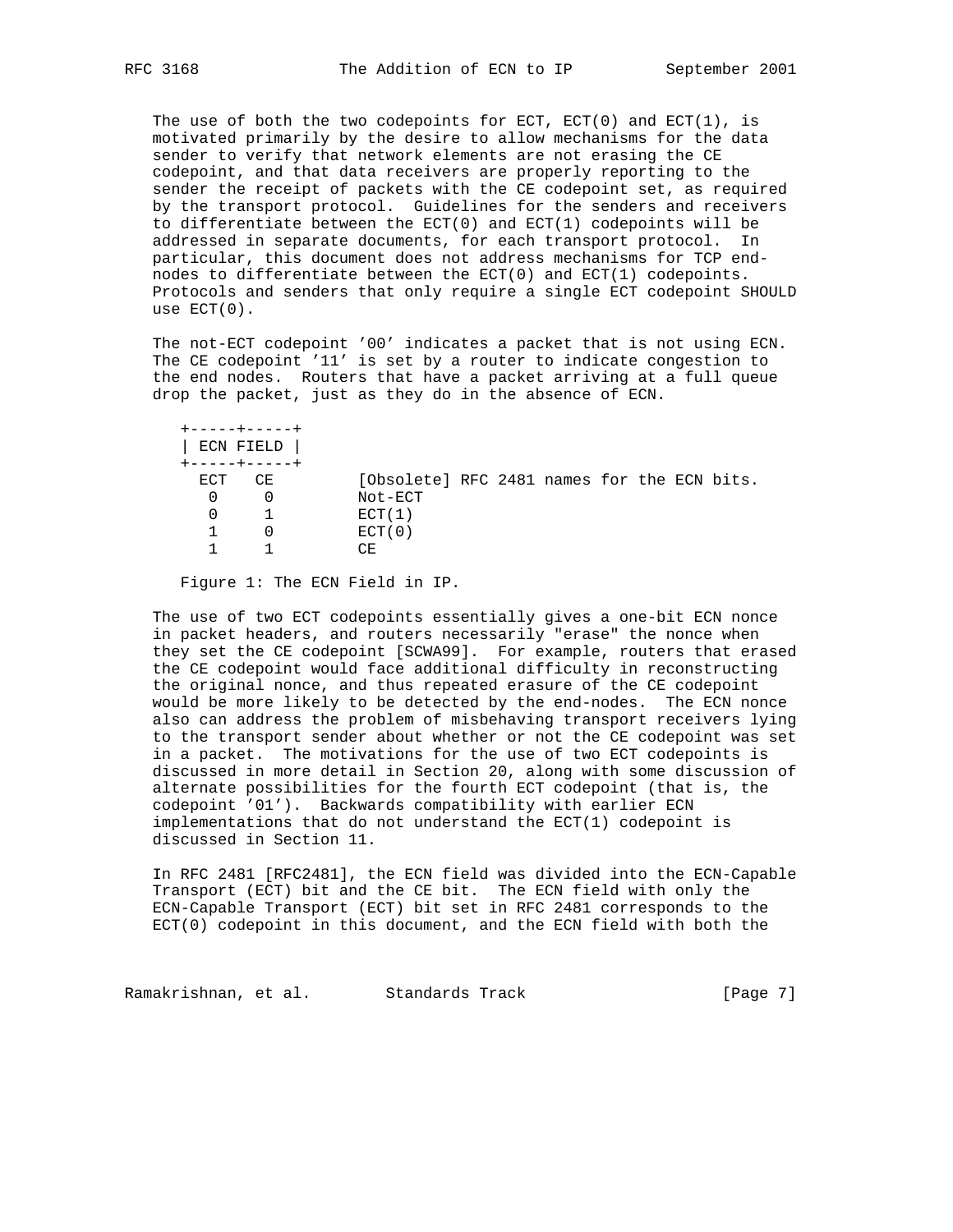The use of both the two codepoints for ECT, ECT(0) and ECT(1), is motivated primarily by the desire to allow mechanisms for the data sender to verify that network elements are not erasing the CE codepoint, and that data receivers are properly reporting to the sender the receipt of packets with the CE codepoint set, as required by the transport protocol. Guidelines for the senders and receivers to differentiate between the ECT(0) and ECT(1) codepoints will be addressed in separate documents, for each transport protocol. In particular, this document does not address mechanisms for TCP end-nodes to differentiate between the ECT(0) and ECT(1) codepoints. Protocols and senders that only require a single ECT codepoint SHOULD use ECT(0).

The not-ECT codepoint '00' indicates a packet that is not using ECN. The CE codepoint '11' is set by a router to indicate congestion to the end nodes. Routers that have a packet arriving at a full queue drop the packet, just as they do in the absence of ECN.

```
   +-----+-----+
   | ECN FIELD |
   +-----+-----+
     ECT   CE         [Obsolete] RFC 2481 names for the ECN bits.
      0     0         Not-ECT
      0     1         ECT(1)
      1     0         ECT(0)
      1     1         CE
```

Figure 1: The ECN Field in IP.

The use of two ECT codepoints essentially gives a one-bit ECN nonce in packet headers, and routers necessarily "erase" the nonce when they set the CE codepoint [SCWA99]. For example, routers that erased the CE codepoint would face additional difficulty in reconstructing the original nonce, and thus repeated erasure of the CE codepoint would be more likely to be detected by the end-nodes. The ECN nonce also can address the problem of misbehaving transport receivers lying to the transport sender about whether or not the CE codepoint was set in a packet. The motivations for the use of two ECT codepoints is discussed in more detail in Section 20, along with some discussion of alternate possibilities for the fourth ECT codepoint (that is, the codepoint '01'). Backwards compatibility with earlier ECN implementations that do not understand the ECT(1) codepoint is discussed in Section 11.

In RFC 2481 [RFC2481], the ECN field was divided into the ECN-Capable Transport (ECT) bit and the CE bit. The ECN field with only the ECN-Capable Transport (ECT) bit set in RFC 2481 corresponds to the ECT(0) codepoint in this document, and the ECN field with both the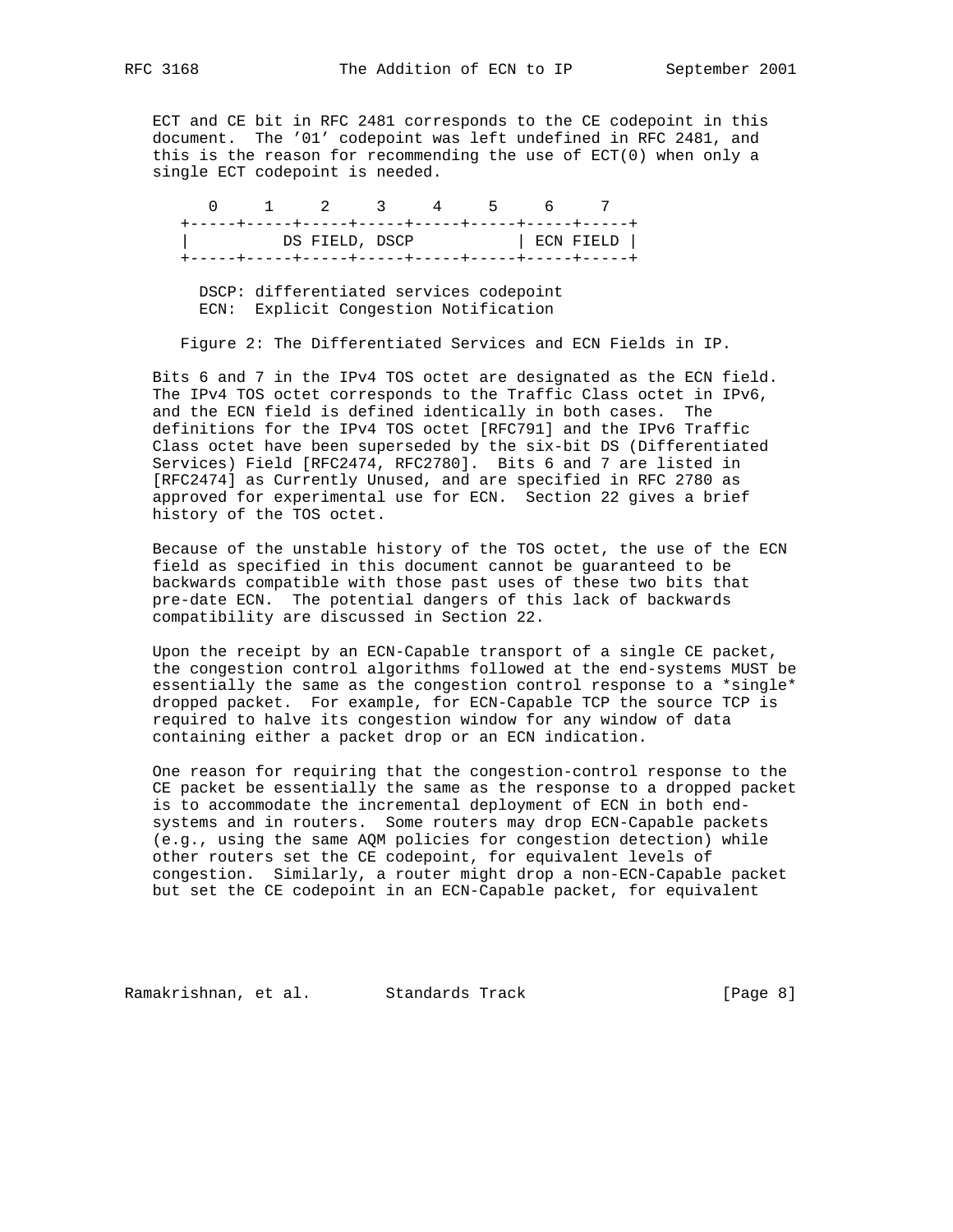ECT and CE bit in RFC 2481 corresponds to the CE codepoint in this document. The '01' codepoint was left undefined in RFC 2481, and this is the reason for recommending the use of ECT(0) when only a single ECT codepoint is needed.

```
     0     1     2     3     4     5     6     7
  +-----+-----+-----+-----+-----+-----+-----+-----+
  |          DS FIELD, DSCP           | ECN FIELD |
  +-----+-----+-----+-----+-----+-----+-----+-----+

    DSCP: differentiated services codepoint
    ECN:  Explicit Congestion Notification
```

Figure 2: The Differentiated Services and ECN Fields in IP.

Bits 6 and 7 in the IPv4 TOS octet are designated as the ECN field. The IPv4 TOS octet corresponds to the Traffic Class octet in IPv6, and the ECN field is defined identically in both cases. The definitions for the IPv4 TOS octet [RFC791] and the IPv6 Traffic Class octet have been superseded by the six-bit DS (Differentiated Services) Field [RFC2474, RFC2780]. Bits 6 and 7 are listed in [RFC2474] as Currently Unused, and are specified in RFC 2780 as approved for experimental use for ECN. Section 22 gives a brief history of the TOS octet.

Because of the unstable history of the TOS octet, the use of the ECN field as specified in this document cannot be guaranteed to be backwards compatible with those past uses of these two bits that pre-date ECN. The potential dangers of this lack of backwards compatibility are discussed in Section 22.

Upon the receipt by an ECN-Capable transport of a single CE packet, the congestion control algorithms followed at the end-systems MUST be essentially the same as the congestion control response to a *single* dropped packet. For example, for ECN-Capable TCP the source TCP is required to halve its congestion window for any window of data containing either a packet drop or an ECN indication.

One reason for requiring that the congestion-control response to the CE packet be essentially the same as the response to a dropped packet is to accommodate the incremental deployment of ECN in both end-systems and in routers. Some routers may drop ECN-Capable packets (e.g., using the same AQM policies for congestion detection) while other routers set the CE codepoint, for equivalent levels of congestion. Similarly, a router might drop a non-ECN-Capable packet but set the CE codepoint in an ECN-Capable packet, for equivalent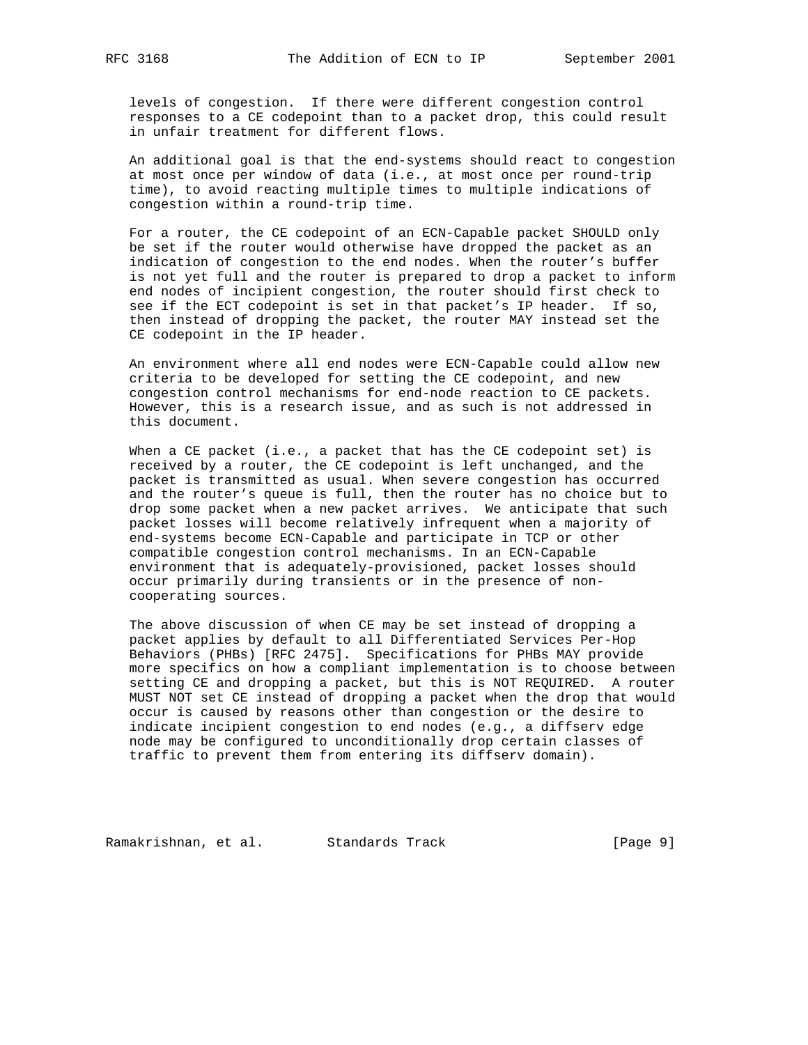levels of congestion. If there were different congestion control responses to a CE codepoint than to a packet drop, this could result in unfair treatment for different flows.

An additional goal is that the end-systems should react to congestion at most once per window of data (i.e., at most once per round-trip time), to avoid reacting multiple times to multiple indications of congestion within a round-trip time.

For a router, the CE codepoint of an ECN-Capable packet SHOULD only be set if the router would otherwise have dropped the packet as an indication of congestion to the end nodes. When the router's buffer is not yet full and the router is prepared to drop a packet to inform end nodes of incipient congestion, the router should first check to see if the ECT codepoint is set in that packet's IP header. If so, then instead of dropping the packet, the router MAY instead set the CE codepoint in the IP header.

An environment where all end nodes were ECN-Capable could allow new criteria to be developed for setting the CE codepoint, and new congestion control mechanisms for end-node reaction to CE packets. However, this is a research issue, and as such is not addressed in this document.

When a CE packet (i.e., a packet that has the CE codepoint set) is received by a router, the CE codepoint is left unchanged, and the packet is transmitted as usual. When severe congestion has occurred and the router's queue is full, then the router has no choice but to drop some packet when a new packet arrives. We anticipate that such packet losses will become relatively infrequent when a majority of end-systems become ECN-Capable and participate in TCP or other compatible congestion control mechanisms. In an ECN-Capable environment that is adequately-provisioned, packet losses should occur primarily during transients or in the presence of non-cooperating sources.

The above discussion of when CE may be set instead of dropping a packet applies by default to all Differentiated Services Per-Hop Behaviors (PHBs) [RFC 2475]. Specifications for PHBs MAY provide more specifics on how a compliant implementation is to choose between setting CE and dropping a packet, but this is NOT REQUIRED. A router MUST NOT set CE instead of dropping a packet when the drop that would occur is caused by reasons other than congestion or the desire to indicate incipient congestion to end nodes (e.g., a diffserv edge node may be configured to unconditionally drop certain classes of traffic to prevent them from entering its diffserv domain).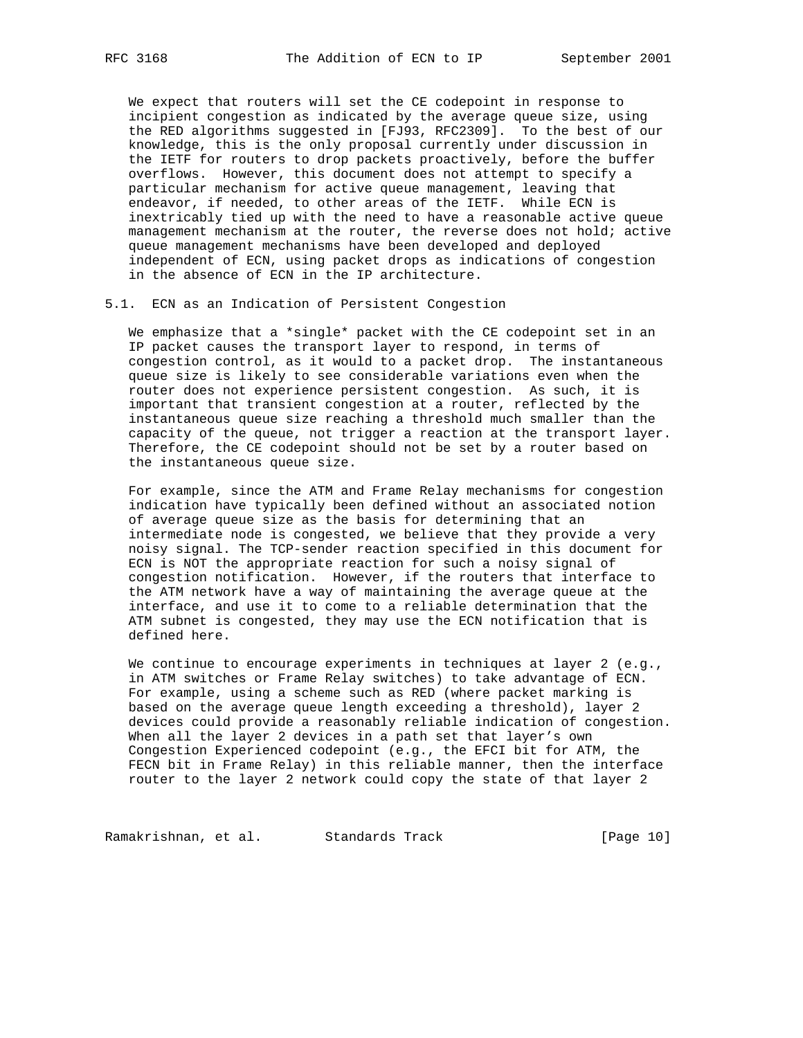We expect that routers will set the CE codepoint in response to incipient congestion as indicated by the average queue size, using the RED algorithms suggested in [FJ93, RFC2309]. To the best of our knowledge, this is the only proposal currently under discussion in the IETF for routers to drop packets proactively, before the buffer overflows. However, this document does not attempt to specify a particular mechanism for active queue management, leaving that endeavor, if needed, to other areas of the IETF. While ECN is inextricably tied up with the need to have a reasonable active queue management mechanism at the router, the reverse does not hold; active queue management mechanisms have been developed and deployed independent of ECN, using packet drops as indications of congestion in the absence of ECN in the IP architecture.

### 5.1. ECN as an Indication of Persistent Congestion

We emphasize that a *single* packet with the CE codepoint set in an IP packet causes the transport layer to respond, in terms of congestion control, as it would to a packet drop. The instantaneous queue size is likely to see considerable variations even when the router does not experience persistent congestion. As such, it is important that transient congestion at a router, reflected by the instantaneous queue size reaching a threshold much smaller than the capacity of the queue, not trigger a reaction at the transport layer. Therefore, the CE codepoint should not be set by a router based on the instantaneous queue size.

For example, since the ATM and Frame Relay mechanisms for congestion indication have typically been defined without an associated notion of average queue size as the basis for determining that an intermediate node is congested, we believe that they provide a very noisy signal. The TCP-sender reaction specified in this document for ECN is NOT the appropriate reaction for such a noisy signal of congestion notification. However, if the routers that interface to the ATM network have a way of maintaining the average queue at the interface, and use it to come to a reliable determination that the ATM subnet is congested, they may use the ECN notification that is defined here.

We continue to encourage experiments in techniques at layer 2 (e.g., in ATM switches or Frame Relay switches) to take advantage of ECN. For example, using a scheme such as RED (where packet marking is based on the average queue length exceeding a threshold), layer 2 devices could provide a reasonably reliable indication of congestion. When all the layer 2 devices in a path set that layer's own Congestion Experienced codepoint (e.g., the EFCI bit for ATM, the FECN bit in Frame Relay) in this reliable manner, then the interface router to the layer 2 network could copy the state of that layer 2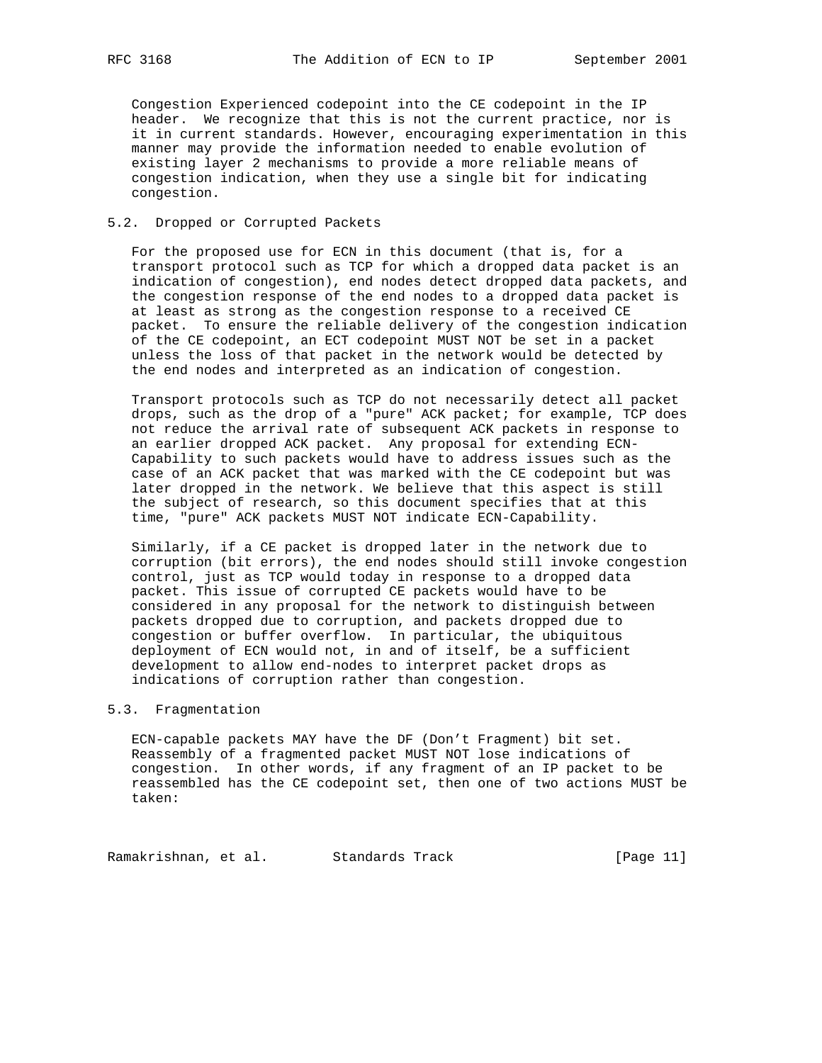Congestion Experienced codepoint into the CE codepoint in the IP header. We recognize that this is not the current practice, nor is it in current standards. However, encouraging experimentation in this manner may provide the information needed to enable evolution of existing layer 2 mechanisms to provide a more reliable means of congestion indication, when they use a single bit for indicating congestion.

## 5.2. Dropped or Corrupted Packets

For the proposed use for ECN in this document (that is, for a transport protocol such as TCP for which a dropped data packet is an indication of congestion), end nodes detect dropped data packets, and the congestion response of the end nodes to a dropped data packet is at least as strong as the congestion response to a received CE packet. To ensure the reliable delivery of the congestion indication of the CE codepoint, an ECT codepoint MUST NOT be set in a packet unless the loss of that packet in the network would be detected by the end nodes and interpreted as an indication of congestion.

Transport protocols such as TCP do not necessarily detect all packet drops, such as the drop of a "pure" ACK packet; for example, TCP does not reduce the arrival rate of subsequent ACK packets in response to an earlier dropped ACK packet. Any proposal for extending ECN-Capability to such packets would have to address issues such as the case of an ACK packet that was marked with the CE codepoint but was later dropped in the network. We believe that this aspect is still the subject of research, so this document specifies that at this time, "pure" ACK packets MUST NOT indicate ECN-Capability.

Similarly, if a CE packet is dropped later in the network due to corruption (bit errors), the end nodes should still invoke congestion control, just as TCP would today in response to a dropped data packet. This issue of corrupted CE packets would have to be considered in any proposal for the network to distinguish between packets dropped due to corruption, and packets dropped due to congestion or buffer overflow. In particular, the ubiquitous deployment of ECN would not, in and of itself, be a sufficient development to allow end-nodes to interpret packet drops as indications of corruption rather than congestion.

## 5.3. Fragmentation

ECN-capable packets MAY have the DF (Don't Fragment) bit set. Reassembly of a fragmented packet MUST NOT lose indications of congestion. In other words, if any fragment of an IP packet to be reassembled has the CE codepoint set, then one of two actions MUST be taken: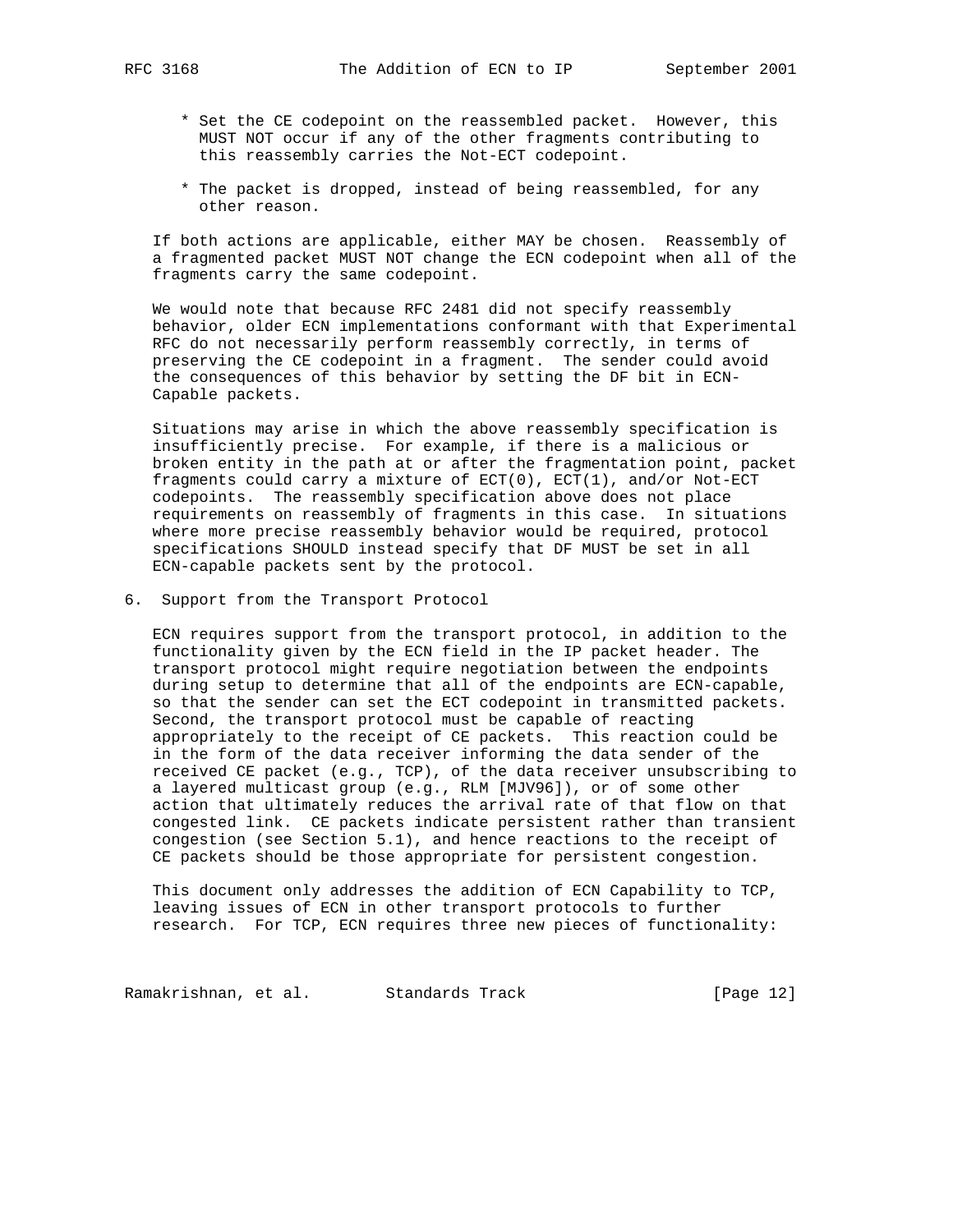* Set the CE codepoint on the reassembled packet. However, this MUST NOT occur if any of the other fragments contributing to this reassembly carries the Not-ECT codepoint.

* The packet is dropped, instead of being reassembled, for any other reason.

If both actions are applicable, either MAY be chosen. Reassembly of a fragmented packet MUST NOT change the ECN codepoint when all of the fragments carry the same codepoint.

We would note that because RFC 2481 did not specify reassembly behavior, older ECN implementations conformant with that Experimental RFC do not necessarily perform reassembly correctly, in terms of preserving the CE codepoint in a fragment. The sender could avoid the consequences of this behavior by setting the DF bit in ECN-Capable packets.

Situations may arise in which the above reassembly specification is insufficiently precise. For example, if there is a malicious or broken entity in the path at or after the fragmentation point, packet fragments could carry a mixture of ECT(0), ECT(1), and/or Not-ECT codepoints. The reassembly specification above does not place requirements on reassembly of fragments in this case. In situations where more precise reassembly behavior would be required, protocol specifications SHOULD instead specify that DF MUST be set in all ECN-capable packets sent by the protocol.

## 6. Support from the Transport Protocol

ECN requires support from the transport protocol, in addition to the functionality given by the ECN field in the IP packet header. The transport protocol might require negotiation between the endpoints during setup to determine that all of the endpoints are ECN-capable, so that the sender can set the ECT codepoint in transmitted packets. Second, the transport protocol must be capable of reacting appropriately to the receipt of CE packets. This reaction could be in the form of the data receiver informing the data sender of the received CE packet (e.g., TCP), of the data receiver unsubscribing to a layered multicast group (e.g., RLM [MJV96]), or of some other action that ultimately reduces the arrival rate of that flow on that congested link. CE packets indicate persistent rather than transient congestion (see Section 5.1), and hence reactions to the receipt of CE packets should be those appropriate for persistent congestion.

This document only addresses the addition of ECN Capability to TCP, leaving issues of ECN in other transport protocols to further research. For TCP, ECN requires three new pieces of functionality: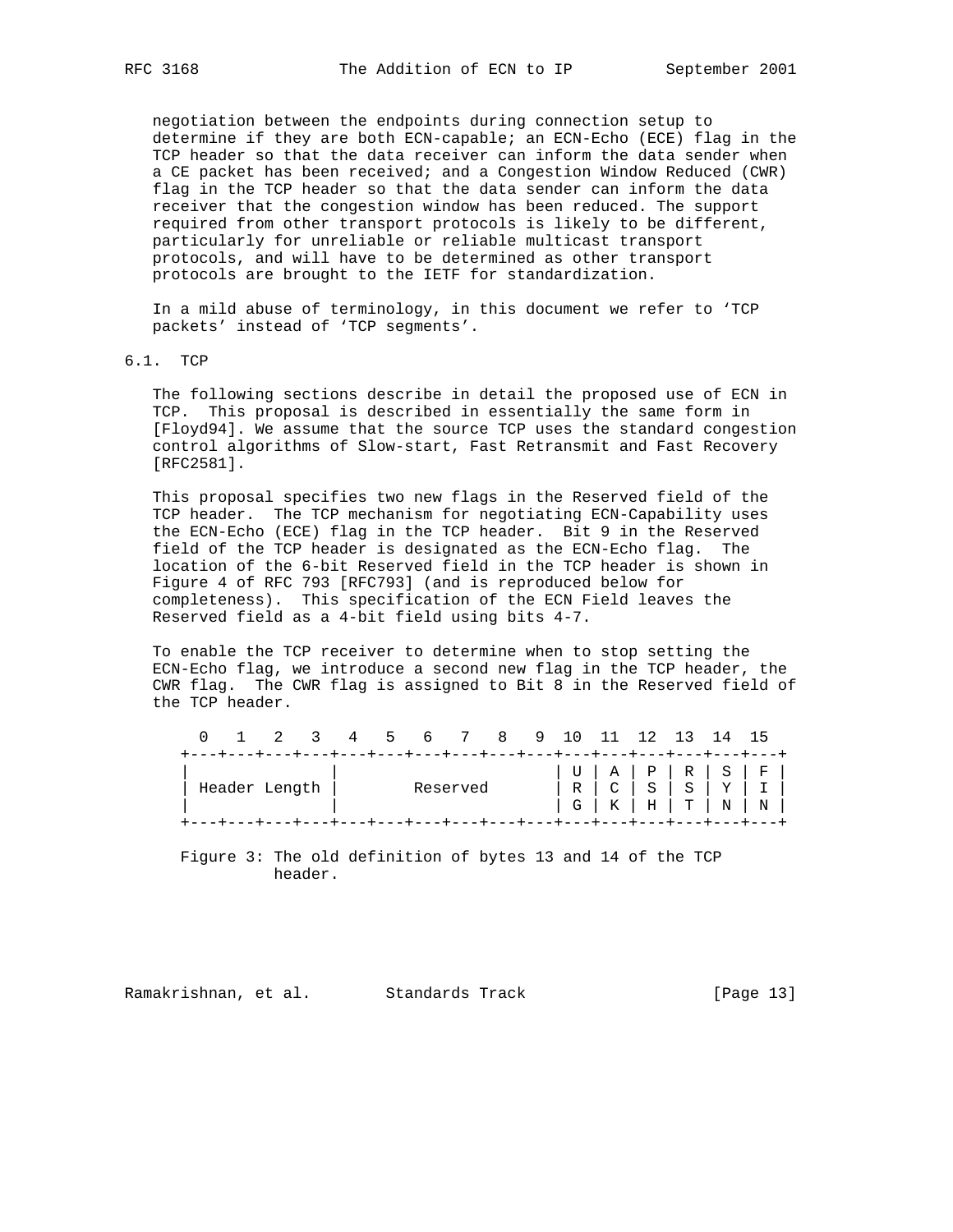negotiation between the endpoints during connection setup to determine if they are both ECN-capable; an ECN-Echo (ECE) flag in the TCP header so that the data receiver can inform the data sender when a CE packet has been received; and a Congestion Window Reduced (CWR) flag in the TCP header so that the data sender can inform the data receiver that the congestion window has been reduced. The support required from other transport protocols is likely to be different, particularly for unreliable or reliable multicast transport protocols, and will have to be determined as other transport protocols are brought to the IETF for standardization.

In a mild abuse of terminology, in this document we refer to 'TCP packets' instead of 'TCP segments'.

## 6.1. TCP

The following sections describe in detail the proposed use of ECN in TCP. This proposal is described in essentially the same form in [Floyd94]. We assume that the source TCP uses the standard congestion control algorithms of Slow-start, Fast Retransmit and Fast Recovery [RFC2581].

This proposal specifies two new flags in the Reserved field of the TCP header. The TCP mechanism for negotiating ECN-Capability uses the ECN-Echo (ECE) flag in the TCP header. Bit 9 in the Reserved field of the TCP header is designated as the ECN-Echo flag. The location of the 6-bit Reserved field in the TCP header is shown in Figure 4 of RFC 793 [RFC793] (and is reproduced below for completeness). This specification of the ECN Field leaves the Reserved field as a 4-bit field using bits 4-7.

To enable the TCP receiver to determine when to stop setting the ECN-Echo flag, we introduce a second new flag in the TCP header, the CWR flag. The CWR flag is assigned to Bit 8 in the Reserved field of the TCP header.

```
  0   1   2   3   4   5   6   7   8   9  10  11  12  13  14  15
+---+---+---+---+---+---+---+---+---+---+---+---+---+---+---+---+
|               |                       | U | A | P | R | S | F |
| Header Length |        Reserved       | R | C | S | S | Y | I |
|               |                       | G | K | H | T | N | N |
+---+---+---+---+---+---+---+---+---+---+---+---+---+---+---+---+
```

Figure 3: The old definition of bytes 13 and 14 of the TCP header.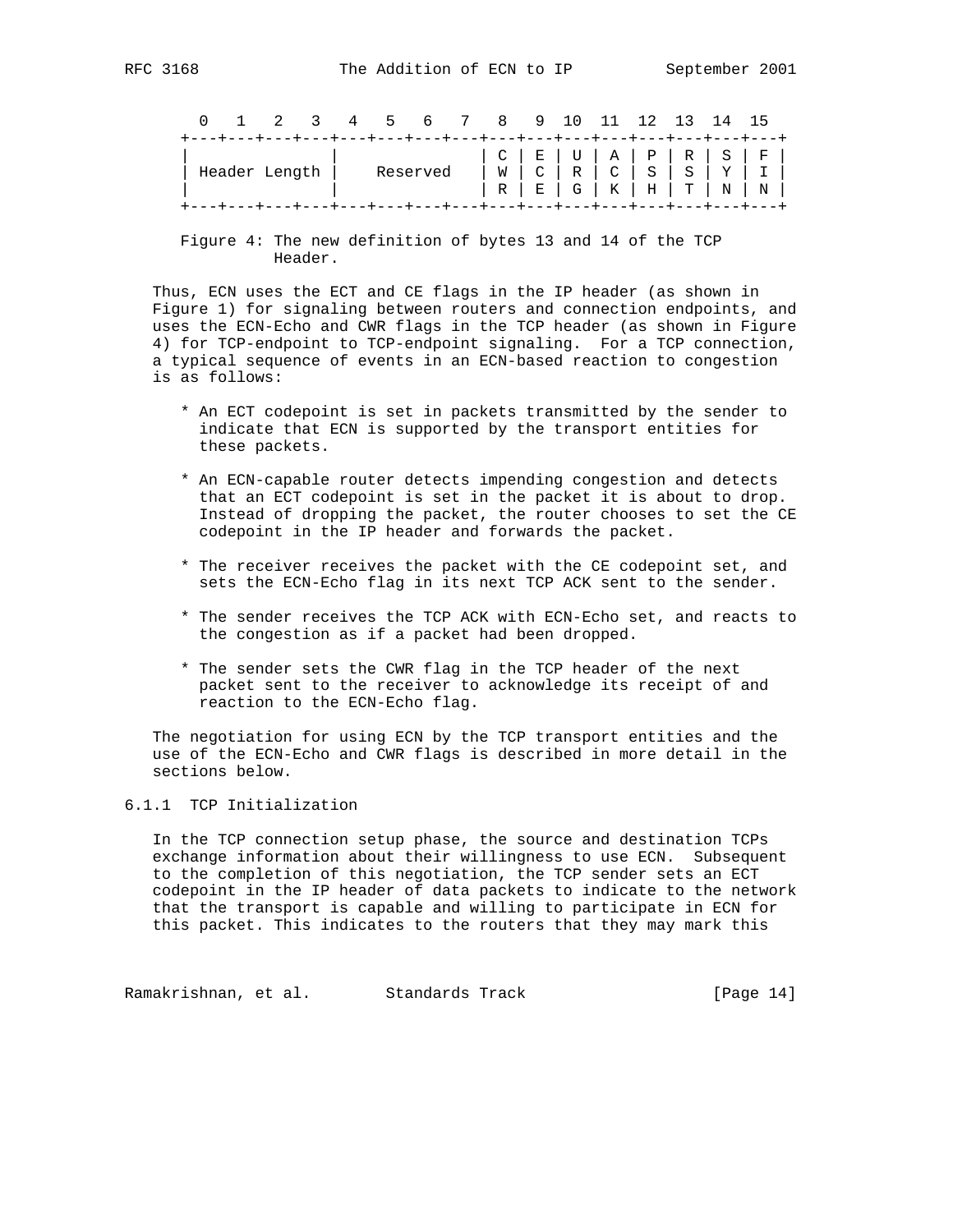```
  0   1   2   3   4   5   6   7   8   9  10  11  12  13  14  15
+---+---+---+---+---+---+---+---+---+---+---+---+---+---+---+---+
|               |               | C | E | U | A | P | R | S | F |
| Header Length |    Reserved   | W | C | R | C | S | S | Y | I |
|               |               | R | E | G | K | H | T | N | N |
+---+---+---+---+---+---+---+---+---+---+---+---+---+---+---+---+
```

Figure 4: The new definition of bytes 13 and 14 of the TCP Header.

Thus, ECN uses the ECT and CE flags in the IP header (as shown in Figure 1) for signaling between routers and connection endpoints, and uses the ECN-Echo and CWR flags in the TCP header (as shown in Figure 4) for TCP-endpoint to TCP-endpoint signaling. For a TCP connection, a typical sequence of events in an ECN-based reaction to congestion is as follows:

* An ECT codepoint is set in packets transmitted by the sender to indicate that ECN is supported by the transport entities for these packets.

* An ECN-capable router detects impending congestion and detects that an ECT codepoint is set in the packet it is about to drop. Instead of dropping the packet, the router chooses to set the CE codepoint in the IP header and forwards the packet.

* The receiver receives the packet with the CE codepoint set, and sets the ECN-Echo flag in its next TCP ACK sent to the sender.

* The sender receives the TCP ACK with ECN-Echo set, and reacts to the congestion as if a packet had been dropped.

* The sender sets the CWR flag in the TCP header of the next packet sent to the receiver to acknowledge its receipt of and reaction to the ECN-Echo flag.

The negotiation for using ECN by the TCP transport entities and the use of the ECN-Echo and CWR flags is described in more detail in the sections below.

### 6.1.1 TCP Initialization

In the TCP connection setup phase, the source and destination TCPs exchange information about their willingness to use ECN. Subsequent to the completion of this negotiation, the TCP sender sets an ECT codepoint in the IP header of data packets to indicate to the network that the transport is capable and willing to participate in ECN for this packet. This indicates to the routers that they may mark this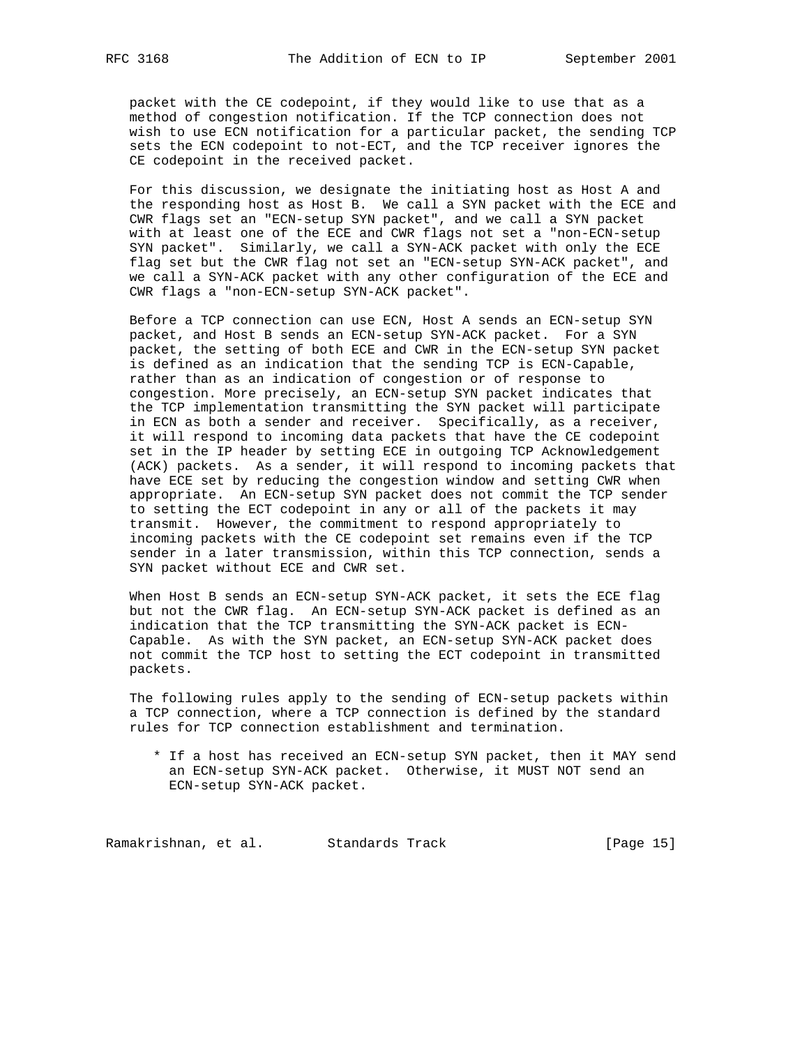packet with the CE codepoint, if they would like to use that as a method of congestion notification. If the TCP connection does not wish to use ECN notification for a particular packet, the sending TCP sets the ECN codepoint to not-ECT, and the TCP receiver ignores the CE codepoint in the received packet.

For this discussion, we designate the initiating host as Host A and the responding host as Host B. We call a SYN packet with the ECE and CWR flags set an "ECN-setup SYN packet", and we call a SYN packet with at least one of the ECE and CWR flags not set a "non-ECN-setup SYN packet". Similarly, we call a SYN-ACK packet with only the ECE flag set but the CWR flag not set an "ECN-setup SYN-ACK packet", and we call a SYN-ACK packet with any other configuration of the ECE and CWR flags a "non-ECN-setup SYN-ACK packet".

Before a TCP connection can use ECN, Host A sends an ECN-setup SYN packet, and Host B sends an ECN-setup SYN-ACK packet. For a SYN packet, the setting of both ECE and CWR in the ECN-setup SYN packet is defined as an indication that the sending TCP is ECN-Capable, rather than as an indication of congestion or of response to congestion. More precisely, an ECN-setup SYN packet indicates that the TCP implementation transmitting the SYN packet will participate in ECN as both a sender and receiver. Specifically, as a receiver, it will respond to incoming data packets that have the CE codepoint set in the IP header by setting ECE in outgoing TCP Acknowledgement (ACK) packets. As a sender, it will respond to incoming packets that have ECE set by reducing the congestion window and setting CWR when appropriate. An ECN-setup SYN packet does not commit the TCP sender to setting the ECT codepoint in any or all of the packets it may transmit. However, the commitment to respond appropriately to incoming packets with the CE codepoint set remains even if the TCP sender in a later transmission, within this TCP connection, sends a SYN packet without ECE and CWR set.

When Host B sends an ECN-setup SYN-ACK packet, it sets the ECE flag but not the CWR flag. An ECN-setup SYN-ACK packet is defined as an indication that the TCP transmitting the SYN-ACK packet is ECN-Capable. As with the SYN packet, an ECN-setup SYN-ACK packet does not commit the TCP host to setting the ECT codepoint in transmitted packets.

The following rules apply to the sending of ECN-setup packets within a TCP connection, where a TCP connection is defined by the standard rules for TCP connection establishment and termination.

* If a host has received an ECN-setup SYN packet, then it MAY send an ECN-setup SYN-ACK packet. Otherwise, it MUST NOT send an ECN-setup SYN-ACK packet.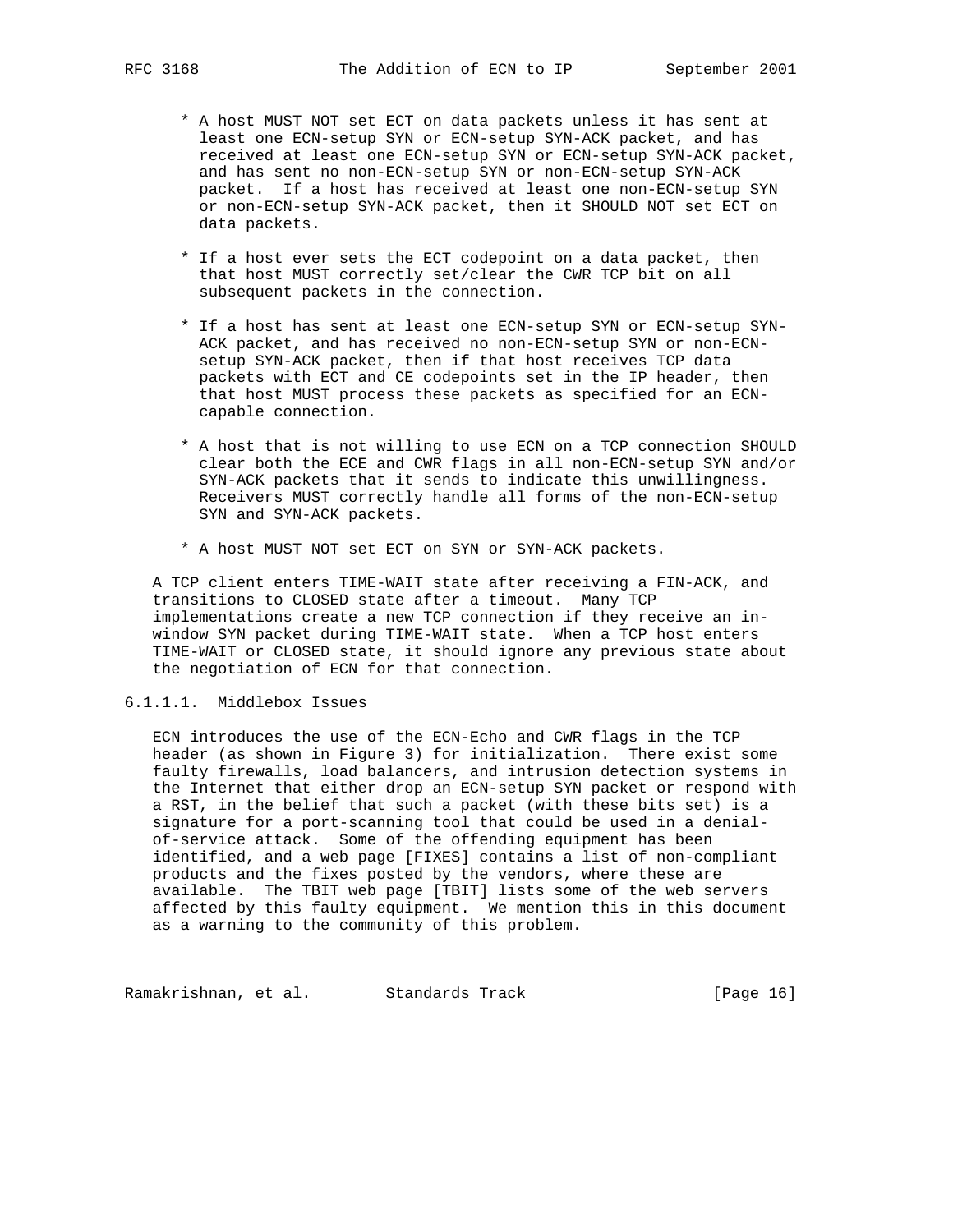* A host MUST NOT set ECT on data packets unless it has sent at least one ECN-setup SYN or ECN-setup SYN-ACK packet, and has received at least one ECN-setup SYN or ECN-setup SYN-ACK packet, and has sent no non-ECN-setup SYN or non-ECN-setup SYN-ACK packet. If a host has received at least one non-ECN-setup SYN or non-ECN-setup SYN-ACK packet, then it SHOULD NOT set ECT on data packets.

* If a host ever sets the ECT codepoint on a data packet, then that host MUST correctly set/clear the CWR TCP bit on all subsequent packets in the connection.

* If a host has sent at least one ECN-setup SYN or ECN-setup SYN-ACK packet, and has received no non-ECN-setup SYN or non-ECN-setup SYN-ACK packet, then if that host receives TCP data packets with ECT and CE codepoints set in the IP header, then that host MUST process these packets as specified for an ECN-capable connection.

* A host that is not willing to use ECN on a TCP connection SHOULD clear both the ECE and CWR flags in all non-ECN-setup SYN and/or SYN-ACK packets that it sends to indicate this unwillingness. Receivers MUST correctly handle all forms of the non-ECN-setup SYN and SYN-ACK packets.

* A host MUST NOT set ECT on SYN or SYN-ACK packets.

A TCP client enters TIME-WAIT state after receiving a FIN-ACK, and transitions to CLOSED state after a timeout. Many TCP implementations create a new TCP connection if they receive an in-window SYN packet during TIME-WAIT state. When a TCP host enters TIME-WAIT or CLOSED state, it should ignore any previous state about the negotiation of ECN for that connection.

#### 6.1.1.1. Middlebox Issues

ECN introduces the use of the ECN-Echo and CWR flags in the TCP header (as shown in Figure 3) for initialization. There exist some faulty firewalls, load balancers, and intrusion detection systems in the Internet that either drop an ECN-setup SYN packet or respond with a RST, in the belief that such a packet (with these bits set) is a signature for a port-scanning tool that could be used in a denial-of-service attack. Some of the offending equipment has been identified, and a web page [FIXES] contains a list of non-compliant products and the fixes posted by the vendors, where these are available. The TBIT web page [TBIT] lists some of the web servers affected by this faulty equipment. We mention this in this document as a warning to the community of this problem.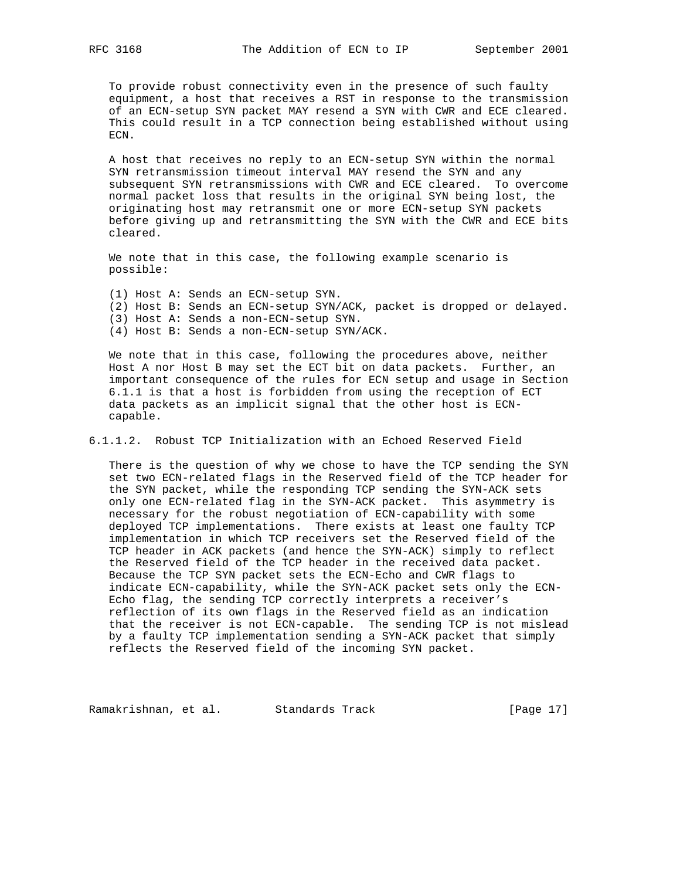To provide robust connectivity even in the presence of such faulty equipment, a host that receives a RST in response to the transmission of an ECN-setup SYN packet MAY resend a SYN with CWR and ECE cleared. This could result in a TCP connection being established without using ECN.

A host that receives no reply to an ECN-setup SYN within the normal SYN retransmission timeout interval MAY resend the SYN and any subsequent SYN retransmissions with CWR and ECE cleared. To overcome normal packet loss that results in the original SYN being lost, the originating host may retransmit one or more ECN-setup SYN packets before giving up and retransmitting the SYN with the CWR and ECE bits cleared.

We note that in this case, the following example scenario is possible:

(1) Host A: Sends an ECN-setup SYN.
(2) Host B: Sends an ECN-setup SYN/ACK, packet is dropped or delayed.
(3) Host A: Sends a non-ECN-setup SYN.
(4) Host B: Sends a non-ECN-setup SYN/ACK.

We note that in this case, following the procedures above, neither Host A nor Host B may set the ECT bit on data packets. Further, an important consequence of the rules for ECN setup and usage in Section 6.1.1 is that a host is forbidden from using the reception of ECT data packets as an implicit signal that the other host is ECN-capable.

#### 6.1.1.2. Robust TCP Initialization with an Echoed Reserved Field

There is the question of why we chose to have the TCP sending the SYN set two ECN-related flags in the Reserved field of the TCP header for the SYN packet, while the responding TCP sending the SYN-ACK sets only one ECN-related flag in the SYN-ACK packet. This asymmetry is necessary for the robust negotiation of ECN-capability with some deployed TCP implementations. There exists at least one faulty TCP implementation in which TCP receivers set the Reserved field of the TCP header in ACK packets (and hence the SYN-ACK) simply to reflect the Reserved field of the TCP header in the received data packet. Because the TCP SYN packet sets the ECN-Echo and CWR flags to indicate ECN-capability, while the SYN-ACK packet sets only the ECN-Echo flag, the sending TCP correctly interprets a receiver's reflection of its own flags in the Reserved field as an indication that the receiver is not ECN-capable. The sending TCP is not mislead by a faulty TCP implementation sending a SYN-ACK packet that simply reflects the Reserved field of the incoming SYN packet.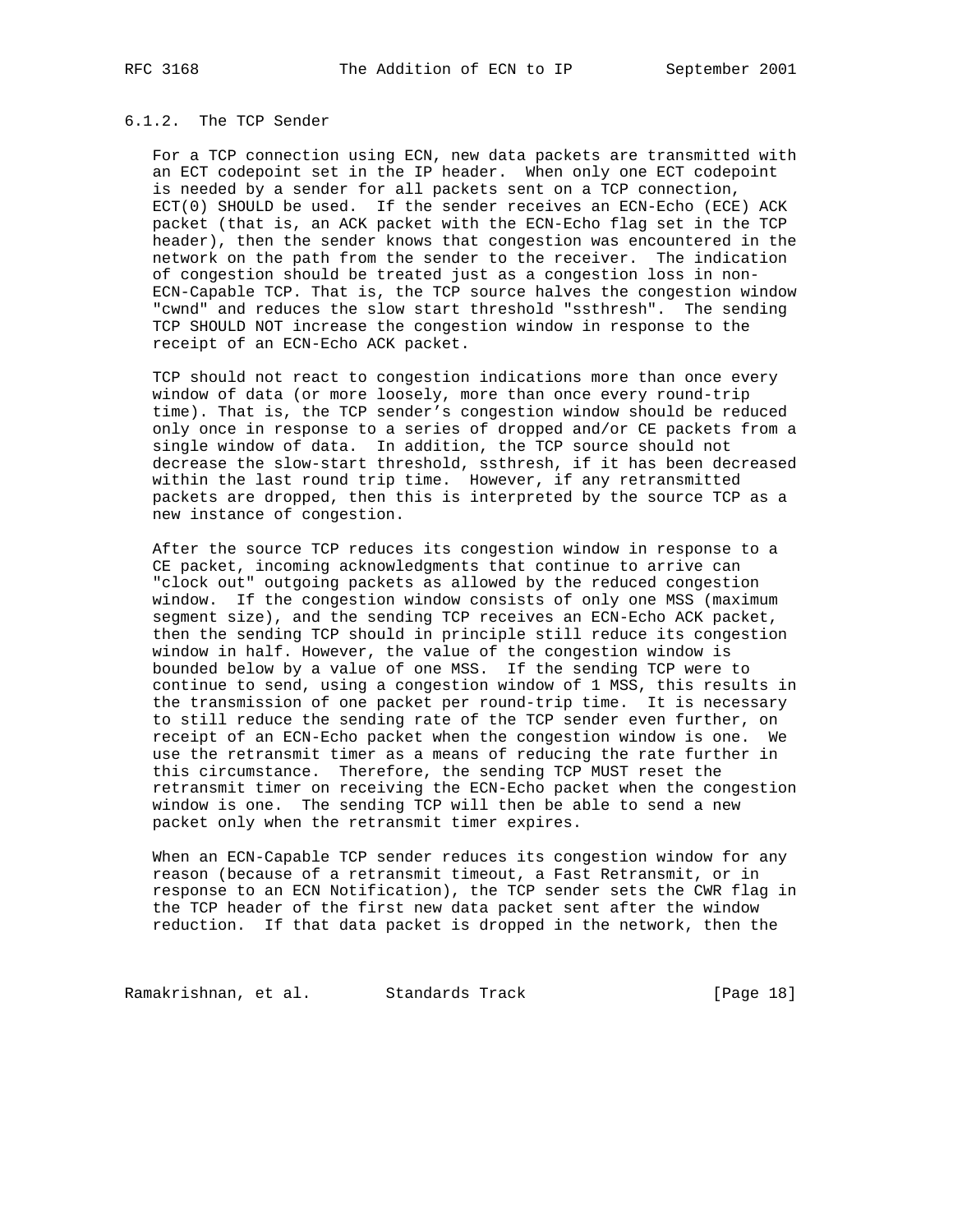### 6.1.2. The TCP Sender

For a TCP connection using ECN, new data packets are transmitted with an ECT codepoint set in the IP header. When only one ECT codepoint is needed by a sender for all packets sent on a TCP connection, ECT(0) SHOULD be used. If the sender receives an ECN-Echo (ECE) ACK packet (that is, an ACK packet with the ECN-Echo flag set in the TCP header), then the sender knows that congestion was encountered in the network on the path from the sender to the receiver. The indication of congestion should be treated just as a congestion loss in non-ECN-Capable TCP. That is, the TCP source halves the congestion window "cwnd" and reduces the slow start threshold "ssthresh". The sending TCP SHOULD NOT increase the congestion window in response to the receipt of an ECN-Echo ACK packet.

TCP should not react to congestion indications more than once every window of data (or more loosely, more than once every round-trip time). That is, the TCP sender's congestion window should be reduced only once in response to a series of dropped and/or CE packets from a single window of data. In addition, the TCP source should not decrease the slow-start threshold, ssthresh, if it has been decreased within the last round trip time. However, if any retransmitted packets are dropped, then this is interpreted by the source TCP as a new instance of congestion.

After the source TCP reduces its congestion window in response to a CE packet, incoming acknowledgments that continue to arrive can "clock out" outgoing packets as allowed by the reduced congestion window. If the congestion window consists of only one MSS (maximum segment size), and the sending TCP receives an ECN-Echo ACK packet, then the sending TCP should in principle still reduce its congestion window in half. However, the value of the congestion window is bounded below by a value of one MSS. If the sending TCP were to continue to send, using a congestion window of 1 MSS, this results in the transmission of one packet per round-trip time. It is necessary to still reduce the sending rate of the TCP sender even further, on receipt of an ECN-Echo packet when the congestion window is one. We use the retransmit timer as a means of reducing the rate further in this circumstance. Therefore, the sending TCP MUST reset the retransmit timer on receiving the ECN-Echo packet when the congestion window is one. The sending TCP will then be able to send a new packet only when the retransmit timer expires.

When an ECN-Capable TCP sender reduces its congestion window for any reason (because of a retransmit timeout, a Fast Retransmit, or in response to an ECN Notification), the TCP sender sets the CWR flag in the TCP header of the first new data packet sent after the window reduction. If that data packet is dropped in the network, then the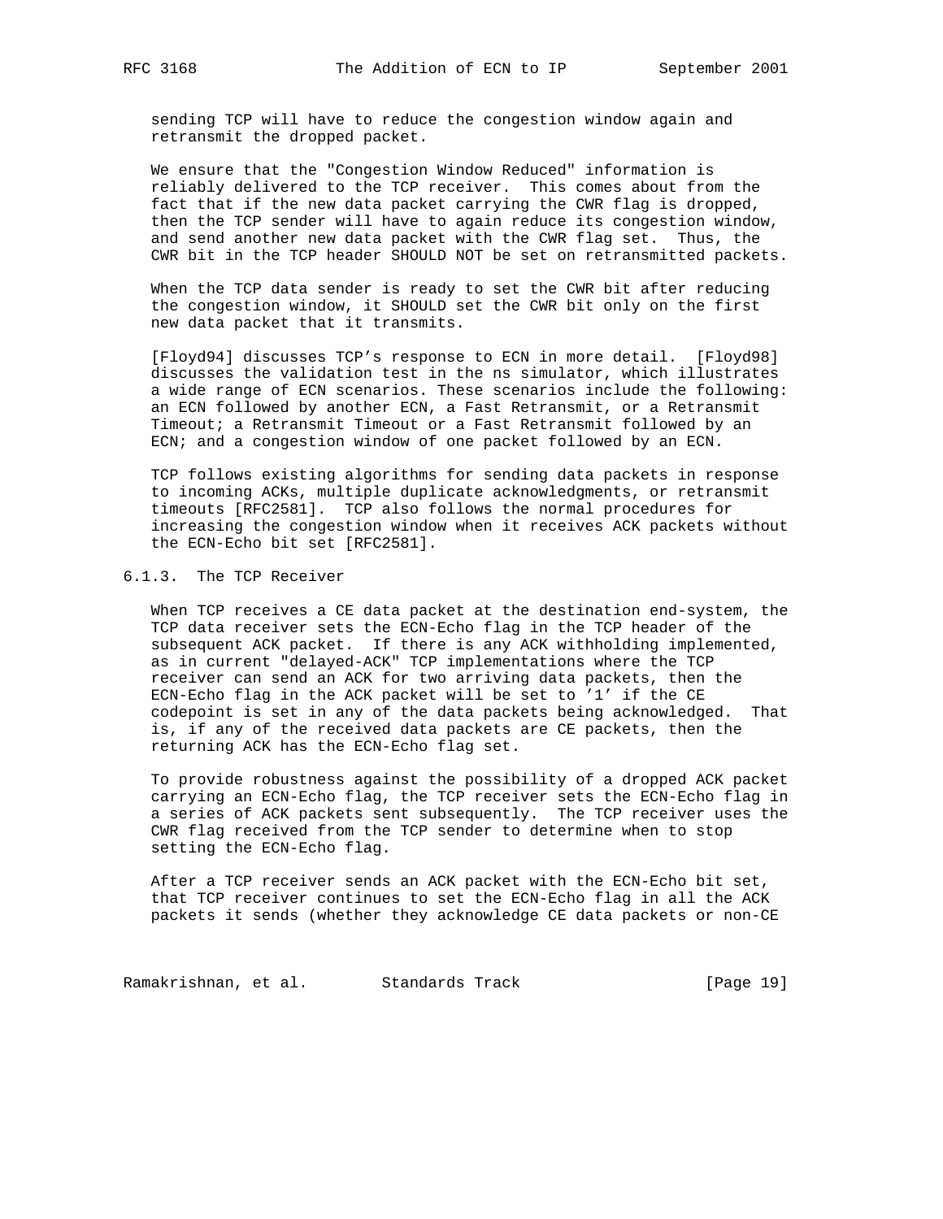sending TCP will have to reduce the congestion window again and retransmit the dropped packet.

We ensure that the "Congestion Window Reduced" information is reliably delivered to the TCP receiver. This comes about from the fact that if the new data packet carrying the CWR flag is dropped, then the TCP sender will have to again reduce its congestion window, and send another new data packet with the CWR flag set. Thus, the CWR bit in the TCP header SHOULD NOT be set on retransmitted packets.

When the TCP data sender is ready to set the CWR bit after reducing the congestion window, it SHOULD set the CWR bit only on the first new data packet that it transmits.

[Floyd94] discusses TCP's response to ECN in more detail. [Floyd98] discusses the validation test in the ns simulator, which illustrates a wide range of ECN scenarios. These scenarios include the following: an ECN followed by another ECN, a Fast Retransmit, or a Retransmit Timeout; a Retransmit Timeout or a Fast Retransmit followed by an ECN; and a congestion window of one packet followed by an ECN.

TCP follows existing algorithms for sending data packets in response to incoming ACKs, multiple duplicate acknowledgments, or retransmit timeouts [RFC2581]. TCP also follows the normal procedures for increasing the congestion window when it receives ACK packets without the ECN-Echo bit set [RFC2581].

### 6.1.3. The TCP Receiver

When TCP receives a CE data packet at the destination end-system, the TCP data receiver sets the ECN-Echo flag in the TCP header of the subsequent ACK packet. If there is any ACK withholding implemented, as in current "delayed-ACK" TCP implementations where the TCP receiver can send an ACK for two arriving data packets, then the ECN-Echo flag in the ACK packet will be set to '1' if the CE codepoint is set in any of the data packets being acknowledged. That is, if any of the received data packets are CE packets, then the returning ACK has the ECN-Echo flag set.

To provide robustness against the possibility of a dropped ACK packet carrying an ECN-Echo flag, the TCP receiver sets the ECN-Echo flag in a series of ACK packets sent subsequently. The TCP receiver uses the CWR flag received from the TCP sender to determine when to stop setting the ECN-Echo flag.

After a TCP receiver sends an ACK packet with the ECN-Echo bit set, that TCP receiver continues to set the ECN-Echo flag in all the ACK packets it sends (whether they acknowledge CE data packets or non-CE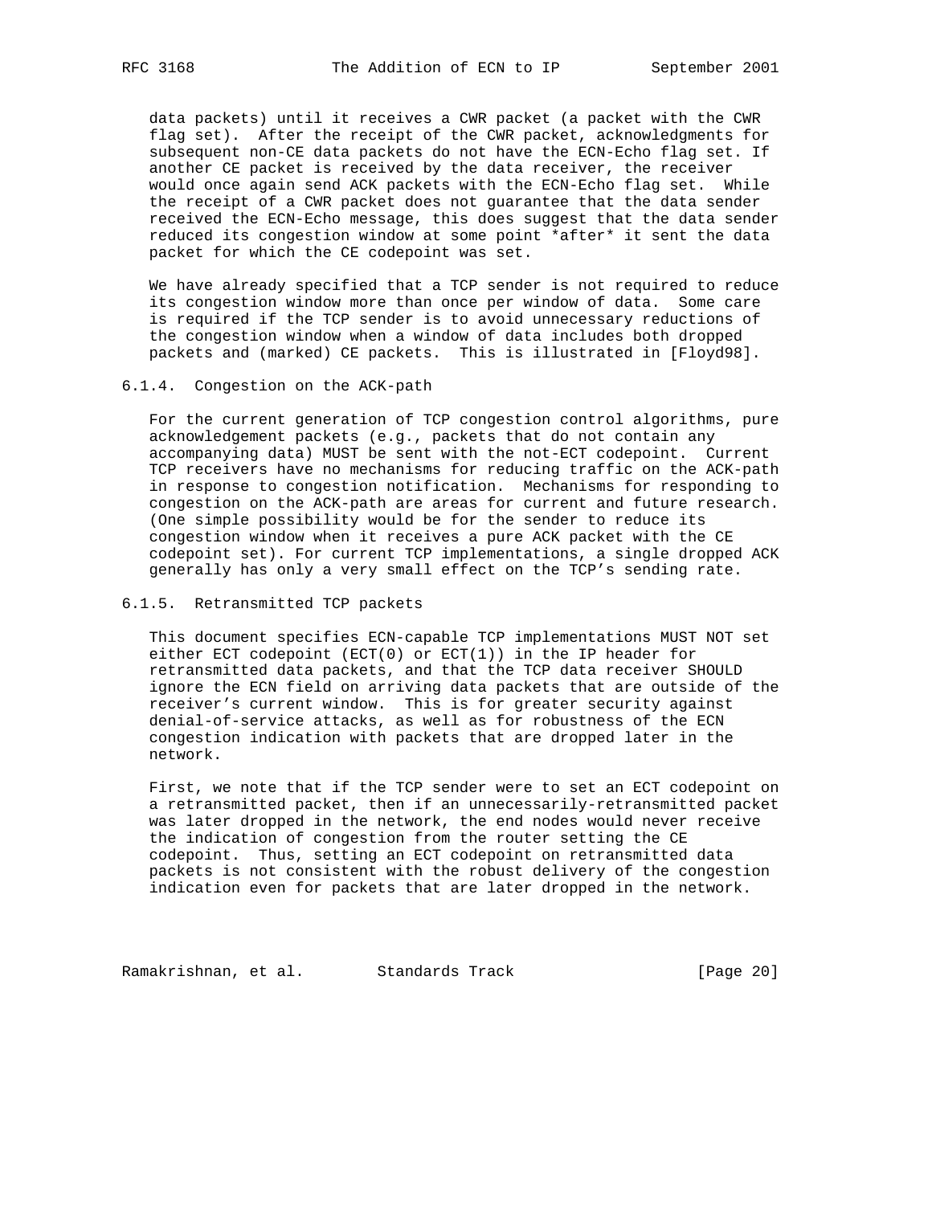data packets) until it receives a CWR packet (a packet with the CWR flag set). After the receipt of the CWR packet, acknowledgments for subsequent non-CE data packets do not have the ECN-Echo flag set. If another CE packet is received by the data receiver, the receiver would once again send ACK packets with the ECN-Echo flag set. While the receipt of a CWR packet does not guarantee that the data sender received the ECN-Echo message, this does suggest that the data sender reduced its congestion window at some point *after* it sent the data packet for which the CE codepoint was set.

We have already specified that a TCP sender is not required to reduce its congestion window more than once per window of data. Some care is required if the TCP sender is to avoid unnecessary reductions of the congestion window when a window of data includes both dropped packets and (marked) CE packets. This is illustrated in [Floyd98].

### 6.1.4. Congestion on the ACK-path

For the current generation of TCP congestion control algorithms, pure acknowledgement packets (e.g., packets that do not contain any accompanying data) MUST be sent with the not-ECT codepoint. Current TCP receivers have no mechanisms for reducing traffic on the ACK-path in response to congestion notification. Mechanisms for responding to congestion on the ACK-path are areas for current and future research. (One simple possibility would be for the sender to reduce its congestion window when it receives a pure ACK packet with the CE codepoint set). For current TCP implementations, a single dropped ACK generally has only a very small effect on the TCP's sending rate.

### 6.1.5. Retransmitted TCP packets

This document specifies ECN-capable TCP implementations MUST NOT set either ECT codepoint (ECT(0) or ECT(1)) in the IP header for retransmitted data packets, and that the TCP data receiver SHOULD ignore the ECN field on arriving data packets that are outside of the receiver's current window. This is for greater security against denial-of-service attacks, as well as for robustness of the ECN congestion indication with packets that are dropped later in the network.

First, we note that if the TCP sender were to set an ECT codepoint on a retransmitted packet, then if an unnecessarily-retransmitted packet was later dropped in the network, the end nodes would never receive the indication of congestion from the router setting the CE codepoint. Thus, setting an ECT codepoint on retransmitted data packets is not consistent with the robust delivery of the congestion indication even for packets that are later dropped in the network.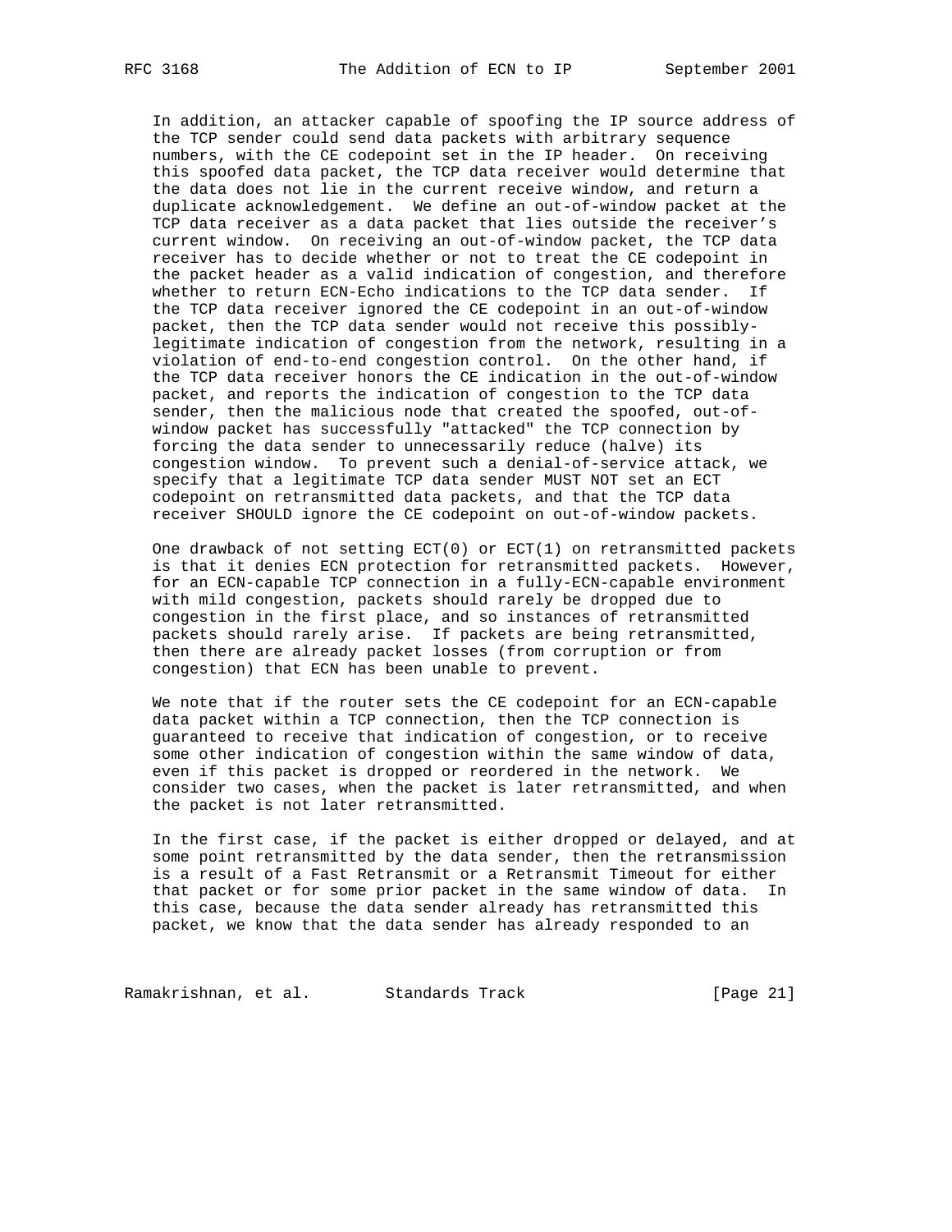In addition, an attacker capable of spoofing the IP source address of the TCP sender could send data packets with arbitrary sequence numbers, with the CE codepoint set in the IP header. On receiving this spoofed data packet, the TCP data receiver would determine that the data does not lie in the current receive window, and return a duplicate acknowledgement. We define an out-of-window packet at the TCP data receiver as a data packet that lies outside the receiver's current window. On receiving an out-of-window packet, the TCP data receiver has to decide whether or not to treat the CE codepoint in the packet header as a valid indication of congestion, and therefore whether to return ECN-Echo indications to the TCP data sender. If the TCP data receiver ignored the CE codepoint in an out-of-window packet, then the TCP data sender would not receive this possibly-legitimate indication of congestion from the network, resulting in a violation of end-to-end congestion control. On the other hand, if the TCP data receiver honors the CE indication in the out-of-window packet, and reports the indication of congestion to the TCP data sender, then the malicious node that created the spoofed, out-of-window packet has successfully "attacked" the TCP connection by forcing the data sender to unnecessarily reduce (halve) its congestion window. To prevent such a denial-of-service attack, we specify that a legitimate TCP data sender MUST NOT set an ECT codepoint on retransmitted data packets, and that the TCP data receiver SHOULD ignore the CE codepoint on out-of-window packets.

One drawback of not setting ECT(0) or ECT(1) on retransmitted packets is that it denies ECN protection for retransmitted packets. However, for an ECN-capable TCP connection in a fully-ECN-capable environment with mild congestion, packets should rarely be dropped due to congestion in the first place, and so instances of retransmitted packets should rarely arise. If packets are being retransmitted, then there are already packet losses (from corruption or from congestion) that ECN has been unable to prevent.

We note that if the router sets the CE codepoint for an ECN-capable data packet within a TCP connection, then the TCP connection is guaranteed to receive that indication of congestion, or to receive some other indication of congestion within the same window of data, even if this packet is dropped or reordered in the network. We consider two cases, when the packet is later retransmitted, and when the packet is not later retransmitted.

In the first case, if the packet is either dropped or delayed, and at some point retransmitted by the data sender, then the retransmission is a result of a Fast Retransmit or a Retransmit Timeout for either that packet or for some prior packet in the same window of data. In this case, because the data sender already has retransmitted this packet, we know that the data sender has already responded to an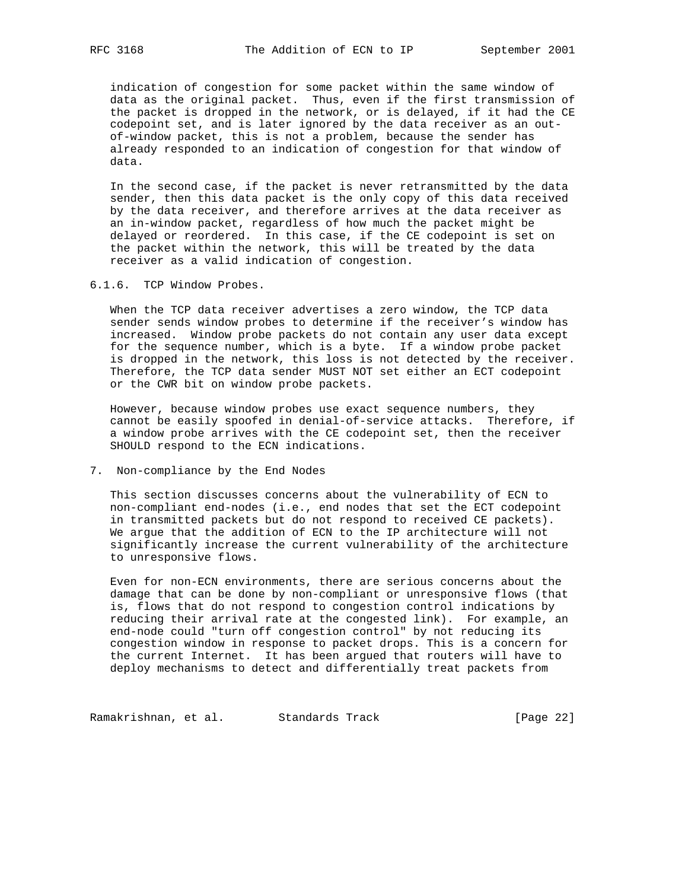indication of congestion for some packet within the same window of data as the original packet. Thus, even if the first transmission of the packet is dropped in the network, or is delayed, if it had the CE codepoint set, and is later ignored by the data receiver as an out-of-window packet, this is not a problem, because the sender has already responded to an indication of congestion for that window of data.

In the second case, if the packet is never retransmitted by the data sender, then this data packet is the only copy of this data received by the data receiver, and therefore arrives at the data receiver as an in-window packet, regardless of how much the packet might be delayed or reordered. In this case, if the CE codepoint is set on the packet within the network, this will be treated by the data receiver as a valid indication of congestion.

#### 6.1.6. TCP Window Probes.

When the TCP data receiver advertises a zero window, the TCP data sender sends window probes to determine if the receiver's window has increased. Window probe packets do not contain any user data except for the sequence number, which is a byte. If a window probe packet is dropped in the network, this loss is not detected by the receiver. Therefore, the TCP data sender MUST NOT set either an ECT codepoint or the CWR bit on window probe packets.

However, because window probes use exact sequence numbers, they cannot be easily spoofed in denial-of-service attacks. Therefore, if a window probe arrives with the CE codepoint set, then the receiver SHOULD respond to the ECN indications.

## 7. Non-compliance by the End Nodes

This section discusses concerns about the vulnerability of ECN to non-compliant end-nodes (i.e., end nodes that set the ECT codepoint in transmitted packets but do not respond to received CE packets). We argue that the addition of ECN to the IP architecture will not significantly increase the current vulnerability of the architecture to unresponsive flows.

Even for non-ECN environments, there are serious concerns about the damage that can be done by non-compliant or unresponsive flows (that is, flows that do not respond to congestion control indications by reducing their arrival rate at the congested link). For example, an end-node could "turn off congestion control" by not reducing its congestion window in response to packet drops. This is a concern for the current Internet. It has been argued that routers will have to deploy mechanisms to detect and differentially treat packets from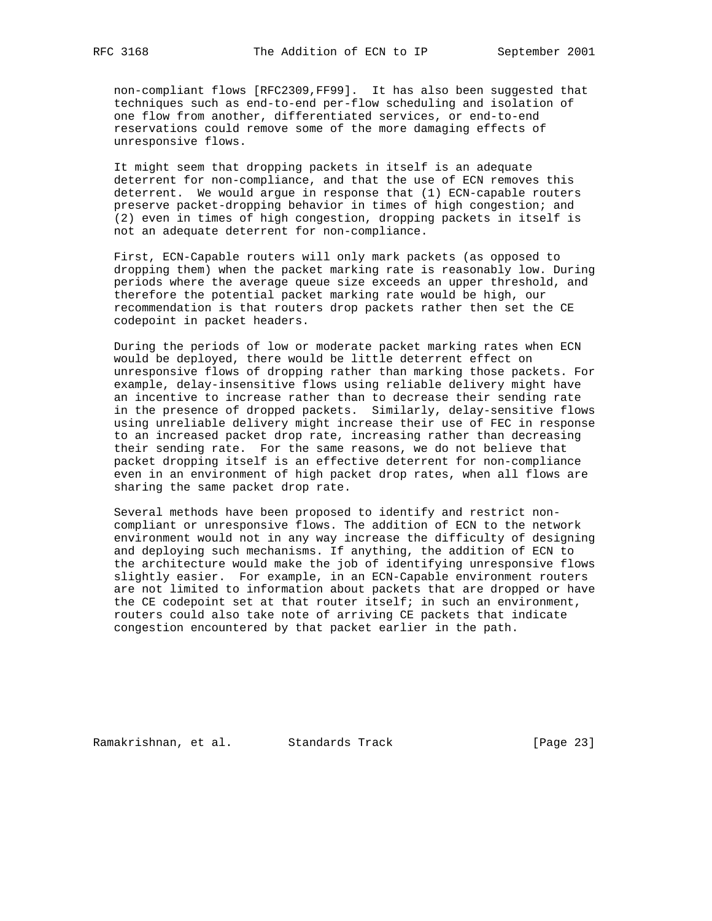non-compliant flows [RFC2309,FF99]. It has also been suggested that techniques such as end-to-end per-flow scheduling and isolation of one flow from another, differentiated services, or end-to-end reservations could remove some of the more damaging effects of unresponsive flows.

It might seem that dropping packets in itself is an adequate deterrent for non-compliance, and that the use of ECN removes this deterrent. We would argue in response that (1) ECN-capable routers preserve packet-dropping behavior in times of high congestion; and (2) even in times of high congestion, dropping packets in itself is not an adequate deterrent for non-compliance.

First, ECN-Capable routers will only mark packets (as opposed to dropping them) when the packet marking rate is reasonably low. During periods where the average queue size exceeds an upper threshold, and therefore the potential packet marking rate would be high, our recommendation is that routers drop packets rather then set the CE codepoint in packet headers.

During the periods of low or moderate packet marking rates when ECN would be deployed, there would be little deterrent effect on unresponsive flows of dropping rather than marking those packets. For example, delay-insensitive flows using reliable delivery might have an incentive to increase rather than to decrease their sending rate in the presence of dropped packets. Similarly, delay-sensitive flows using unreliable delivery might increase their use of FEC in response to an increased packet drop rate, increasing rather than decreasing their sending rate. For the same reasons, we do not believe that packet dropping itself is an effective deterrent for non-compliance even in an environment of high packet drop rates, when all flows are sharing the same packet drop rate.

Several methods have been proposed to identify and restrict non-compliant or unresponsive flows. The addition of ECN to the network environment would not in any way increase the difficulty of designing and deploying such mechanisms. If anything, the addition of ECN to the architecture would make the job of identifying unresponsive flows slightly easier. For example, in an ECN-Capable environment routers are not limited to information about packets that are dropped or have the CE codepoint set at that router itself; in such an environment, routers could also take note of arriving CE packets that indicate congestion encountered by that packet earlier in the path.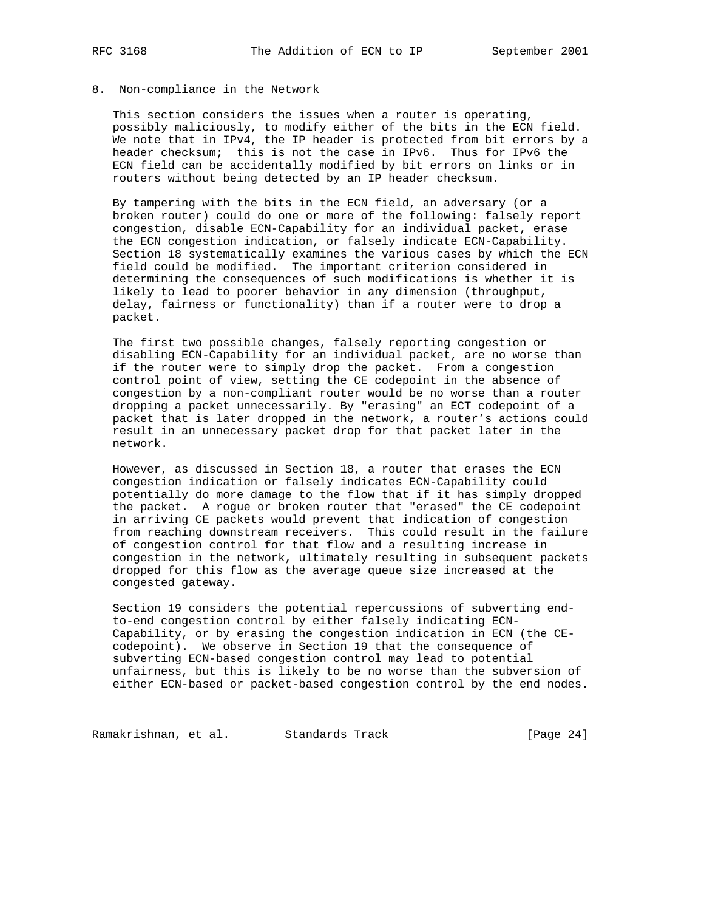## 8. Non-compliance in the Network

This section considers the issues when a router is operating, possibly maliciously, to modify either of the bits in the ECN field. We note that in IPv4, the IP header is protected from bit errors by a header checksum; this is not the case in IPv6. Thus for IPv6 the ECN field can be accidentally modified by bit errors on links or in routers without being detected by an IP header checksum.

By tampering with the bits in the ECN field, an adversary (or a broken router) could do one or more of the following: falsely report congestion, disable ECN-Capability for an individual packet, erase the ECN congestion indication, or falsely indicate ECN-Capability. Section 18 systematically examines the various cases by which the ECN field could be modified. The important criterion considered in determining the consequences of such modifications is whether it is likely to lead to poorer behavior in any dimension (throughput, delay, fairness or functionality) than if a router were to drop a packet.

The first two possible changes, falsely reporting congestion or disabling ECN-Capability for an individual packet, are no worse than if the router were to simply drop the packet. From a congestion control point of view, setting the CE codepoint in the absence of congestion by a non-compliant router would be no worse than a router dropping a packet unnecessarily. By "erasing" an ECT codepoint of a packet that is later dropped in the network, a router's actions could result in an unnecessary packet drop for that packet later in the network.

However, as discussed in Section 18, a router that erases the ECN congestion indication or falsely indicates ECN-Capability could potentially do more damage to the flow that if it has simply dropped the packet. A rogue or broken router that "erased" the CE codepoint in arriving CE packets would prevent that indication of congestion from reaching downstream receivers. This could result in the failure of congestion control for that flow and a resulting increase in congestion in the network, ultimately resulting in subsequent packets dropped for this flow as the average queue size increased at the congested gateway.

Section 19 considers the potential repercussions of subverting end-to-end congestion control by either falsely indicating ECN-Capability, or by erasing the congestion indication in ECN (the CE-codepoint). We observe in Section 19 that the consequence of subverting ECN-based congestion control may lead to potential unfairness, but this is likely to be no worse than the subversion of either ECN-based or packet-based congestion control by the end nodes.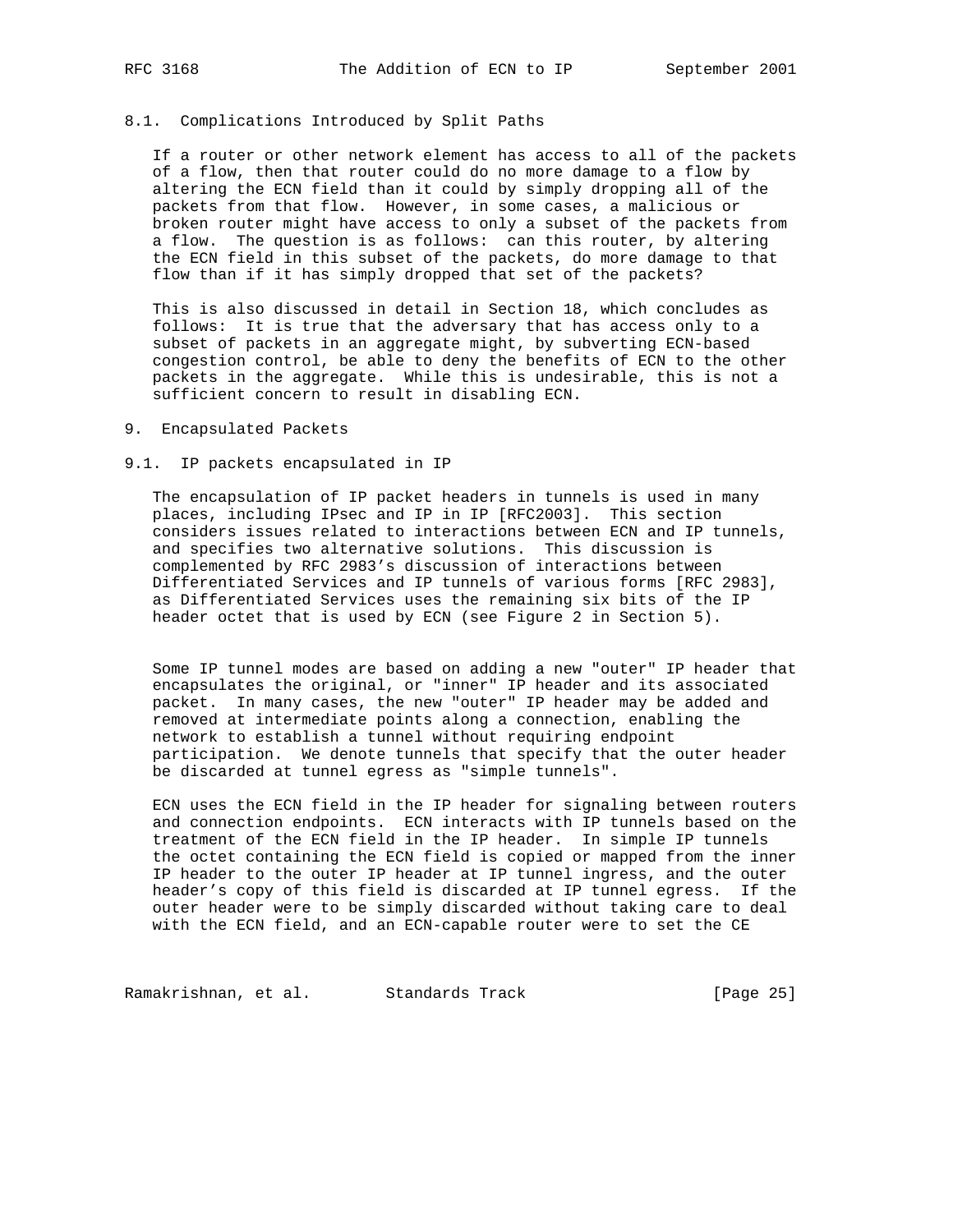### 8.1. Complications Introduced by Split Paths

If a router or other network element has access to all of the packets of a flow, then that router could do no more damage to a flow by altering the ECN field than it could by simply dropping all of the packets from that flow. However, in some cases, a malicious or broken router might have access to only a subset of the packets from a flow. The question is as follows: can this router, by altering the ECN field in this subset of the packets, do more damage to that flow than if it has simply dropped that set of the packets?

This is also discussed in detail in Section 18, which concludes as follows: It is true that the adversary that has access only to a subset of packets in an aggregate might, by subverting ECN-based congestion control, be able to deny the benefits of ECN to the other packets in the aggregate. While this is undesirable, this is not a sufficient concern to result in disabling ECN.

## 9. Encapsulated Packets

### 9.1. IP packets encapsulated in IP

The encapsulation of IP packet headers in tunnels is used in many places, including IPsec and IP in IP [RFC2003]. This section considers issues related to interactions between ECN and IP tunnels, and specifies two alternative solutions. This discussion is complemented by RFC 2983's discussion of interactions between Differentiated Services and IP tunnels of various forms [RFC 2983], as Differentiated Services uses the remaining six bits of the IP header octet that is used by ECN (see Figure 2 in Section 5).

Some IP tunnel modes are based on adding a new "outer" IP header that encapsulates the original, or "inner" IP header and its associated packet. In many cases, the new "outer" IP header may be added and removed at intermediate points along a connection, enabling the network to establish a tunnel without requiring endpoint participation. We denote tunnels that specify that the outer header be discarded at tunnel egress as "simple tunnels".

ECN uses the ECN field in the IP header for signaling between routers and connection endpoints. ECN interacts with IP tunnels based on the treatment of the ECN field in the IP header. In simple IP tunnels the octet containing the ECN field is copied or mapped from the inner IP header to the outer IP header at IP tunnel ingress, and the outer header's copy of this field is discarded at IP tunnel egress. If the outer header were to be simply discarded without taking care to deal with the ECN field, and an ECN-capable router were to set the CE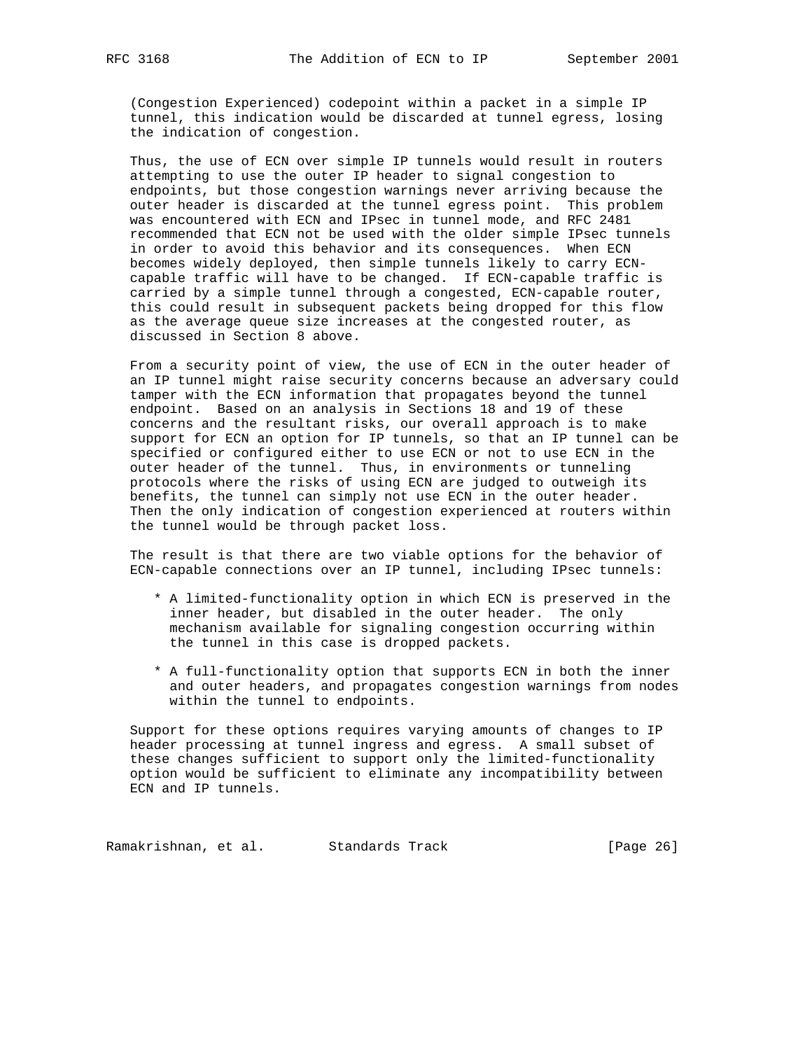(Congestion Experienced) codepoint within a packet in a simple IP tunnel, this indication would be discarded at tunnel egress, losing the indication of congestion.

Thus, the use of ECN over simple IP tunnels would result in routers attempting to use the outer IP header to signal congestion to endpoints, but those congestion warnings never arriving because the outer header is discarded at the tunnel egress point. This problem was encountered with ECN and IPsec in tunnel mode, and RFC 2481 recommended that ECN not be used with the older simple IPsec tunnels in order to avoid this behavior and its consequences. When ECN becomes widely deployed, then simple tunnels likely to carry ECN-capable traffic will have to be changed. If ECN-capable traffic is carried by a simple tunnel through a congested, ECN-capable router, this could result in subsequent packets being dropped for this flow as the average queue size increases at the congested router, as discussed in Section 8 above.

From a security point of view, the use of ECN in the outer header of an IP tunnel might raise security concerns because an adversary could tamper with the ECN information that propagates beyond the tunnel endpoint. Based on an analysis in Sections 18 and 19 of these concerns and the resultant risks, our overall approach is to make support for ECN an option for IP tunnels, so that an IP tunnel can be specified or configured either to use ECN or not to use ECN in the outer header of the tunnel. Thus, in environments or tunneling protocols where the risks of using ECN are judged to outweigh its benefits, the tunnel can simply not use ECN in the outer header. Then the only indication of congestion experienced at routers within the tunnel would be through packet loss.

The result is that there are two viable options for the behavior of ECN-capable connections over an IP tunnel, including IPsec tunnels:

* A limited-functionality option in which ECN is preserved in the inner header, but disabled in the outer header. The only mechanism available for signaling congestion occurring within the tunnel in this case is dropped packets.

* A full-functionality option that supports ECN in both the inner and outer headers, and propagates congestion warnings from nodes within the tunnel to endpoints.

Support for these options requires varying amounts of changes to IP header processing at tunnel ingress and egress. A small subset of these changes sufficient to support only the limited-functionality option would be sufficient to eliminate any incompatibility between ECN and IP tunnels.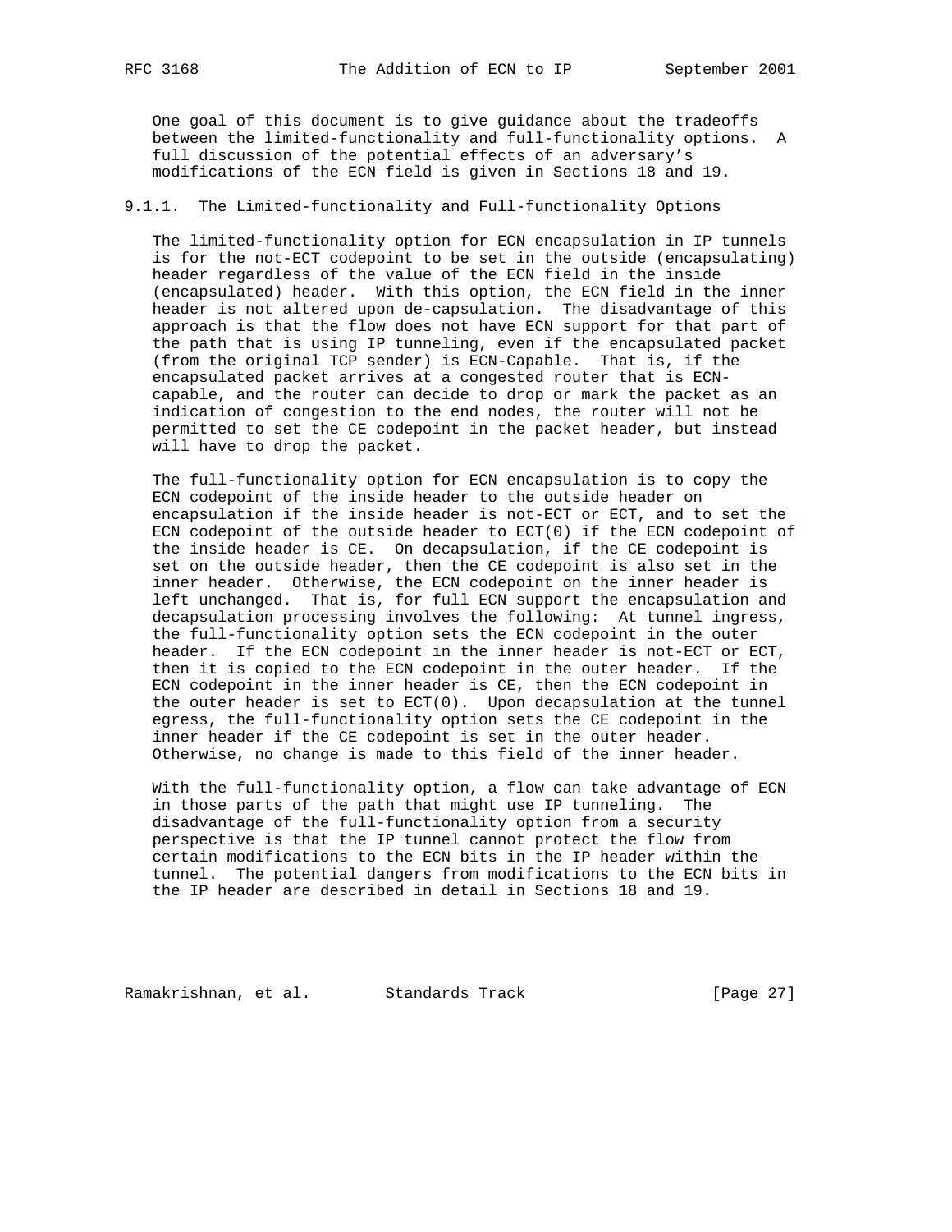One goal of this document is to give guidance about the tradeoffs between the limited-functionality and full-functionality options. A full discussion of the potential effects of an adversary's modifications of the ECN field is given in Sections 18 and 19.

### 9.1.1. The Limited-functionality and Full-functionality Options

The limited-functionality option for ECN encapsulation in IP tunnels is for the not-ECT codepoint to be set in the outside (encapsulating) header regardless of the value of the ECN field in the inside (encapsulated) header. With this option, the ECN field in the inner header is not altered upon de-capsulation. The disadvantage of this approach is that the flow does not have ECN support for that part of the path that is using IP tunneling, even if the encapsulated packet (from the original TCP sender) is ECN-Capable. That is, if the encapsulated packet arrives at a congested router that is ECN-capable, and the router can decide to drop or mark the packet as an indication of congestion to the end nodes, the router will not be permitted to set the CE codepoint in the packet header, but instead will have to drop the packet.

The full-functionality option for ECN encapsulation is to copy the ECN codepoint of the inside header to the outside header on encapsulation if the inside header is not-ECT or ECT, and to set the ECN codepoint of the outside header to ECT(0) if the ECN codepoint of the inside header is CE. On decapsulation, if the CE codepoint is set on the outside header, then the CE codepoint is also set in the inner header. Otherwise, the ECN codepoint on the inner header is left unchanged. That is, for full ECN support the encapsulation and decapsulation processing involves the following: At tunnel ingress, the full-functionality option sets the ECN codepoint in the outer header. If the ECN codepoint in the inner header is not-ECT or ECT, then it is copied to the ECN codepoint in the outer header. If the ECN codepoint in the inner header is CE, then the ECN codepoint in the outer header is set to ECT(0). Upon decapsulation at the tunnel egress, the full-functionality option sets the CE codepoint in the inner header if the CE codepoint is set in the outer header. Otherwise, no change is made to this field of the inner header.

With the full-functionality option, a flow can take advantage of ECN in those parts of the path that might use IP tunneling. The disadvantage of the full-functionality option from a security perspective is that the IP tunnel cannot protect the flow from certain modifications to the ECN bits in the IP header within the tunnel. The potential dangers from modifications to the ECN bits in the IP header are described in detail in Sections 18 and 19.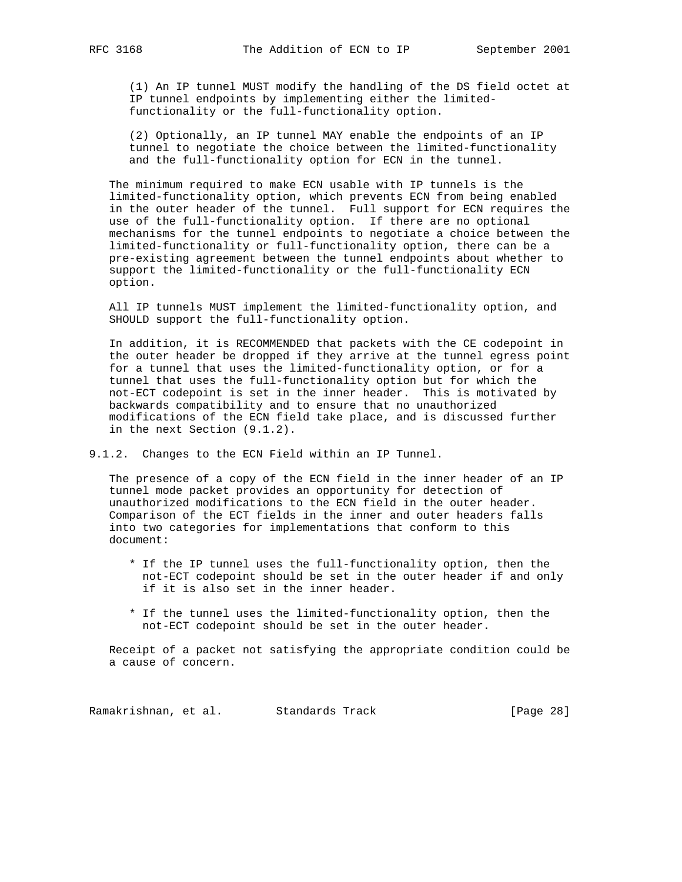(1) An IP tunnel MUST modify the handling of the DS field octet at IP tunnel endpoints by implementing either the limited-functionality or the full-functionality option.

(2) Optionally, an IP tunnel MAY enable the endpoints of an IP tunnel to negotiate the choice between the limited-functionality and the full-functionality option for ECN in the tunnel.

The minimum required to make ECN usable with IP tunnels is the limited-functionality option, which prevents ECN from being enabled in the outer header of the tunnel. Full support for ECN requires the use of the full-functionality option. If there are no optional mechanisms for the tunnel endpoints to negotiate a choice between the limited-functionality or full-functionality option, there can be a pre-existing agreement between the tunnel endpoints about whether to support the limited-functionality or the full-functionality ECN option.

All IP tunnels MUST implement the limited-functionality option, and SHOULD support the full-functionality option.

In addition, it is RECOMMENDED that packets with the CE codepoint in the outer header be dropped if they arrive at the tunnel egress point for a tunnel that uses the limited-functionality option, or for a tunnel that uses the full-functionality option but for which the not-ECT codepoint is set in the inner header. This is motivated by backwards compatibility and to ensure that no unauthorized modifications of the ECN field take place, and is discussed further in the next Section (9.1.2).

### 9.1.2. Changes to the ECN Field within an IP Tunnel.

The presence of a copy of the ECN field in the inner header of an IP tunnel mode packet provides an opportunity for detection of unauthorized modifications to the ECN field in the outer header. Comparison of the ECT fields in the inner and outer headers falls into two categories for implementations that conform to this document:

* If the IP tunnel uses the full-functionality option, then the not-ECT codepoint should be set in the outer header if and only if it is also set in the inner header.

* If the tunnel uses the limited-functionality option, then the not-ECT codepoint should be set in the outer header.

Receipt of a packet not satisfying the appropriate condition could be a cause of concern.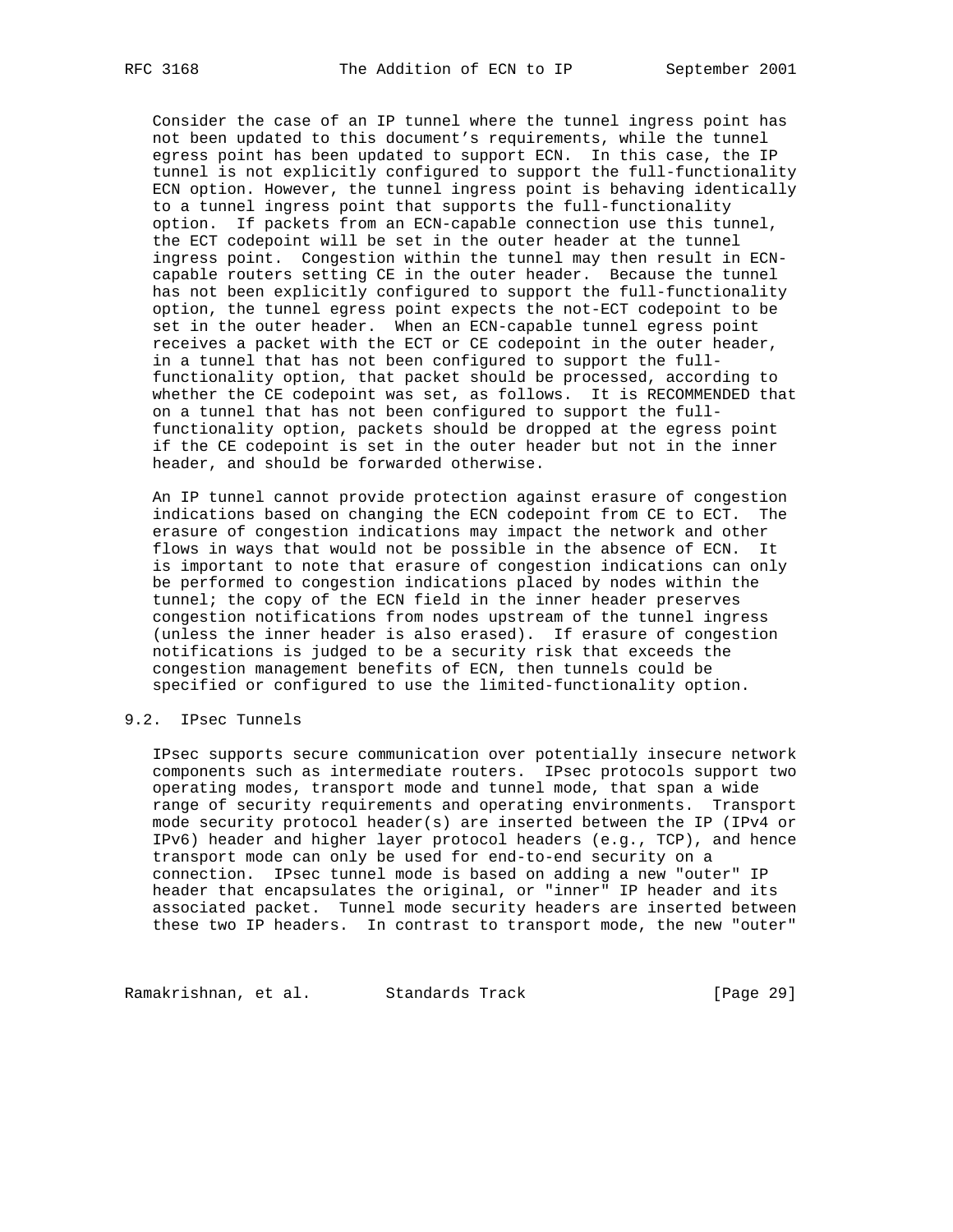Consider the case of an IP tunnel where the tunnel ingress point has not been updated to this document's requirements, while the tunnel egress point has been updated to support ECN. In this case, the IP tunnel is not explicitly configured to support the full-functionality ECN option. However, the tunnel ingress point is behaving identically to a tunnel ingress point that supports the full-functionality option. If packets from an ECN-capable connection use this tunnel, the ECT codepoint will be set in the outer header at the tunnel ingress point. Congestion within the tunnel may then result in ECN-capable routers setting CE in the outer header. Because the tunnel has not been explicitly configured to support the full-functionality option, the tunnel egress point expects the not-ECT codepoint to be set in the outer header. When an ECN-capable tunnel egress point receives a packet with the ECT or CE codepoint in the outer header, in a tunnel that has not been configured to support the full-functionality option, that packet should be processed, according to whether the CE codepoint was set, as follows. It is RECOMMENDED that on a tunnel that has not been configured to support the full-functionality option, packets should be dropped at the egress point if the CE codepoint is set in the outer header but not in the inner header, and should be forwarded otherwise.

An IP tunnel cannot provide protection against erasure of congestion indications based on changing the ECN codepoint from CE to ECT. The erasure of congestion indications may impact the network and other flows in ways that would not be possible in the absence of ECN. It is important to note that erasure of congestion indications can only be performed to congestion indications placed by nodes within the tunnel; the copy of the ECN field in the inner header preserves congestion notifications from nodes upstream of the tunnel ingress (unless the inner header is also erased). If erasure of congestion notifications is judged to be a security risk that exceeds the congestion management benefits of ECN, then tunnels could be specified or configured to use the limited-functionality option.

## 9.2. IPsec Tunnels

IPsec supports secure communication over potentially insecure network components such as intermediate routers. IPsec protocols support two operating modes, transport mode and tunnel mode, that span a wide range of security requirements and operating environments. Transport mode security protocol header(s) are inserted between the IP (IPv4 or IPv6) header and higher layer protocol headers (e.g., TCP), and hence transport mode can only be used for end-to-end security on a connection. IPsec tunnel mode is based on adding a new "outer" IP header that encapsulates the original, or "inner" IP header and its associated packet. Tunnel mode security headers are inserted between these two IP headers. In contrast to transport mode, the new "outer"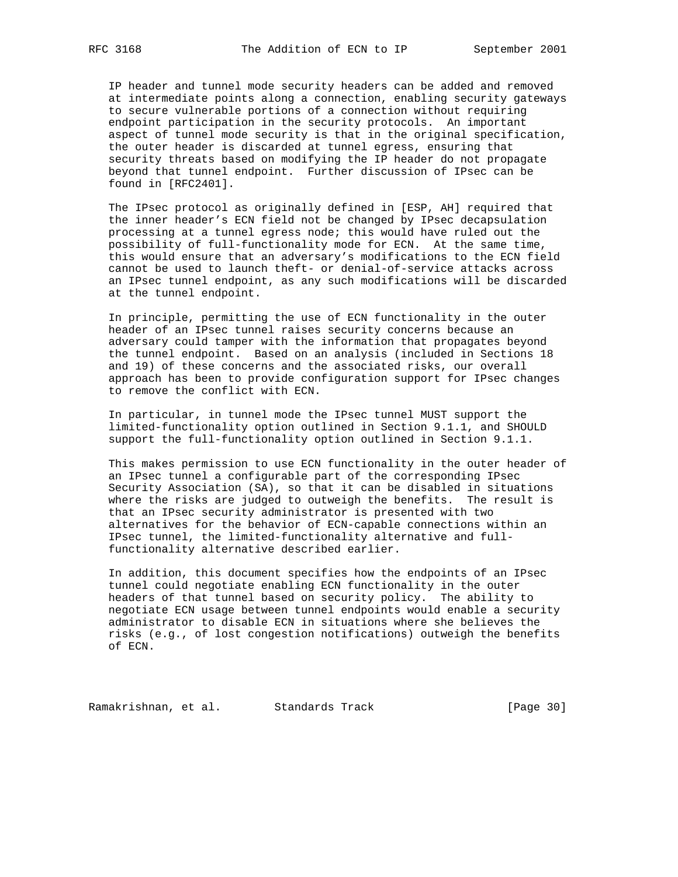IP header and tunnel mode security headers can be added and removed at intermediate points along a connection, enabling security gateways to secure vulnerable portions of a connection without requiring endpoint participation in the security protocols. An important aspect of tunnel mode security is that in the original specification, the outer header is discarded at tunnel egress, ensuring that security threats based on modifying the IP header do not propagate beyond that tunnel endpoint. Further discussion of IPsec can be found in [RFC2401].

The IPsec protocol as originally defined in [ESP, AH] required that the inner header's ECN field not be changed by IPsec decapsulation processing at a tunnel egress node; this would have ruled out the possibility of full-functionality mode for ECN. At the same time, this would ensure that an adversary's modifications to the ECN field cannot be used to launch theft- or denial-of-service attacks across an IPsec tunnel endpoint, as any such modifications will be discarded at the tunnel endpoint.

In principle, permitting the use of ECN functionality in the outer header of an IPsec tunnel raises security concerns because an adversary could tamper with the information that propagates beyond the tunnel endpoint. Based on an analysis (included in Sections 18 and 19) of these concerns and the associated risks, our overall approach has been to provide configuration support for IPsec changes to remove the conflict with ECN.

In particular, in tunnel mode the IPsec tunnel MUST support the limited-functionality option outlined in Section 9.1.1, and SHOULD support the full-functionality option outlined in Section 9.1.1.

This makes permission to use ECN functionality in the outer header of an IPsec tunnel a configurable part of the corresponding IPsec Security Association (SA), so that it can be disabled in situations where the risks are judged to outweigh the benefits. The result is that an IPsec security administrator is presented with two alternatives for the behavior of ECN-capable connections within an IPsec tunnel, the limited-functionality alternative and full-functionality alternative described earlier.

In addition, this document specifies how the endpoints of an IPsec tunnel could negotiate enabling ECN functionality in the outer headers of that tunnel based on security policy. The ability to negotiate ECN usage between tunnel endpoints would enable a security administrator to disable ECN in situations where she believes the risks (e.g., of lost congestion notifications) outweigh the benefits of ECN.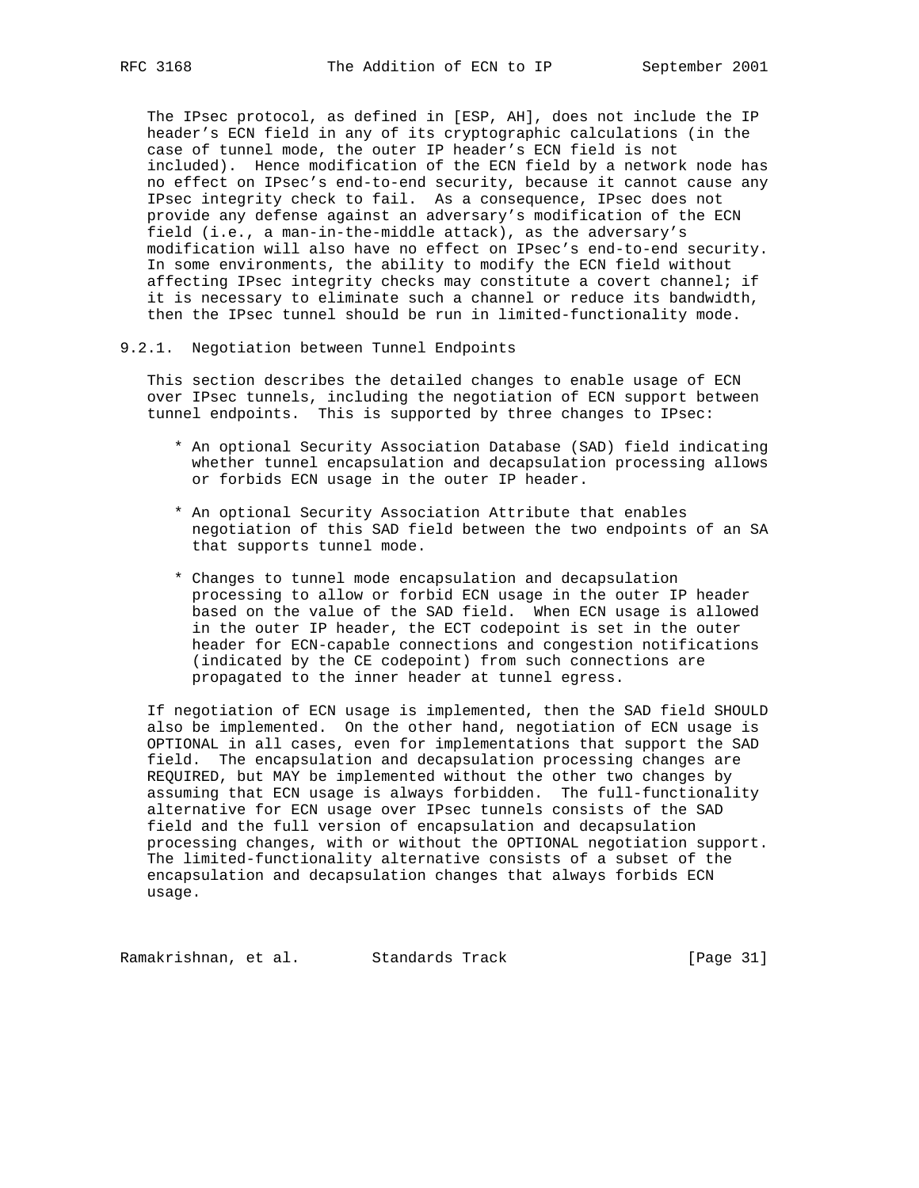The IPsec protocol, as defined in [ESP, AH], does not include the IP header's ECN field in any of its cryptographic calculations (in the case of tunnel mode, the outer IP header's ECN field is not included). Hence modification of the ECN field by a network node has no effect on IPsec's end-to-end security, because it cannot cause any IPsec integrity check to fail. As a consequence, IPsec does not provide any defense against an adversary's modification of the ECN field (i.e., a man-in-the-middle attack), as the adversary's modification will also have no effect on IPsec's end-to-end security. In some environments, the ability to modify the ECN field without affecting IPsec integrity checks may constitute a covert channel; if it is necessary to eliminate such a channel or reduce its bandwidth, then the IPsec tunnel should be run in limited-functionality mode.

### 9.2.1. Negotiation between Tunnel Endpoints

This section describes the detailed changes to enable usage of ECN over IPsec tunnels, including the negotiation of ECN support between tunnel endpoints. This is supported by three changes to IPsec:

* An optional Security Association Database (SAD) field indicating whether tunnel encapsulation and decapsulation processing allows or forbids ECN usage in the outer IP header.

* An optional Security Association Attribute that enables negotiation of this SAD field between the two endpoints of an SA that supports tunnel mode.

* Changes to tunnel mode encapsulation and decapsulation processing to allow or forbid ECN usage in the outer IP header based on the value of the SAD field. When ECN usage is allowed in the outer IP header, the ECT codepoint is set in the outer header for ECN-capable connections and congestion notifications (indicated by the CE codepoint) from such connections are propagated to the inner header at tunnel egress.

If negotiation of ECN usage is implemented, then the SAD field SHOULD also be implemented. On the other hand, negotiation of ECN usage is OPTIONAL in all cases, even for implementations that support the SAD field. The encapsulation and decapsulation processing changes are REQUIRED, but MAY be implemented without the other two changes by assuming that ECN usage is always forbidden. The full-functionality alternative for ECN usage over IPsec tunnels consists of the SAD field and the full version of encapsulation and decapsulation processing changes, with or without the OPTIONAL negotiation support. The limited-functionality alternative consists of a subset of the encapsulation and decapsulation changes that always forbids ECN usage.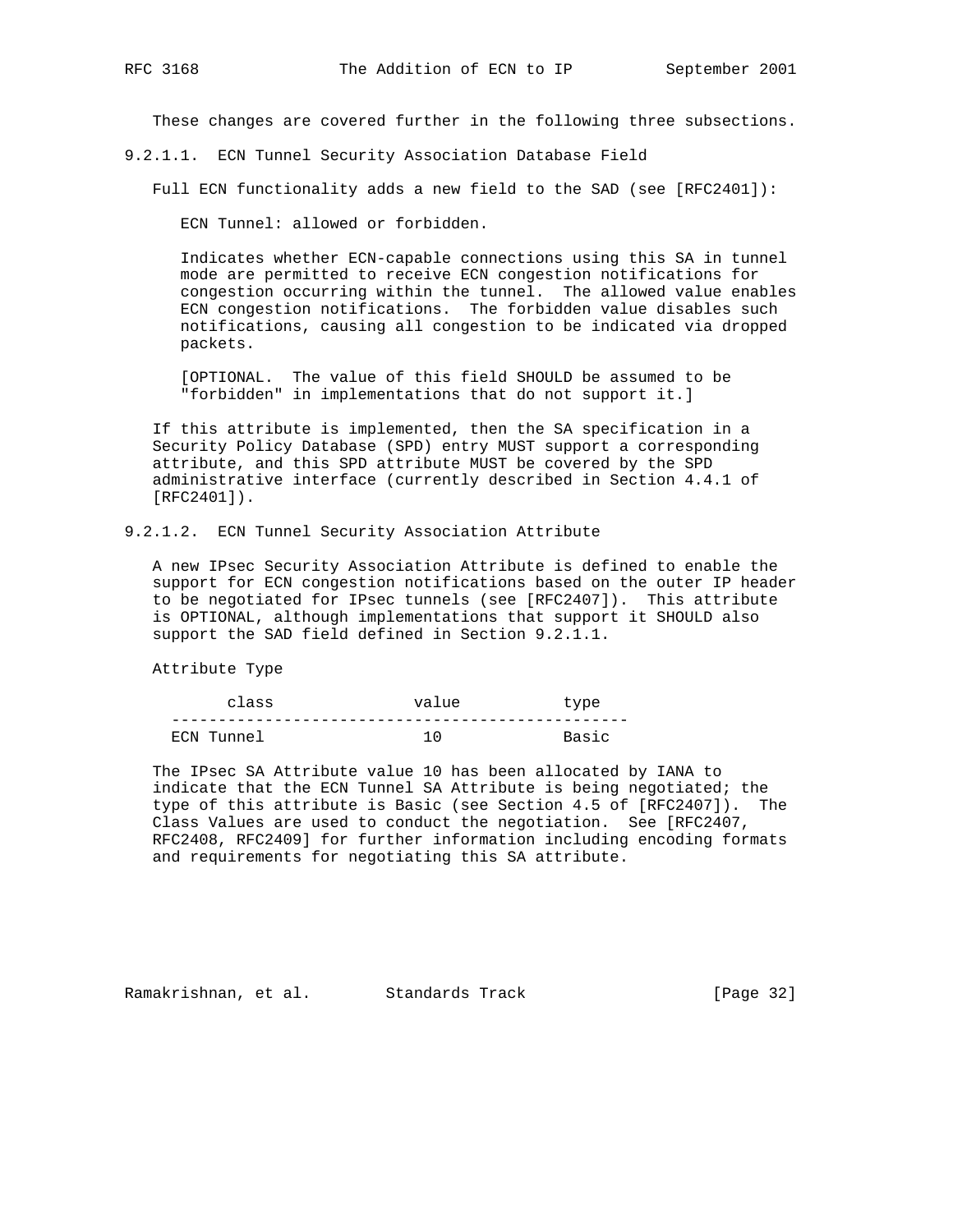These changes are covered further in the following three subsections.

#### 9.2.1.1. ECN Tunnel Security Association Database Field

Full ECN functionality adds a new field to the SAD (see [RFC2401]):

ECN Tunnel: allowed or forbidden.

Indicates whether ECN-capable connections using this SA in tunnel mode are permitted to receive ECN congestion notifications for congestion occurring within the tunnel. The allowed value enables ECN congestion notifications. The forbidden value disables such notifications, causing all congestion to be indicated via dropped packets.

[OPTIONAL. The value of this field SHOULD be assumed to be "forbidden" in implementations that do not support it.]

If this attribute is implemented, then the SA specification in a Security Policy Database (SPD) entry MUST support a corresponding attribute, and this SPD attribute MUST be covered by the SPD administrative interface (currently described in Section 4.4.1 of [RFC2401]).

#### 9.2.1.2. ECN Tunnel Security Association Attribute

A new IPsec Security Association Attribute is defined to enable the support for ECN congestion notifications based on the outer IP header to be negotiated for IPsec tunnels (see [RFC2407]). This attribute is OPTIONAL, although implementations that support it SHOULD also support the SAD field defined in Section 9.2.1.1.

Attribute Type

| class | value | type |
|---|---|---|
| ECN Tunnel | 10 | Basic |

The IPsec SA Attribute value 10 has been allocated by IANA to indicate that the ECN Tunnel SA Attribute is being negotiated; the type of this attribute is Basic (see Section 4.5 of [RFC2407]). The Class Values are used to conduct the negotiation. See [RFC2407, RFC2408, RFC2409] for further information including encoding formats and requirements for negotiating this SA attribute.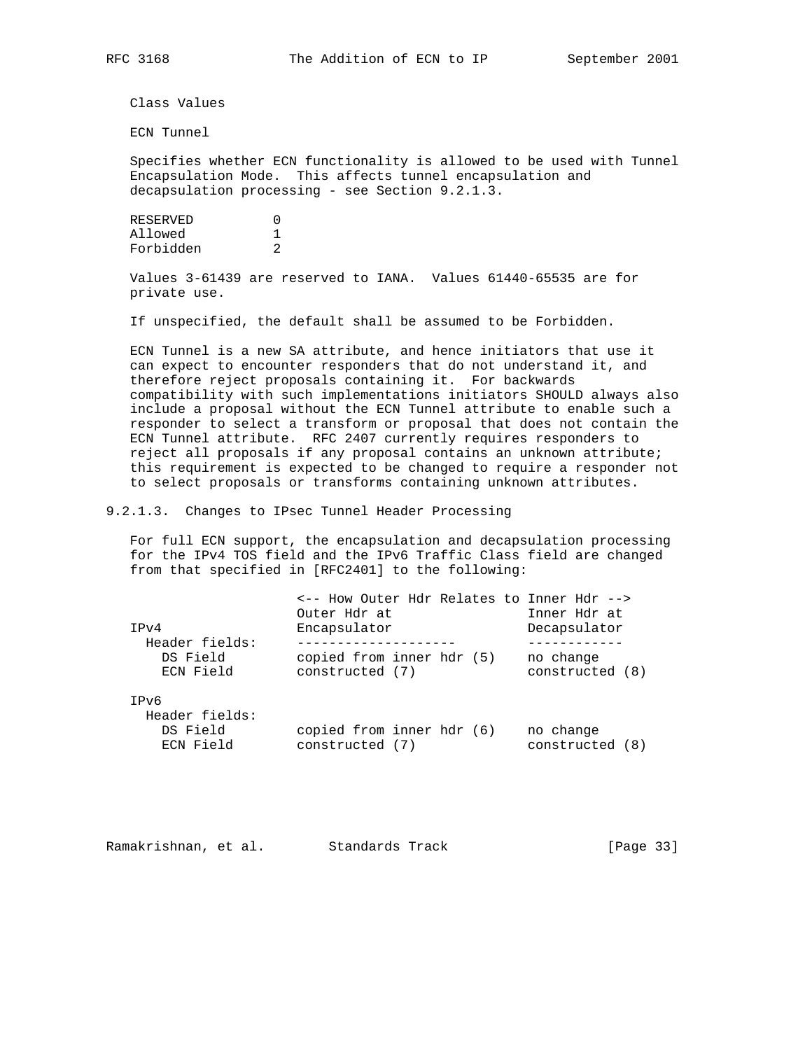Class Values

ECN Tunnel

Specifies whether ECN functionality is allowed to be used with Tunnel Encapsulation Mode. This affects tunnel encapsulation and decapsulation processing - see Section 9.2.1.3.

```
RESERVED          0
Allowed           1
Forbidden         2
```

Values 3-61439 are reserved to IANA. Values 61440-65535 are for private use.

If unspecified, the default shall be assumed to be Forbidden.

ECN Tunnel is a new SA attribute, and hence initiators that use it can expect to encounter responders that do not understand it, and therefore reject proposals containing it. For backwards compatibility with such implementations initiators SHOULD always also include a proposal without the ECN Tunnel attribute to enable such a responder to select a transform or proposal that does not contain the ECN Tunnel attribute. RFC 2407 currently requires responders to reject all proposals if any proposal contains an unknown attribute; this requirement is expected to be changed to require a responder not to select proposals or transforms containing unknown attributes.

### 9.2.1.3. Changes to IPsec Tunnel Header Processing

For full ECN support, the encapsulation and decapsulation processing for the IPv4 TOS field and the IPv6 Traffic Class field are changed from that specified in [RFC2401] to the following:

```
                       <-- How Outer Hdr Relates to Inner Hdr -->
                       Outer Hdr at                 Inner Hdr at
 IPv4                  Encapsulator                 Decapsulator
   Header fields:      --------------------         ------------
     DS Field          copied from inner hdr (5)    no change
     ECN Field         constructed (7)              constructed (8)

 IPv6
   Header fields:
     DS Field          copied from inner hdr (6)    no change
     ECN Field         constructed (7)              constructed (8)
```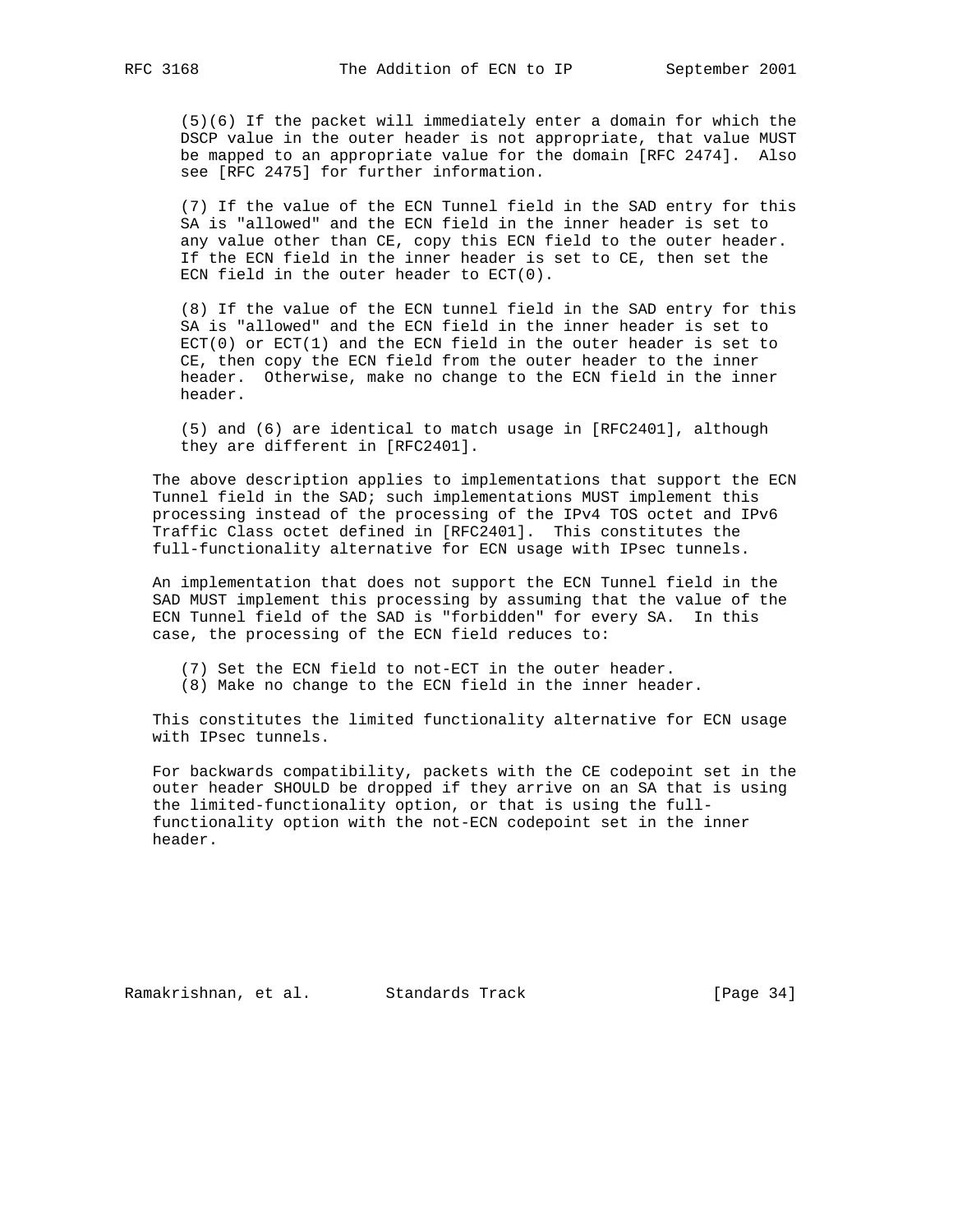(5)(6) If the packet will immediately enter a domain for which the DSCP value in the outer header is not appropriate, that value MUST be mapped to an appropriate value for the domain [RFC 2474]. Also see [RFC 2475] for further information.

(7) If the value of the ECN Tunnel field in the SAD entry for this SA is "allowed" and the ECN field in the inner header is set to any value other than CE, copy this ECN field to the outer header. If the ECN field in the inner header is set to CE, then set the ECN field in the outer header to ECT(0).

(8) If the value of the ECN tunnel field in the SAD entry for this SA is "allowed" and the ECN field in the inner header is set to ECT(0) or ECT(1) and the ECN field in the outer header is set to CE, then copy the ECN field from the outer header to the inner header. Otherwise, make no change to the ECN field in the inner header.

(5) and (6) are identical to match usage in [RFC2401], although they are different in [RFC2401].

The above description applies to implementations that support the ECN Tunnel field in the SAD; such implementations MUST implement this processing instead of the processing of the IPv4 TOS octet and IPv6 Traffic Class octet defined in [RFC2401]. This constitutes the full-functionality alternative for ECN usage with IPsec tunnels.

An implementation that does not support the ECN Tunnel field in the SAD MUST implement this processing by assuming that the value of the ECN Tunnel field of the SAD is "forbidden" for every SA. In this case, the processing of the ECN field reduces to:

(7) Set the ECN field to not-ECT in the outer header.
(8) Make no change to the ECN field in the inner header.

This constitutes the limited functionality alternative for ECN usage with IPsec tunnels.

For backwards compatibility, packets with the CE codepoint set in the outer header SHOULD be dropped if they arrive on an SA that is using the limited-functionality option, or that is using the full-functionality option with the not-ECN codepoint set in the inner header.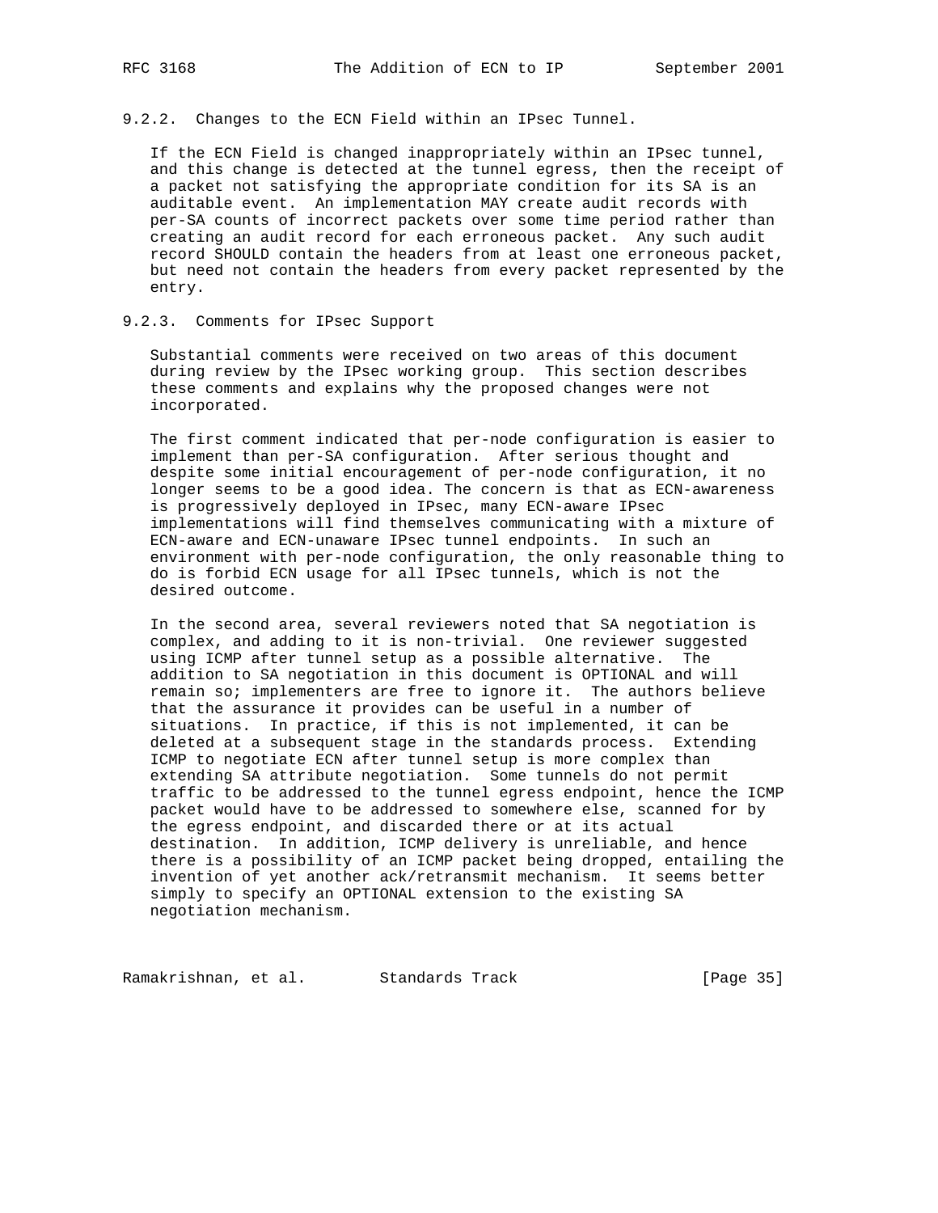### 9.2.2. Changes to the ECN Field within an IPsec Tunnel.

If the ECN Field is changed inappropriately within an IPsec tunnel, and this change is detected at the tunnel egress, then the receipt of a packet not satisfying the appropriate condition for its SA is an auditable event. An implementation MAY create audit records with per-SA counts of incorrect packets over some time period rather than creating an audit record for each erroneous packet. Any such audit record SHOULD contain the headers from at least one erroneous packet, but need not contain the headers from every packet represented by the entry.

### 9.2.3. Comments for IPsec Support

Substantial comments were received on two areas of this document during review by the IPsec working group. This section describes these comments and explains why the proposed changes were not incorporated.

The first comment indicated that per-node configuration is easier to implement than per-SA configuration. After serious thought and despite some initial encouragement of per-node configuration, it no longer seems to be a good idea. The concern is that as ECN-awareness is progressively deployed in IPsec, many ECN-aware IPsec implementations will find themselves communicating with a mixture of ECN-aware and ECN-unaware IPsec tunnel endpoints. In such an environment with per-node configuration, the only reasonable thing to do is forbid ECN usage for all IPsec tunnels, which is not the desired outcome.

In the second area, several reviewers noted that SA negotiation is complex, and adding to it is non-trivial. One reviewer suggested using ICMP after tunnel setup as a possible alternative. The addition to SA negotiation in this document is OPTIONAL and will remain so; implementers are free to ignore it. The authors believe that the assurance it provides can be useful in a number of situations. In practice, if this is not implemented, it can be deleted at a subsequent stage in the standards process. Extending ICMP to negotiate ECN after tunnel setup is more complex than extending SA attribute negotiation. Some tunnels do not permit traffic to be addressed to the tunnel egress endpoint, hence the ICMP packet would have to be addressed to somewhere else, scanned for by the egress endpoint, and discarded there or at its actual destination. In addition, ICMP delivery is unreliable, and hence there is a possibility of an ICMP packet being dropped, entailing the invention of yet another ack/retransmit mechanism. It seems better simply to specify an OPTIONAL extension to the existing SA negotiation mechanism.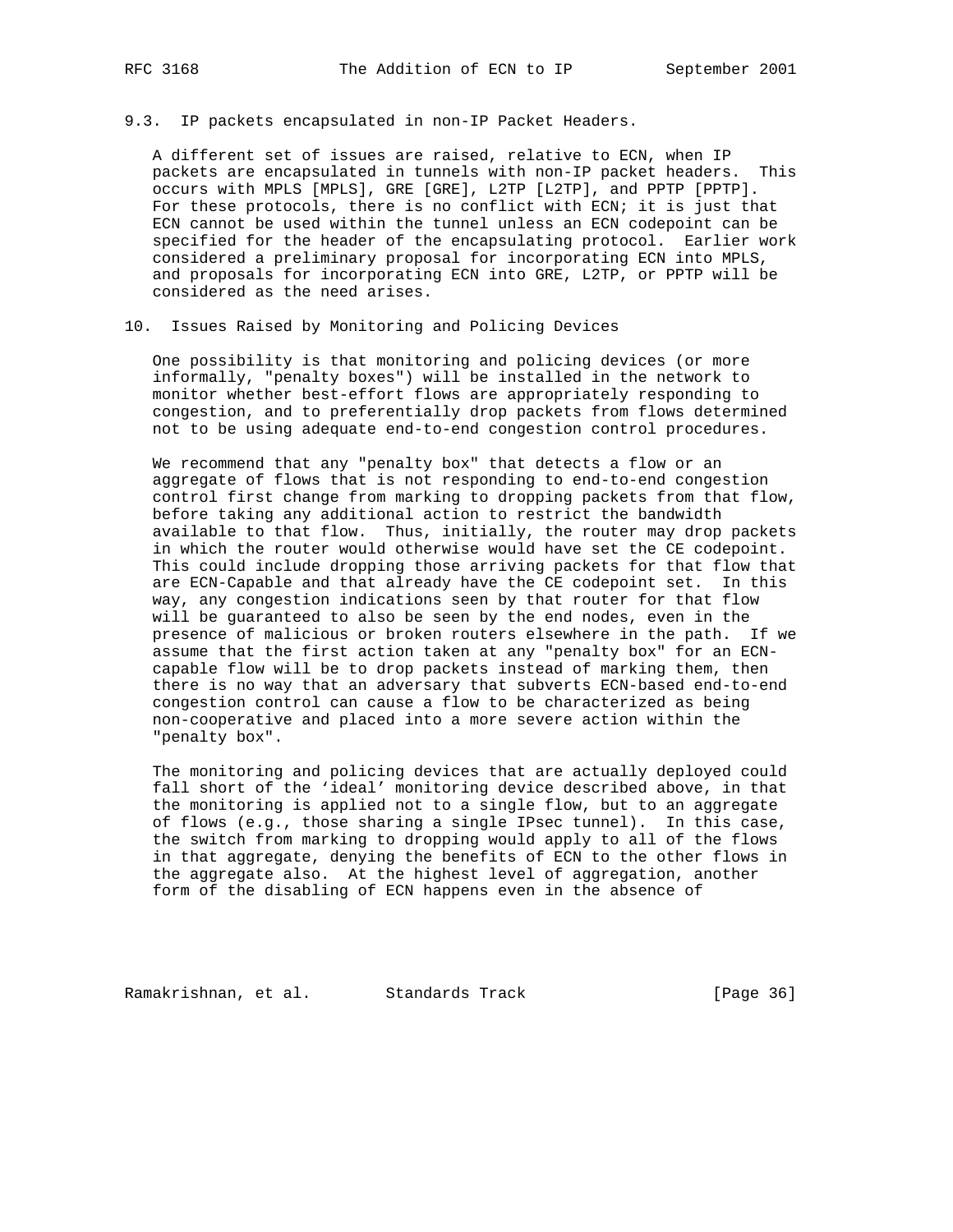### 9.3. IP packets encapsulated in non-IP Packet Headers.

A different set of issues are raised, relative to ECN, when IP packets are encapsulated in tunnels with non-IP packet headers. This occurs with MPLS [MPLS], GRE [GRE], L2TP [L2TP], and PPTP [PPTP]. For these protocols, there is no conflict with ECN; it is just that ECN cannot be used within the tunnel unless an ECN codepoint can be specified for the header of the encapsulating protocol. Earlier work considered a preliminary proposal for incorporating ECN into MPLS, and proposals for incorporating ECN into GRE, L2TP, or PPTP will be considered as the need arises.

## 10. Issues Raised by Monitoring and Policing Devices

One possibility is that monitoring and policing devices (or more informally, "penalty boxes") will be installed in the network to monitor whether best-effort flows are appropriately responding to congestion, and to preferentially drop packets from flows determined not to be using adequate end-to-end congestion control procedures.

We recommend that any "penalty box" that detects a flow or an aggregate of flows that is not responding to end-to-end congestion control first change from marking to dropping packets from that flow, before taking any additional action to restrict the bandwidth available to that flow. Thus, initially, the router may drop packets in which the router would otherwise would have set the CE codepoint. This could include dropping those arriving packets for that flow that are ECN-Capable and that already have the CE codepoint set. In this way, any congestion indications seen by that router for that flow will be guaranteed to also be seen by the end nodes, even in the presence of malicious or broken routers elsewhere in the path. If we assume that the first action taken at any "penalty box" for an ECN-capable flow will be to drop packets instead of marking them, then there is no way that an adversary that subverts ECN-based end-to-end congestion control can cause a flow to be characterized as being non-cooperative and placed into a more severe action within the "penalty box".

The monitoring and policing devices that are actually deployed could fall short of the 'ideal' monitoring device described above, in that the monitoring is applied not to a single flow, but to an aggregate of flows (e.g., those sharing a single IPsec tunnel). In this case, the switch from marking to dropping would apply to all of the flows in that aggregate, denying the benefits of ECN to the other flows in the aggregate also. At the highest level of aggregation, another form of the disabling of ECN happens even in the absence of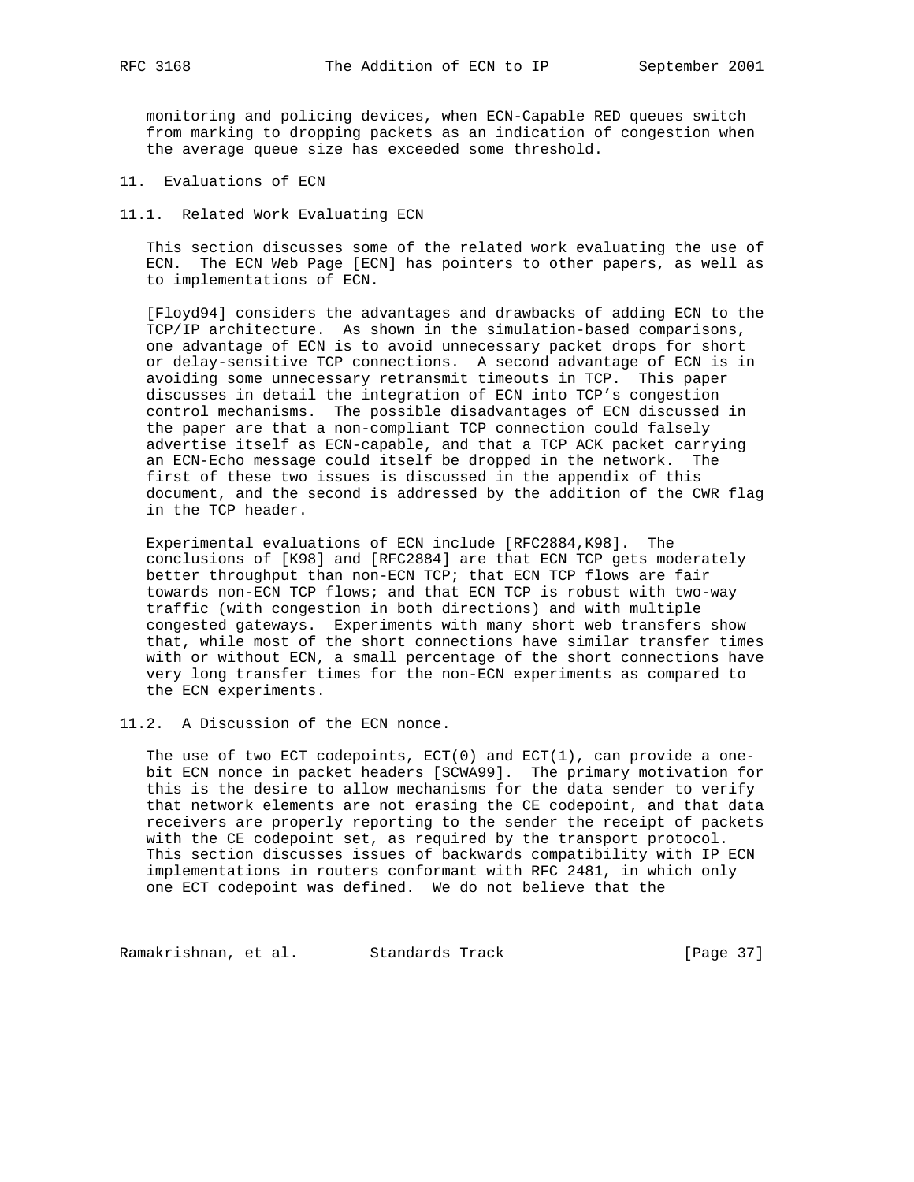monitoring and policing devices, when ECN-Capable RED queues switch from marking to dropping packets as an indication of congestion when the average queue size has exceeded some threshold.

## 11. Evaluations of ECN

### 11.1. Related Work Evaluating ECN

This section discusses some of the related work evaluating the use of ECN. The ECN Web Page [ECN] has pointers to other papers, as well as to implementations of ECN.

[Floyd94] considers the advantages and drawbacks of adding ECN to the TCP/IP architecture. As shown in the simulation-based comparisons, one advantage of ECN is to avoid unnecessary packet drops for short or delay-sensitive TCP connections. A second advantage of ECN is in avoiding some unnecessary retransmit timeouts in TCP. This paper discusses in detail the integration of ECN into TCP's congestion control mechanisms. The possible disadvantages of ECN discussed in the paper are that a non-compliant TCP connection could falsely advertise itself as ECN-capable, and that a TCP ACK packet carrying an ECN-Echo message could itself be dropped in the network. The first of these two issues is discussed in the appendix of this document, and the second is addressed by the addition of the CWR flag in the TCP header.

Experimental evaluations of ECN include [RFC2884,K98]. The conclusions of [K98] and [RFC2884] are that ECN TCP gets moderately better throughput than non-ECN TCP; that ECN TCP flows are fair towards non-ECN TCP flows; and that ECN TCP is robust with two-way traffic (with congestion in both directions) and with multiple congested gateways. Experiments with many short web transfers show that, while most of the short connections have similar transfer times with or without ECN, a small percentage of the short connections have very long transfer times for the non-ECN experiments as compared to the ECN experiments.

### 11.2. A Discussion of the ECN nonce.

The use of two ECT codepoints, ECT(0) and ECT(1), can provide a one-bit ECN nonce in packet headers [SCWA99]. The primary motivation for this is the desire to allow mechanisms for the data sender to verify that network elements are not erasing the CE codepoint, and that data receivers are properly reporting to the sender the receipt of packets with the CE codepoint set, as required by the transport protocol. This section discusses issues of backwards compatibility with IP ECN implementations in routers conformant with RFC 2481, in which only one ECT codepoint was defined. We do not believe that the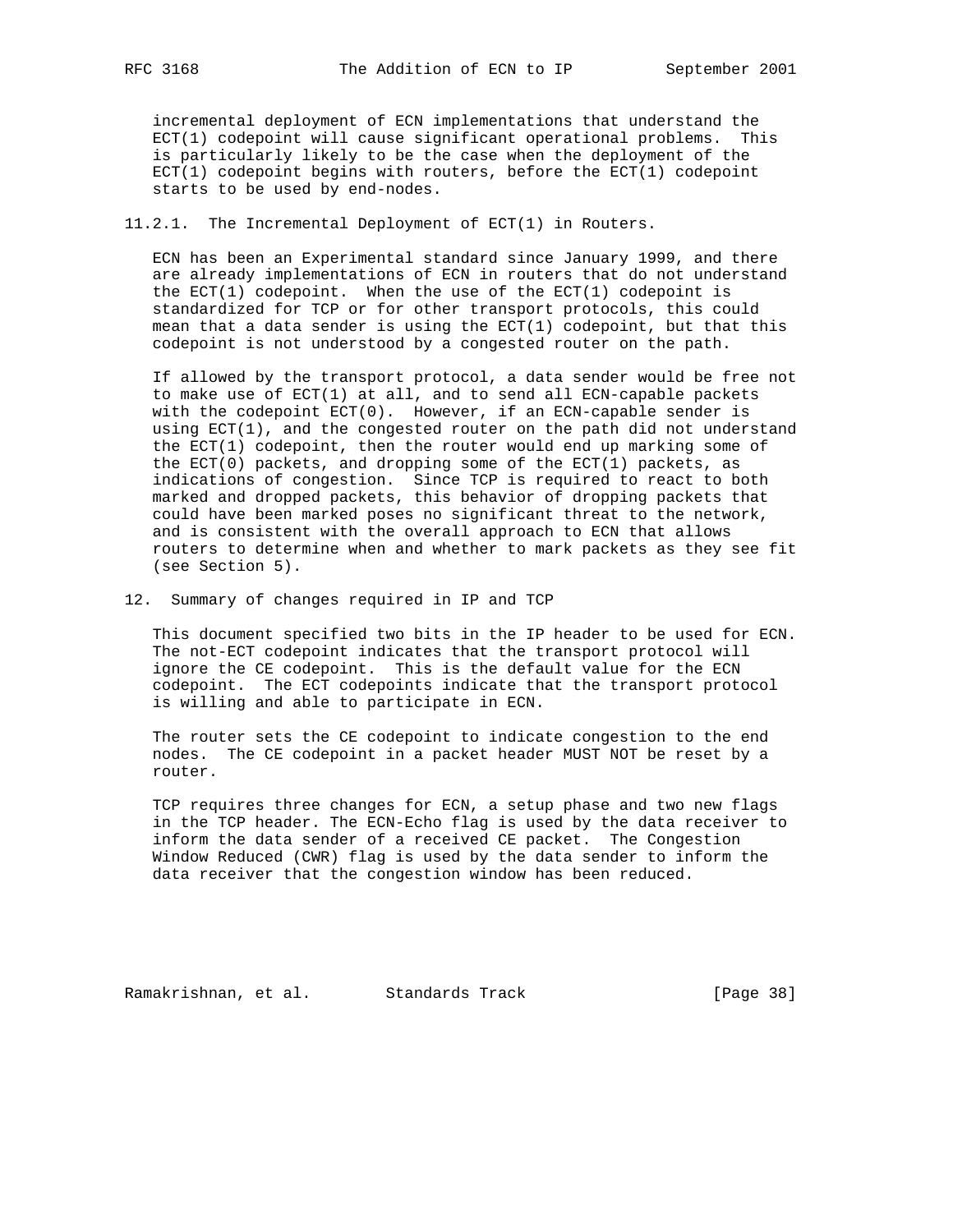incremental deployment of ECN implementations that understand the ECT(1) codepoint will cause significant operational problems. This is particularly likely to be the case when the deployment of the ECT(1) codepoint begins with routers, before the ECT(1) codepoint starts to be used by end-nodes.

### 11.2.1. The Incremental Deployment of ECT(1) in Routers.

ECN has been an Experimental standard since January 1999, and there are already implementations of ECN in routers that do not understand the ECT(1) codepoint. When the use of the ECT(1) codepoint is standardized for TCP or for other transport protocols, this could mean that a data sender is using the ECT(1) codepoint, but that this codepoint is not understood by a congested router on the path.

If allowed by the transport protocol, a data sender would be free not to make use of ECT(1) at all, and to send all ECN-capable packets with the codepoint ECT(0). However, if an ECN-capable sender is using ECT(1), and the congested router on the path did not understand the ECT(1) codepoint, then the router would end up marking some of the ECT(0) packets, and dropping some of the ECT(1) packets, as indications of congestion. Since TCP is required to react to both marked and dropped packets, this behavior of dropping packets that could have been marked poses no significant threat to the network, and is consistent with the overall approach to ECN that allows routers to determine when and whether to mark packets as they see fit (see Section 5).

## 12. Summary of changes required in IP and TCP

This document specified two bits in the IP header to be used for ECN. The not-ECT codepoint indicates that the transport protocol will ignore the CE codepoint. This is the default value for the ECN codepoint. The ECT codepoints indicate that the transport protocol is willing and able to participate in ECN.

The router sets the CE codepoint to indicate congestion to the end nodes. The CE codepoint in a packet header MUST NOT be reset by a router.

TCP requires three changes for ECN, a setup phase and two new flags in the TCP header. The ECN-Echo flag is used by the data receiver to inform the data sender of a received CE packet. The Congestion Window Reduced (CWR) flag is used by the data sender to inform the data receiver that the congestion window has been reduced.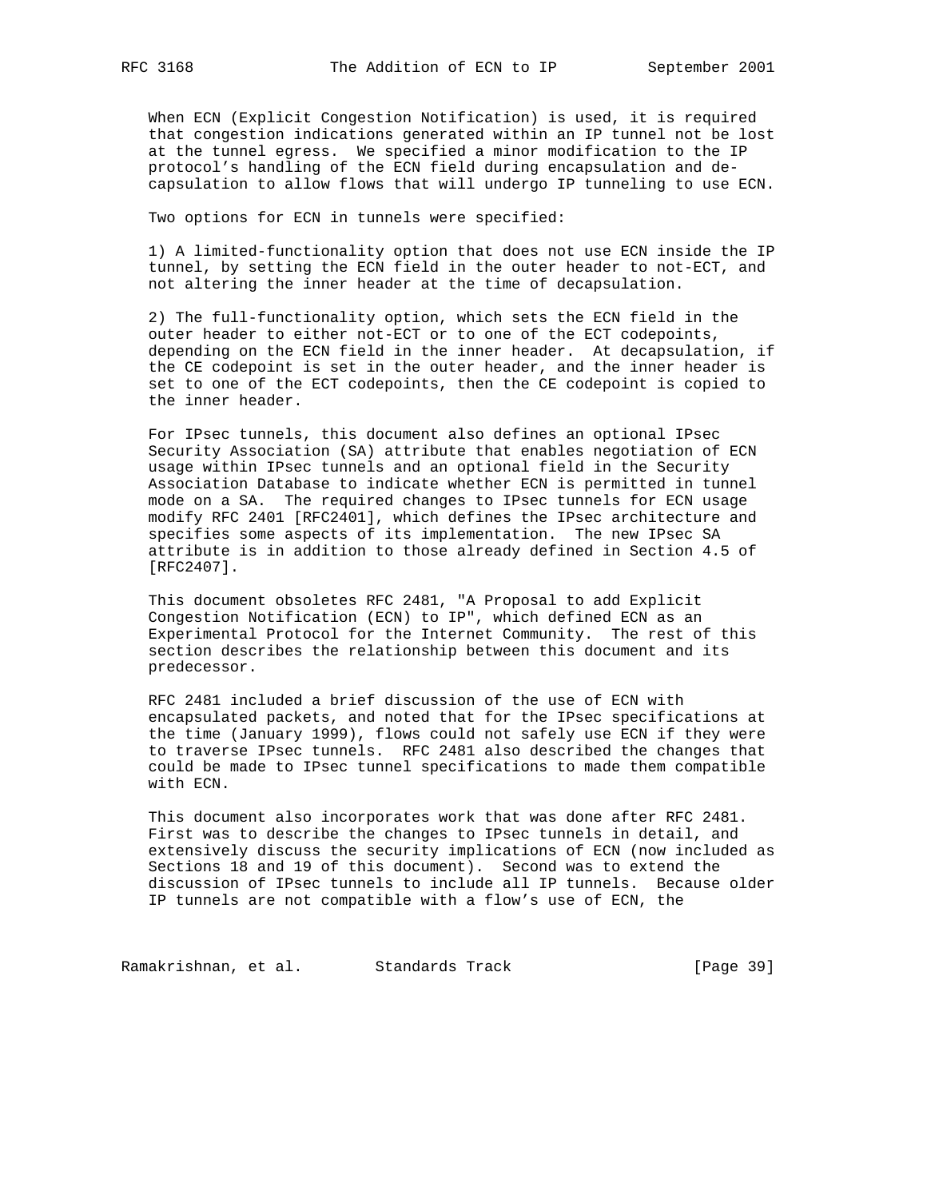When ECN (Explicit Congestion Notification) is used, it is required that congestion indications generated within an IP tunnel not be lost at the tunnel egress. We specified a minor modification to the IP protocol's handling of the ECN field during encapsulation and de-capsulation to allow flows that will undergo IP tunneling to use ECN.

Two options for ECN in tunnels were specified:

1) A limited-functionality option that does not use ECN inside the IP tunnel, by setting the ECN field in the outer header to not-ECT, and not altering the inner header at the time of decapsulation.

2) The full-functionality option, which sets the ECN field in the outer header to either not-ECT or to one of the ECT codepoints, depending on the ECN field in the inner header. At decapsulation, if the CE codepoint is set in the outer header, and the inner header is set to one of the ECT codepoints, then the CE codepoint is copied to the inner header.

For IPsec tunnels, this document also defines an optional IPsec Security Association (SA) attribute that enables negotiation of ECN usage within IPsec tunnels and an optional field in the Security Association Database to indicate whether ECN is permitted in tunnel mode on a SA. The required changes to IPsec tunnels for ECN usage modify RFC 2401 [RFC2401], which defines the IPsec architecture and specifies some aspects of its implementation. The new IPsec SA attribute is in addition to those already defined in Section 4.5 of [RFC2407].

This document obsoletes RFC 2481, "A Proposal to add Explicit Congestion Notification (ECN) to IP", which defined ECN as an Experimental Protocol for the Internet Community. The rest of this section describes the relationship between this document and its predecessor.

RFC 2481 included a brief discussion of the use of ECN with encapsulated packets, and noted that for the IPsec specifications at the time (January 1999), flows could not safely use ECN if they were to traverse IPsec tunnels. RFC 2481 also described the changes that could be made to IPsec tunnel specifications to made them compatible with ECN.

This document also incorporates work that was done after RFC 2481. First was to describe the changes to IPsec tunnels in detail, and extensively discuss the security implications of ECN (now included as Sections 18 and 19 of this document). Second was to extend the discussion of IPsec tunnels to include all IP tunnels. Because older IP tunnels are not compatible with a flow's use of ECN, the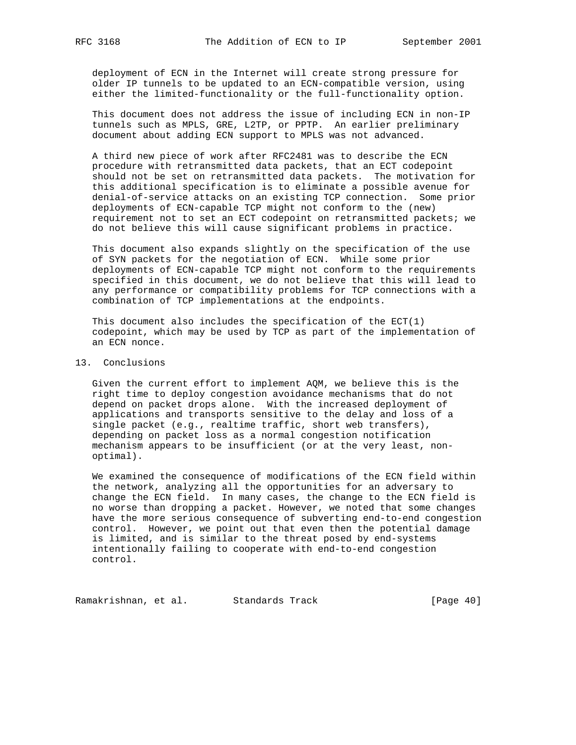deployment of ECN in the Internet will create strong pressure for older IP tunnels to be updated to an ECN-compatible version, using either the limited-functionality or the full-functionality option.

This document does not address the issue of including ECN in non-IP tunnels such as MPLS, GRE, L2TP, or PPTP. An earlier preliminary document about adding ECN support to MPLS was not advanced.

A third new piece of work after RFC2481 was to describe the ECN procedure with retransmitted data packets, that an ECT codepoint should not be set on retransmitted data packets. The motivation for this additional specification is to eliminate a possible avenue for denial-of-service attacks on an existing TCP connection. Some prior deployments of ECN-capable TCP might not conform to the (new) requirement not to set an ECT codepoint on retransmitted packets; we do not believe this will cause significant problems in practice.

This document also expands slightly on the specification of the use of SYN packets for the negotiation of ECN. While some prior deployments of ECN-capable TCP might not conform to the requirements specified in this document, we do not believe that this will lead to any performance or compatibility problems for TCP connections with a combination of TCP implementations at the endpoints.

This document also includes the specification of the ECT(1) codepoint, which may be used by TCP as part of the implementation of an ECN nonce.

## 13. Conclusions

Given the current effort to implement AQM, we believe this is the right time to deploy congestion avoidance mechanisms that do not depend on packet drops alone. With the increased deployment of applications and transports sensitive to the delay and loss of a single packet (e.g., realtime traffic, short web transfers), depending on packet loss as a normal congestion notification mechanism appears to be insufficient (or at the very least, non-optimal).

We examined the consequence of modifications of the ECN field within the network, analyzing all the opportunities for an adversary to change the ECN field. In many cases, the change to the ECN field is no worse than dropping a packet. However, we noted that some changes have the more serious consequence of subverting end-to-end congestion control. However, we point out that even then the potential damage is limited, and is similar to the threat posed by end-systems intentionally failing to cooperate with end-to-end congestion control.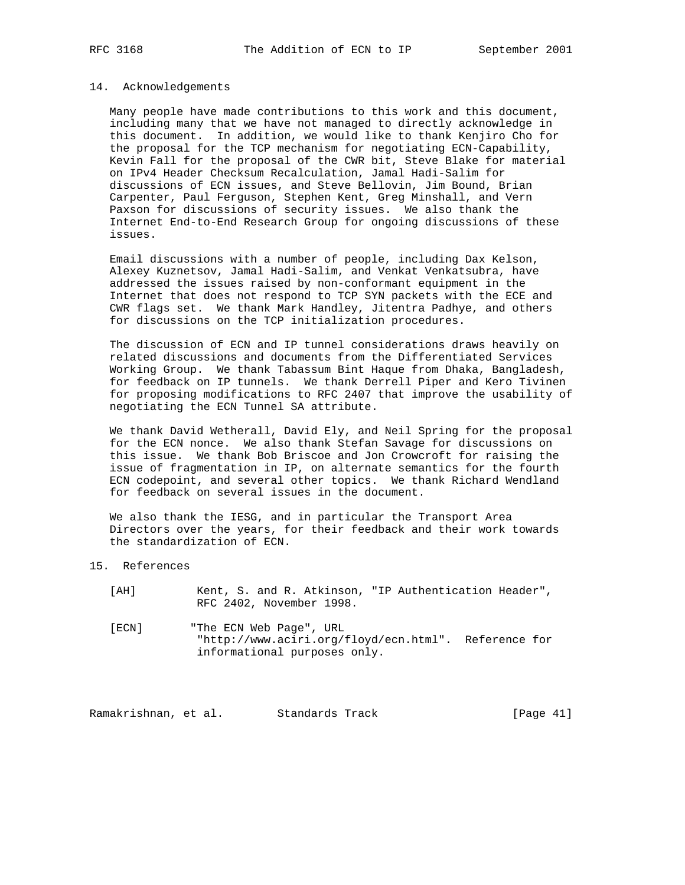## 14. Acknowledgements

Many people have made contributions to this work and this document, including many that we have not managed to directly acknowledge in this document. In addition, we would like to thank Kenjiro Cho for the proposal for the TCP mechanism for negotiating ECN-Capability, Kevin Fall for the proposal of the CWR bit, Steve Blake for material on IPv4 Header Checksum Recalculation, Jamal Hadi-Salim for discussions of ECN issues, and Steve Bellovin, Jim Bound, Brian Carpenter, Paul Ferguson, Stephen Kent, Greg Minshall, and Vern Paxson for discussions of security issues. We also thank the Internet End-to-End Research Group for ongoing discussions of these issues.

Email discussions with a number of people, including Dax Kelson, Alexey Kuznetsov, Jamal Hadi-Salim, and Venkat Venkatsubra, have addressed the issues raised by non-conformant equipment in the Internet that does not respond to TCP SYN packets with the ECE and CWR flags set. We thank Mark Handley, Jitentra Padhye, and others for discussions on the TCP initialization procedures.

The discussion of ECN and IP tunnel considerations draws heavily on related discussions and documents from the Differentiated Services Working Group. We thank Tabassum Bint Haque from Dhaka, Bangladesh, for feedback on IP tunnels. We thank Derrell Piper and Kero Tivinen for proposing modifications to RFC 2407 that improve the usability of negotiating the ECN Tunnel SA attribute.

We thank David Wetherall, David Ely, and Neil Spring for the proposal for the ECN nonce. We also thank Stefan Savage for discussions on this issue. We thank Bob Briscoe and Jon Crowcroft for raising the issue of fragmentation in IP, on alternate semantics for the fourth ECN codepoint, and several other topics. We thank Richard Wendland for feedback on several issues in the document.

We also thank the IESG, and in particular the Transport Area Directors over the years, for their feedback and their work towards the standardization of ECN.

## 15. References

[AH] Kent, S. and R. Atkinson, "IP Authentication Header", RFC 2402, November 1998.

[ECN] "The ECN Web Page", URL "http://www.aciri.org/floyd/ecn.html". Reference for informational purposes only.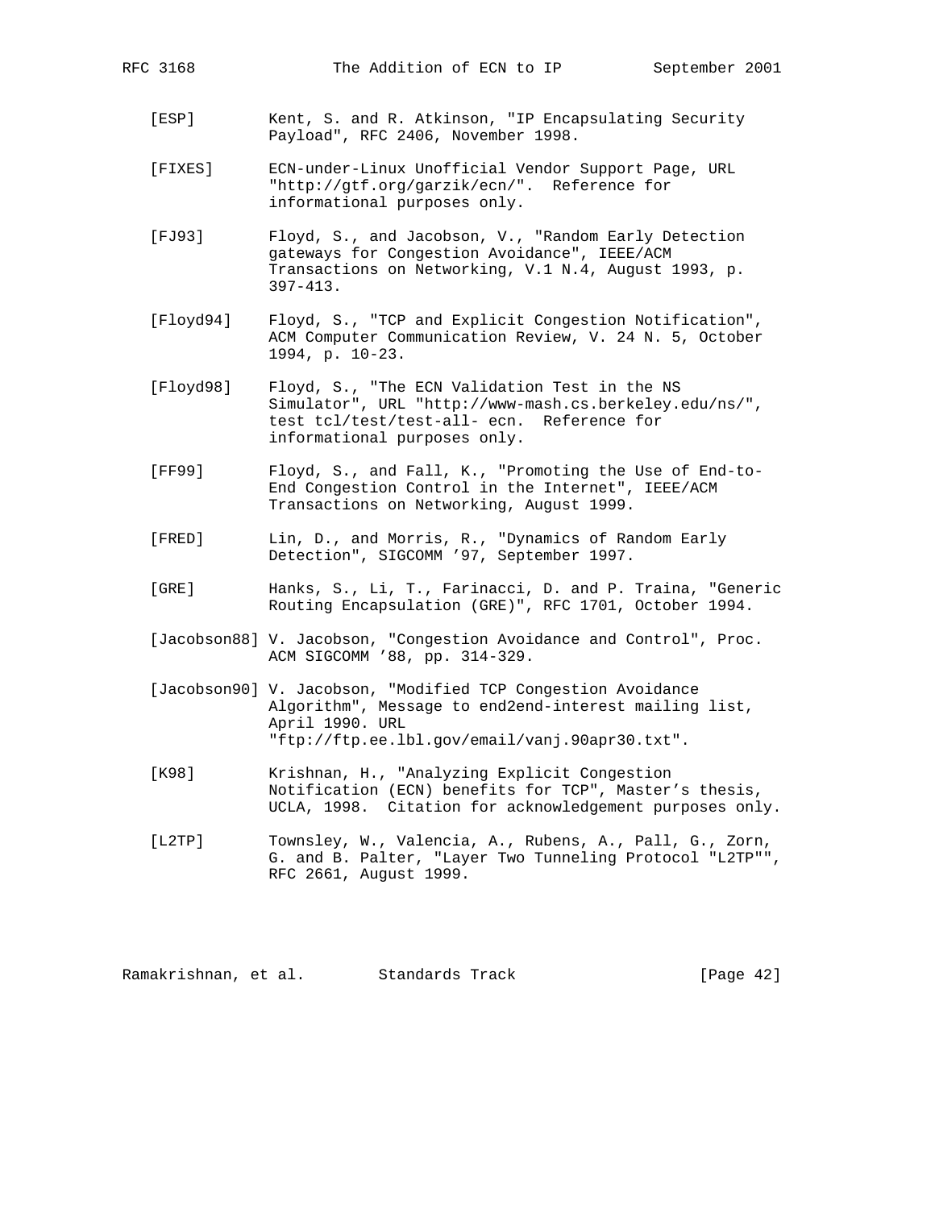[ESP] Kent, S. and R. Atkinson, "IP Encapsulating Security Payload", RFC 2406, November 1998.

[FIXES] ECN-under-Linux Unofficial Vendor Support Page, URL "http://gtf.org/garzik/ecn/". Reference for informational purposes only.

[FJ93] Floyd, S., and Jacobson, V., "Random Early Detection gateways for Congestion Avoidance", IEEE/ACM Transactions on Networking, V.1 N.4, August 1993, p. 397-413.

[Floyd94] Floyd, S., "TCP and Explicit Congestion Notification", ACM Computer Communication Review, V. 24 N. 5, October 1994, p. 10-23.

[Floyd98] Floyd, S., "The ECN Validation Test in the NS Simulator", URL "http://www-mash.cs.berkeley.edu/ns/", test tcl/test/test-all- ecn. Reference for informational purposes only.

[FF99] Floyd, S., and Fall, K., "Promoting the Use of End-to-End Congestion Control in the Internet", IEEE/ACM Transactions on Networking, August 1999.

[FRED] Lin, D., and Morris, R., "Dynamics of Random Early Detection", SIGCOMM '97, September 1997.

[GRE] Hanks, S., Li, T., Farinacci, D. and P. Traina, "Generic Routing Encapsulation (GRE)", RFC 1701, October 1994.

[Jacobson88] V. Jacobson, "Congestion Avoidance and Control", Proc. ACM SIGCOMM '88, pp. 314-329.

[Jacobson90] V. Jacobson, "Modified TCP Congestion Avoidance Algorithm", Message to end2end-interest mailing list, April 1990. URL "ftp://ftp.ee.lbl.gov/email/vanj.90apr30.txt".

[K98] Krishnan, H., "Analyzing Explicit Congestion Notification (ECN) benefits for TCP", Master's thesis, UCLA, 1998. Citation for acknowledgement purposes only.

[L2TP] Townsley, W., Valencia, A., Rubens, A., Pall, G., Zorn, G. and B. Palter, "Layer Two Tunneling Protocol "L2TP"", RFC 2661, August 1999.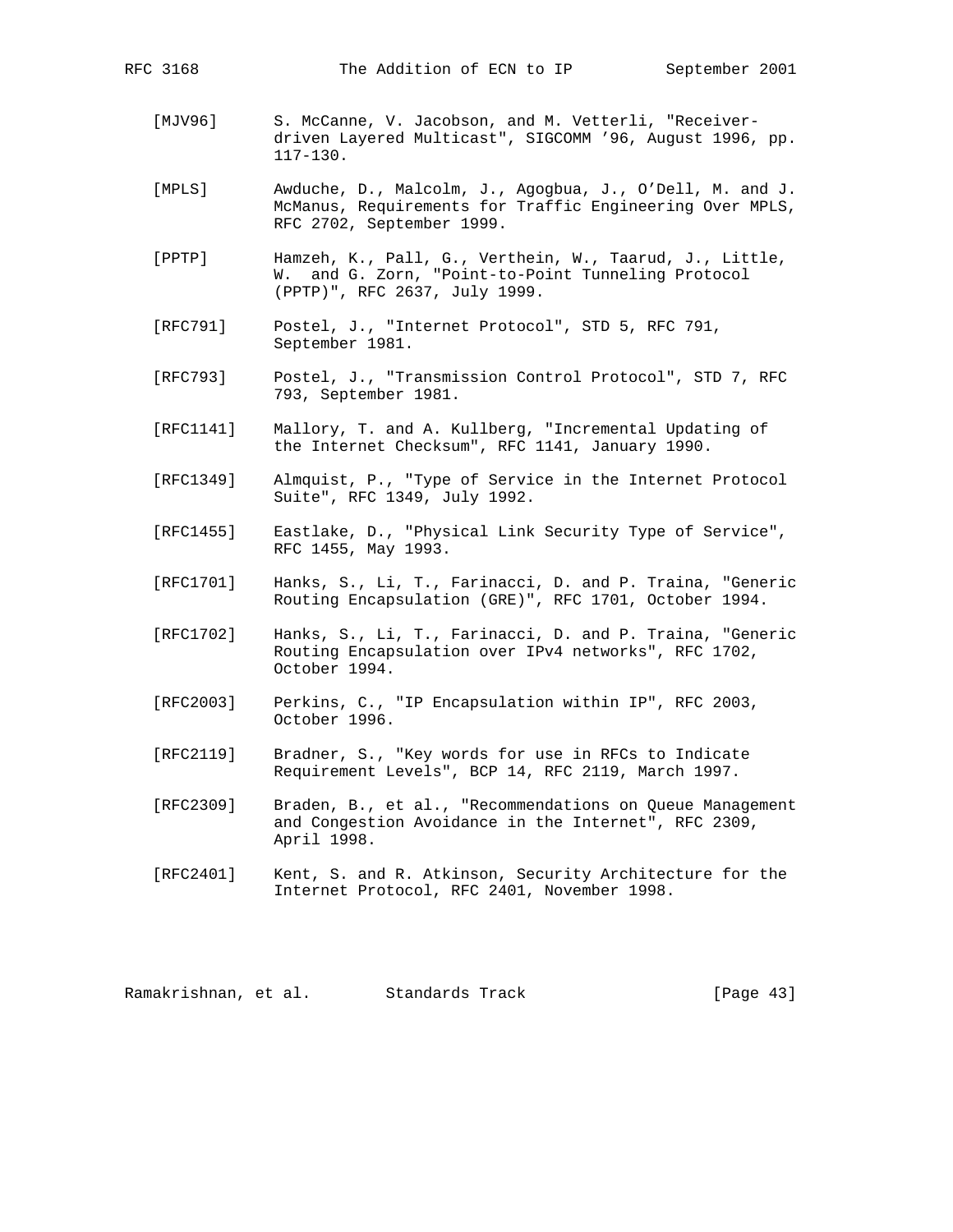[MJV96] S. McCanne, V. Jacobson, and M. Vetterli, "Receiver-driven Layered Multicast", SIGCOMM '96, August 1996, pp. 117-130.

[MPLS] Awduche, D., Malcolm, J., Agogbua, J., O'Dell, M. and J. McManus, Requirements for Traffic Engineering Over MPLS, RFC 2702, September 1999.

[PPTP] Hamzeh, K., Pall, G., Verthein, W., Taarud, J., Little, W. and G. Zorn, "Point-to-Point Tunneling Protocol (PPTP)", RFC 2637, July 1999.

[RFC791] Postel, J., "Internet Protocol", STD 5, RFC 791, September 1981.

[RFC793] Postel, J., "Transmission Control Protocol", STD 7, RFC 793, September 1981.

[RFC1141] Mallory, T. and A. Kullberg, "Incremental Updating of the Internet Checksum", RFC 1141, January 1990.

[RFC1349] Almquist, P., "Type of Service in the Internet Protocol Suite", RFC 1349, July 1992.

[RFC1455] Eastlake, D., "Physical Link Security Type of Service", RFC 1455, May 1993.

[RFC1701] Hanks, S., Li, T., Farinacci, D. and P. Traina, "Generic Routing Encapsulation (GRE)", RFC 1701, October 1994.

[RFC1702] Hanks, S., Li, T., Farinacci, D. and P. Traina, "Generic Routing Encapsulation over IPv4 networks", RFC 1702, October 1994.

[RFC2003] Perkins, C., "IP Encapsulation within IP", RFC 2003, October 1996.

[RFC2119] Bradner, S., "Key words for use in RFCs to Indicate Requirement Levels", BCP 14, RFC 2119, March 1997.

[RFC2309] Braden, B., et al., "Recommendations on Queue Management and Congestion Avoidance in the Internet", RFC 2309, April 1998.

[RFC2401] Kent, S. and R. Atkinson, Security Architecture for the Internet Protocol, RFC 2401, November 1998.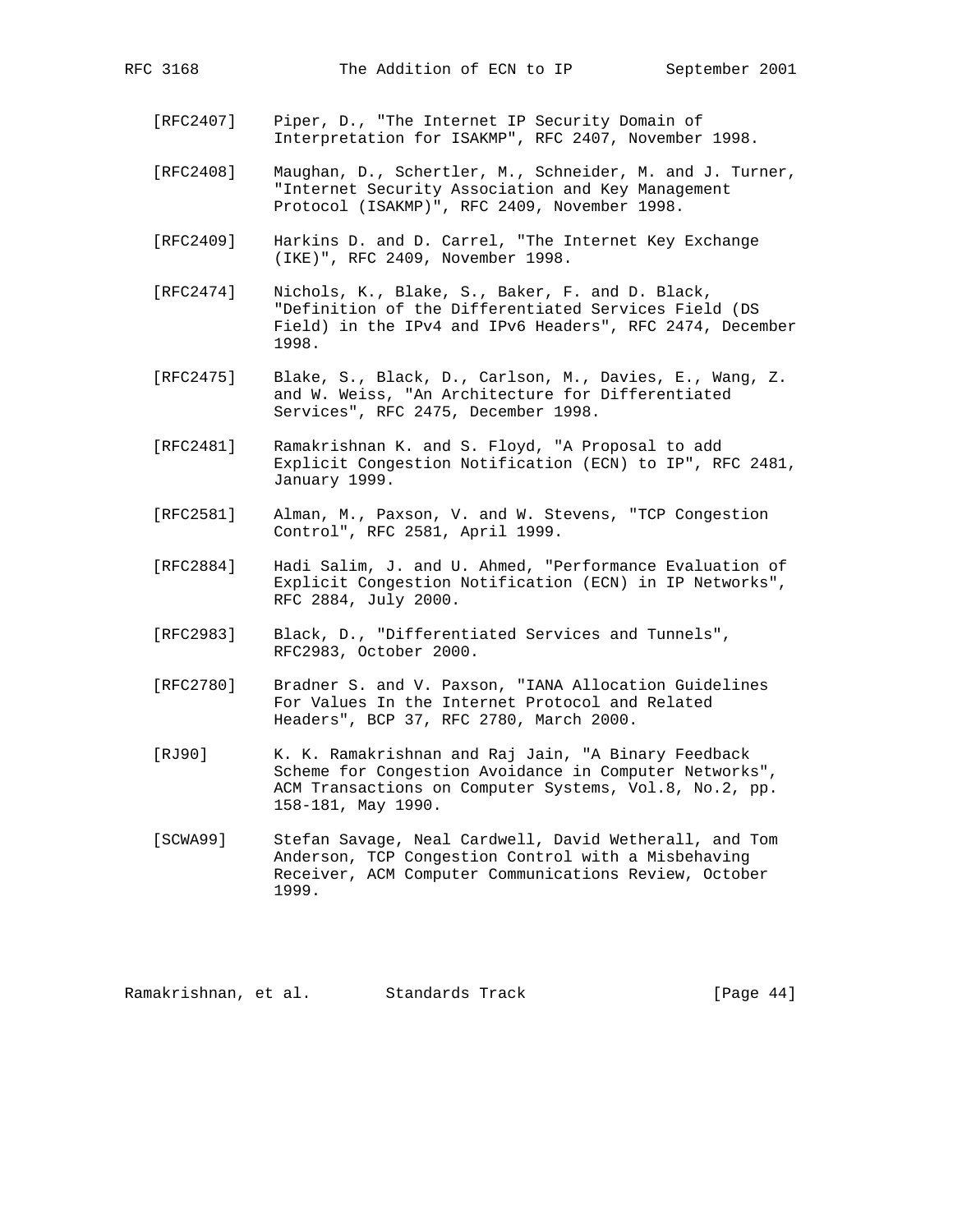[RFC2407] Piper, D., "The Internet IP Security Domain of Interpretation for ISAKMP", RFC 2407, November 1998.

[RFC2408] Maughan, D., Schertler, M., Schneider, M. and J. Turner, "Internet Security Association and Key Management Protocol (ISAKMP)", RFC 2409, November 1998.

[RFC2409] Harkins D. and D. Carrel, "The Internet Key Exchange (IKE)", RFC 2409, November 1998.

[RFC2474] Nichols, K., Blake, S., Baker, F. and D. Black, "Definition of the Differentiated Services Field (DS Field) in the IPv4 and IPv6 Headers", RFC 2474, December 1998.

[RFC2475] Blake, S., Black, D., Carlson, M., Davies, E., Wang, Z. and W. Weiss, "An Architecture for Differentiated Services", RFC 2475, December 1998.

[RFC2481] Ramakrishnan K. and S. Floyd, "A Proposal to add Explicit Congestion Notification (ECN) to IP", RFC 2481, January 1999.

[RFC2581] Alman, M., Paxson, V. and W. Stevens, "TCP Congestion Control", RFC 2581, April 1999.

[RFC2884] Hadi Salim, J. and U. Ahmed, "Performance Evaluation of Explicit Congestion Notification (ECN) in IP Networks", RFC 2884, July 2000.

[RFC2983] Black, D., "Differentiated Services and Tunnels", RFC2983, October 2000.

[RFC2780] Bradner S. and V. Paxson, "IANA Allocation Guidelines For Values In the Internet Protocol and Related Headers", BCP 37, RFC 2780, March 2000.

[RJ90] K. K. Ramakrishnan and Raj Jain, "A Binary Feedback Scheme for Congestion Avoidance in Computer Networks", ACM Transactions on Computer Systems, Vol.8, No.2, pp. 158-181, May 1990.

[SCWA99] Stefan Savage, Neal Cardwell, David Wetherall, and Tom Anderson, TCP Congestion Control with a Misbehaving Receiver, ACM Computer Communications Review, October 1999.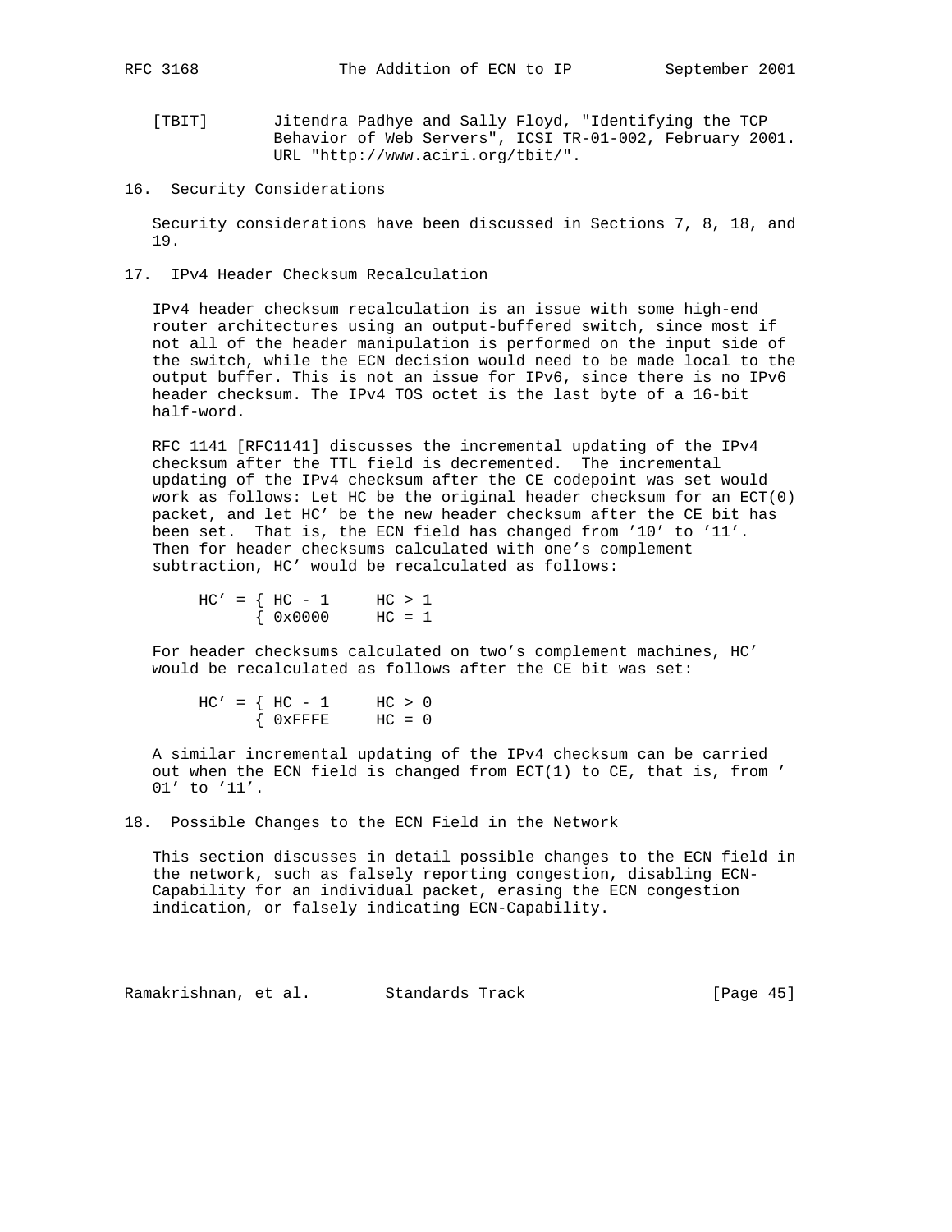[TBIT] Jitendra Padhye and Sally Floyd, "Identifying the TCP Behavior of Web Servers", ICSI TR-01-002, February 2001. URL "http://www.aciri.org/tbit/".

## 16. Security Considerations

Security considerations have been discussed in Sections 7, 8, 18, and 19.

## 17. IPv4 Header Checksum Recalculation

IPv4 header checksum recalculation is an issue with some high-end router architectures using an output-buffered switch, since most if not all of the header manipulation is performed on the input side of the switch, while the ECN decision would need to be made local to the output buffer. This is not an issue for IPv6, since there is no IPv6 header checksum. The IPv4 TOS octet is the last byte of a 16-bit half-word.

RFC 1141 [RFC1141] discusses the incremental updating of the IPv4 checksum after the TTL field is decremented. The incremental updating of the IPv4 checksum after the CE codepoint was set would work as follows: Let HC be the original header checksum for an ECT(0) packet, and let HC' be the new header checksum after the CE bit has been set. That is, the ECN field has changed from '10' to '11'. Then for header checksums calculated with one's complement subtraction, HC' would be recalculated as follows:

```
HC' = { HC - 1     HC > 1
      { 0x0000     HC = 1
```

For header checksums calculated on two's complement machines, HC' would be recalculated as follows after the CE bit was set:

```
HC' = { HC - 1     HC > 0
      { 0xFFFE     HC = 0
```

A similar incremental updating of the IPv4 checksum can be carried out when the ECN field is changed from ECT(1) to CE, that is, from '01' to '11'.

## 18. Possible Changes to the ECN Field in the Network

This section discusses in detail possible changes to the ECN field in the network, such as falsely reporting congestion, disabling ECN-Capability for an individual packet, erasing the ECN congestion indication, or falsely indicating ECN-Capability.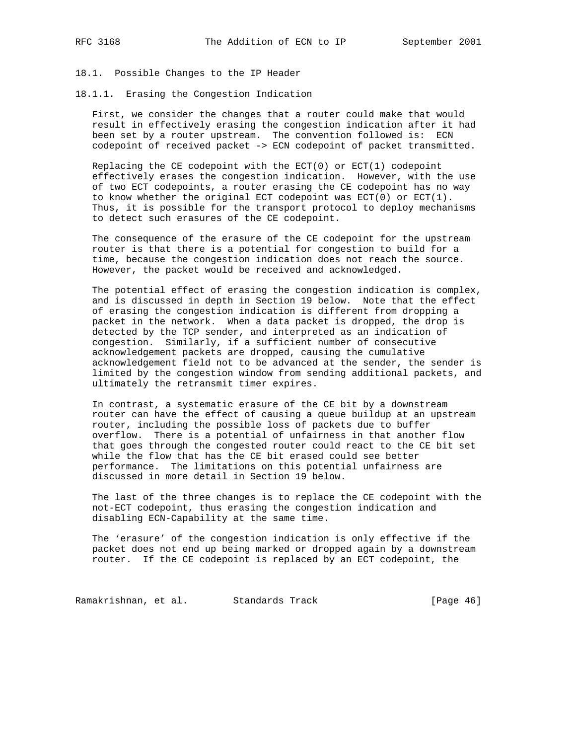### 18.1. Possible Changes to the IP Header

#### 18.1.1. Erasing the Congestion Indication

First, we consider the changes that a router could make that would result in effectively erasing the congestion indication after it had been set by a router upstream. The convention followed is: ECN codepoint of received packet -> ECN codepoint of packet transmitted.

Replacing the CE codepoint with the ECT(0) or ECT(1) codepoint effectively erases the congestion indication. However, with the use of two ECT codepoints, a router erasing the CE codepoint has no way to know whether the original ECT codepoint was ECT(0) or ECT(1). Thus, it is possible for the transport protocol to deploy mechanisms to detect such erasures of the CE codepoint.

The consequence of the erasure of the CE codepoint for the upstream router is that there is a potential for congestion to build for a time, because the congestion indication does not reach the source. However, the packet would be received and acknowledged.

The potential effect of erasing the congestion indication is complex, and is discussed in depth in Section 19 below. Note that the effect of erasing the congestion indication is different from dropping a packet in the network. When a data packet is dropped, the drop is detected by the TCP sender, and interpreted as an indication of congestion. Similarly, if a sufficient number of consecutive acknowledgement packets are dropped, causing the cumulative acknowledgement field not to be advanced at the sender, the sender is limited by the congestion window from sending additional packets, and ultimately the retransmit timer expires.

In contrast, a systematic erasure of the CE bit by a downstream router can have the effect of causing a queue buildup at an upstream router, including the possible loss of packets due to buffer overflow. There is a potential of unfairness in that another flow that goes through the congested router could react to the CE bit set while the flow that has the CE bit erased could see better performance. The limitations on this potential unfairness are discussed in more detail in Section 19 below.

The last of the three changes is to replace the CE codepoint with the not-ECT codepoint, thus erasing the congestion indication and disabling ECN-Capability at the same time.

The 'erasure' of the congestion indication is only effective if the packet does not end up being marked or dropped again by a downstream router. If the CE codepoint is replaced by an ECT codepoint, the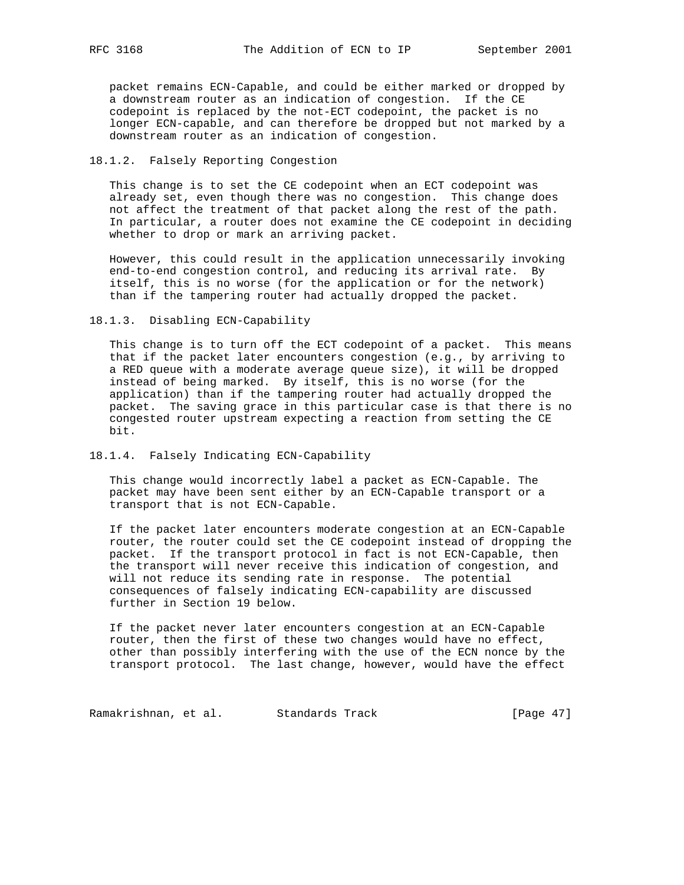packet remains ECN-Capable, and could be either marked or dropped by a downstream router as an indication of congestion. If the CE codepoint is replaced by the not-ECT codepoint, the packet is no longer ECN-capable, and can therefore be dropped but not marked by a downstream router as an indication of congestion.

### 18.1.2. Falsely Reporting Congestion

This change is to set the CE codepoint when an ECT codepoint was already set, even though there was no congestion. This change does not affect the treatment of that packet along the rest of the path. In particular, a router does not examine the CE codepoint in deciding whether to drop or mark an arriving packet.

However, this could result in the application unnecessarily invoking end-to-end congestion control, and reducing its arrival rate. By itself, this is no worse (for the application or for the network) than if the tampering router had actually dropped the packet.

### 18.1.3. Disabling ECN-Capability

This change is to turn off the ECT codepoint of a packet. This means that if the packet later encounters congestion (e.g., by arriving to a RED queue with a moderate average queue size), it will be dropped instead of being marked. By itself, this is no worse (for the application) than if the tampering router had actually dropped the packet. The saving grace in this particular case is that there is no congested router upstream expecting a reaction from setting the CE bit.

### 18.1.4. Falsely Indicating ECN-Capability

This change would incorrectly label a packet as ECN-Capable. The packet may have been sent either by an ECN-Capable transport or a transport that is not ECN-Capable.

If the packet later encounters moderate congestion at an ECN-Capable router, the router could set the CE codepoint instead of dropping the packet. If the transport protocol in fact is not ECN-Capable, then the transport will never receive this indication of congestion, and will not reduce its sending rate in response. The potential consequences of falsely indicating ECN-capability are discussed further in Section 19 below.

If the packet never later encounters congestion at an ECN-Capable router, then the first of these two changes would have no effect, other than possibly interfering with the use of the ECN nonce by the transport protocol. The last change, however, would have the effect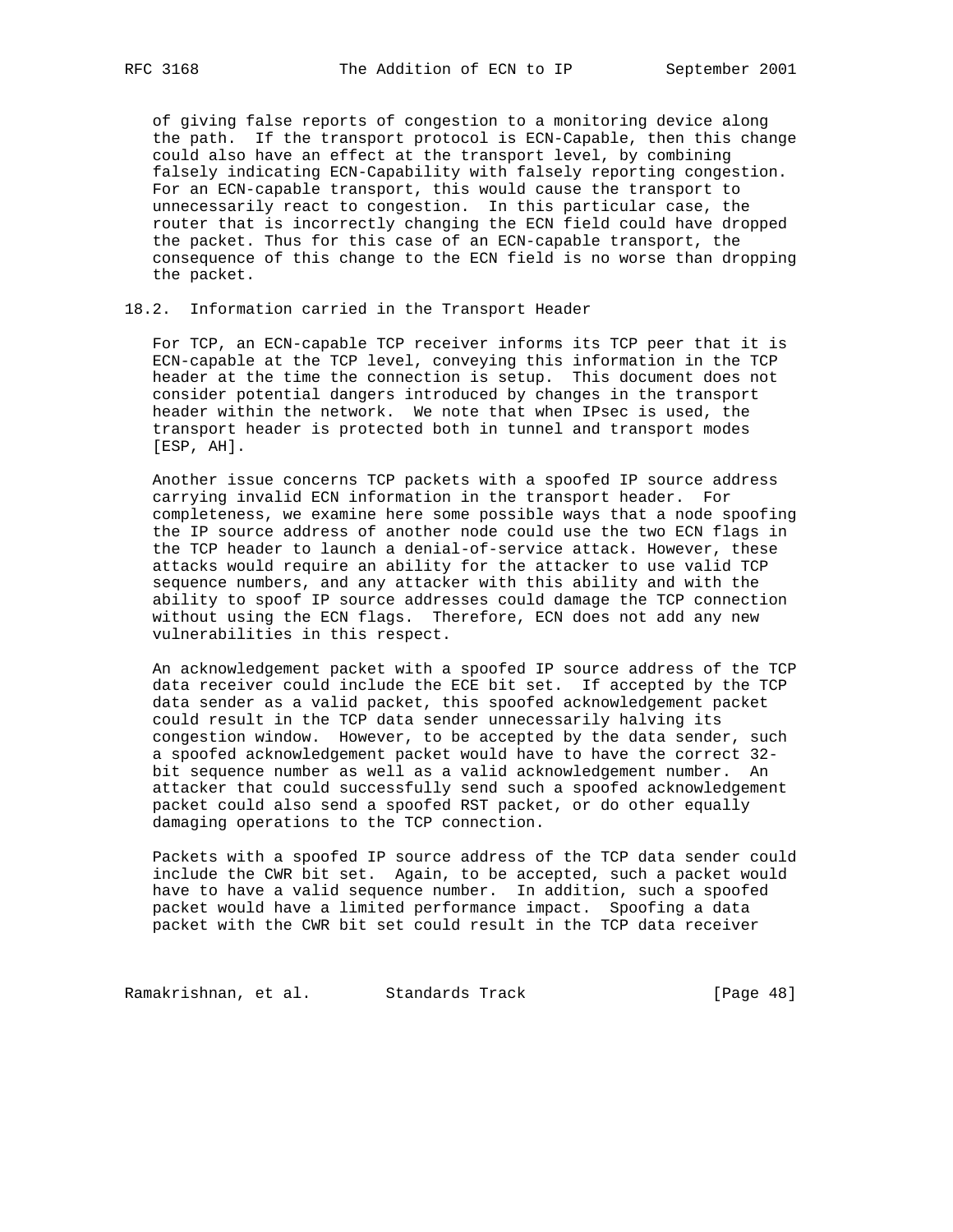of giving false reports of congestion to a monitoring device along the path. If the transport protocol is ECN-Capable, then this change could also have an effect at the transport level, by combining falsely indicating ECN-Capability with falsely reporting congestion. For an ECN-capable transport, this would cause the transport to unnecessarily react to congestion. In this particular case, the router that is incorrectly changing the ECN field could have dropped the packet. Thus for this case of an ECN-capable transport, the consequence of this change to the ECN field is no worse than dropping the packet.

## 18.2. Information carried in the Transport Header

For TCP, an ECN-capable TCP receiver informs its TCP peer that it is ECN-capable at the TCP level, conveying this information in the TCP header at the time the connection is setup. This document does not consider potential dangers introduced by changes in the transport header within the network. We note that when IPsec is used, the transport header is protected both in tunnel and transport modes [ESP, AH].

Another issue concerns TCP packets with a spoofed IP source address carrying invalid ECN information in the transport header. For completeness, we examine here some possible ways that a node spoofing the IP source address of another node could use the two ECN flags in the TCP header to launch a denial-of-service attack. However, these attacks would require an ability for the attacker to use valid TCP sequence numbers, and any attacker with this ability and with the ability to spoof IP source addresses could damage the TCP connection without using the ECN flags. Therefore, ECN does not add any new vulnerabilities in this respect.

An acknowledgement packet with a spoofed IP source address of the TCP data receiver could include the ECE bit set. If accepted by the TCP data sender as a valid packet, this spoofed acknowledgement packet could result in the TCP data sender unnecessarily halving its congestion window. However, to be accepted by the data sender, such a spoofed acknowledgement packet would have to have the correct 32-bit sequence number as well as a valid acknowledgement number. An attacker that could successfully send such a spoofed acknowledgement packet could also send a spoofed RST packet, or do other equally damaging operations to the TCP connection.

Packets with a spoofed IP source address of the TCP data sender could include the CWR bit set. Again, to be accepted, such a packet would have to have a valid sequence number. In addition, such a spoofed packet would have a limited performance impact. Spoofing a data packet with the CWR bit set could result in the TCP data receiver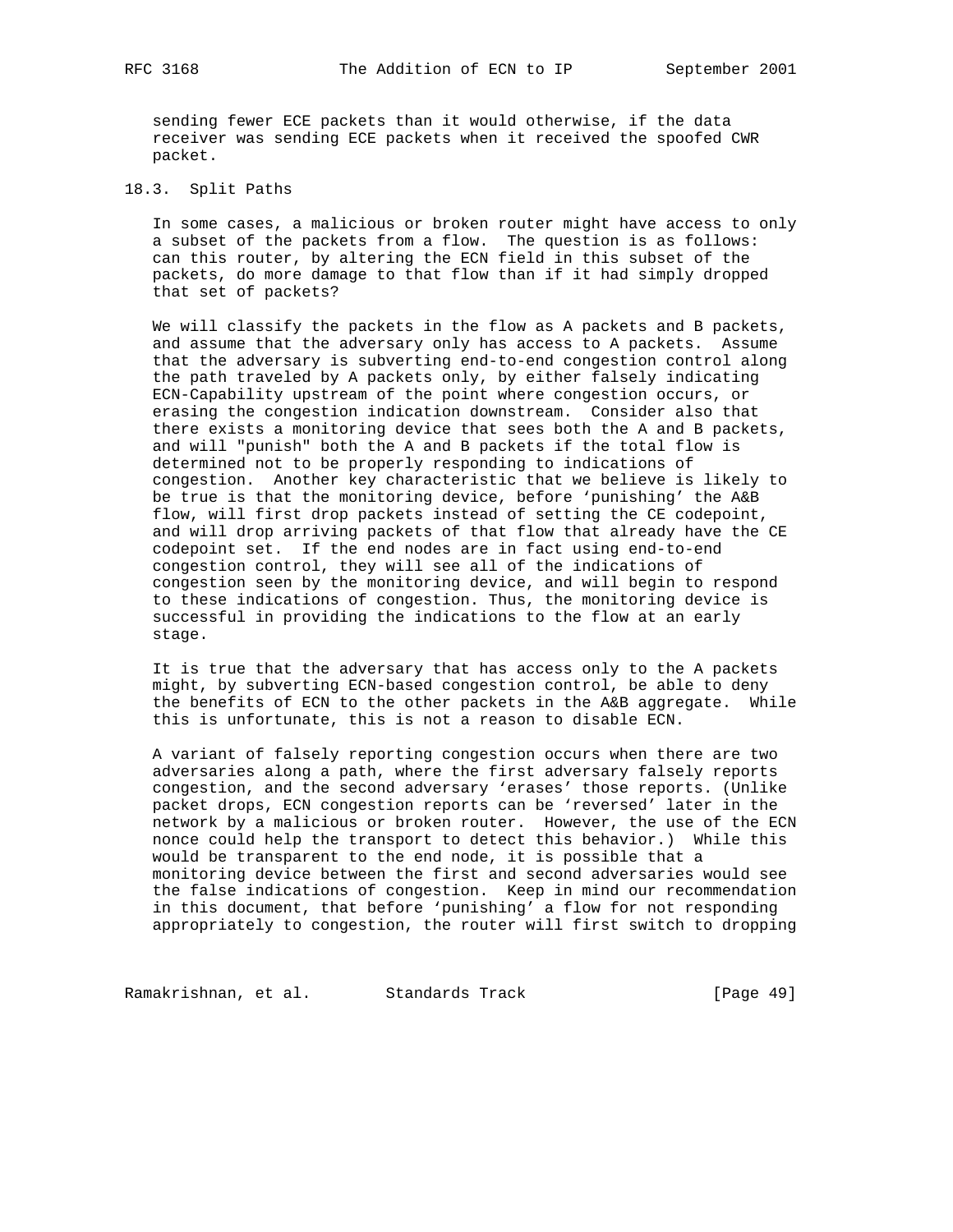sending fewer ECE packets than it would otherwise, if the data receiver was sending ECE packets when it received the spoofed CWR packet.

### 18.3. Split Paths

In some cases, a malicious or broken router might have access to only a subset of the packets from a flow. The question is as follows: can this router, by altering the ECN field in this subset of the packets, do more damage to that flow than if it had simply dropped that set of packets?

We will classify the packets in the flow as A packets and B packets, and assume that the adversary only has access to A packets. Assume that the adversary is subverting end-to-end congestion control along the path traveled by A packets only, by either falsely indicating ECN-Capability upstream of the point where congestion occurs, or erasing the congestion indication downstream. Consider also that there exists a monitoring device that sees both the A and B packets, and will "punish" both the A and B packets if the total flow is determined not to be properly responding to indications of congestion. Another key characteristic that we believe is likely to be true is that the monitoring device, before 'punishing' the A&B flow, will first drop packets instead of setting the CE codepoint, and will drop arriving packets of that flow that already have the CE codepoint set. If the end nodes are in fact using end-to-end congestion control, they will see all of the indications of congestion seen by the monitoring device, and will begin to respond to these indications of congestion. Thus, the monitoring device is successful in providing the indications to the flow at an early stage.

It is true that the adversary that has access only to the A packets might, by subverting ECN-based congestion control, be able to deny the benefits of ECN to the other packets in the A&B aggregate. While this is unfortunate, this is not a reason to disable ECN.

A variant of falsely reporting congestion occurs when there are two adversaries along a path, where the first adversary falsely reports congestion, and the second adversary 'erases' those reports. (Unlike packet drops, ECN congestion reports can be 'reversed' later in the network by a malicious or broken router. However, the use of the ECN nonce could help the transport to detect this behavior.) While this would be transparent to the end node, it is possible that a monitoring device between the first and second adversaries would see the false indications of congestion. Keep in mind our recommendation in this document, that before 'punishing' a flow for not responding appropriately to congestion, the router will first switch to dropping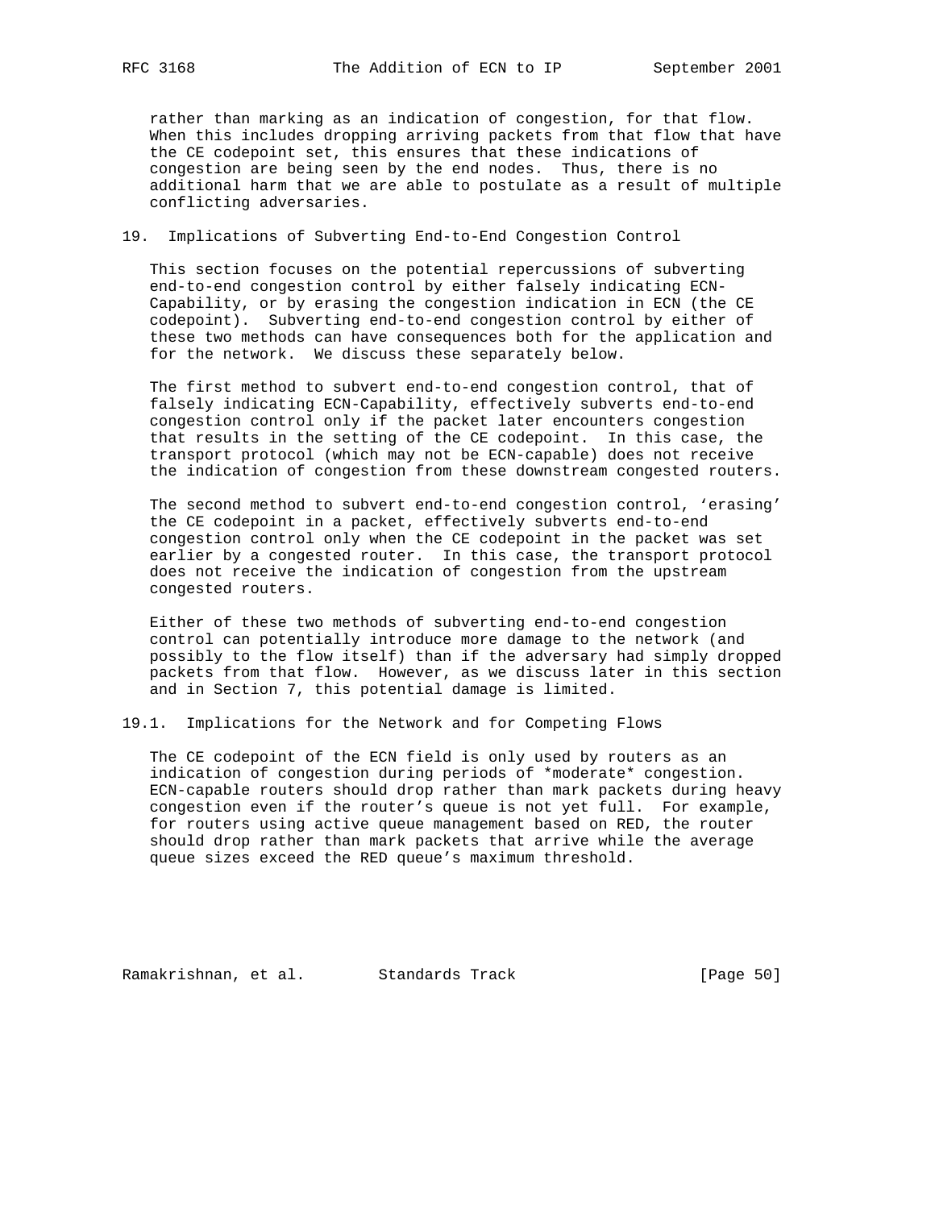rather than marking as an indication of congestion, for that flow. When this includes dropping arriving packets from that flow that have the CE codepoint set, this ensures that these indications of congestion are being seen by the end nodes. Thus, there is no additional harm that we are able to postulate as a result of multiple conflicting adversaries.

## 19. Implications of Subverting End-to-End Congestion Control

This section focuses on the potential repercussions of subverting end-to-end congestion control by either falsely indicating ECN-Capability, or by erasing the congestion indication in ECN (the CE codepoint). Subverting end-to-end congestion control by either of these two methods can have consequences both for the application and for the network. We discuss these separately below.

The first method to subvert end-to-end congestion control, that of falsely indicating ECN-Capability, effectively subverts end-to-end congestion control only if the packet later encounters congestion that results in the setting of the CE codepoint. In this case, the transport protocol (which may not be ECN-capable) does not receive the indication of congestion from these downstream congested routers.

The second method to subvert end-to-end congestion control, 'erasing' the CE codepoint in a packet, effectively subverts end-to-end congestion control only when the CE codepoint in the packet was set earlier by a congested router. In this case, the transport protocol does not receive the indication of congestion from the upstream congested routers.

Either of these two methods of subverting end-to-end congestion control can potentially introduce more damage to the network (and possibly to the flow itself) than if the adversary had simply dropped packets from that flow. However, as we discuss later in this section and in Section 7, this potential damage is limited.

### 19.1. Implications for the Network and for Competing Flows

The CE codepoint of the ECN field is only used by routers as an indication of congestion during periods of *moderate* congestion. ECN-capable routers should drop rather than mark packets during heavy congestion even if the router's queue is not yet full. For example, for routers using active queue management based on RED, the router should drop rather than mark packets that arrive while the average queue sizes exceed the RED queue's maximum threshold.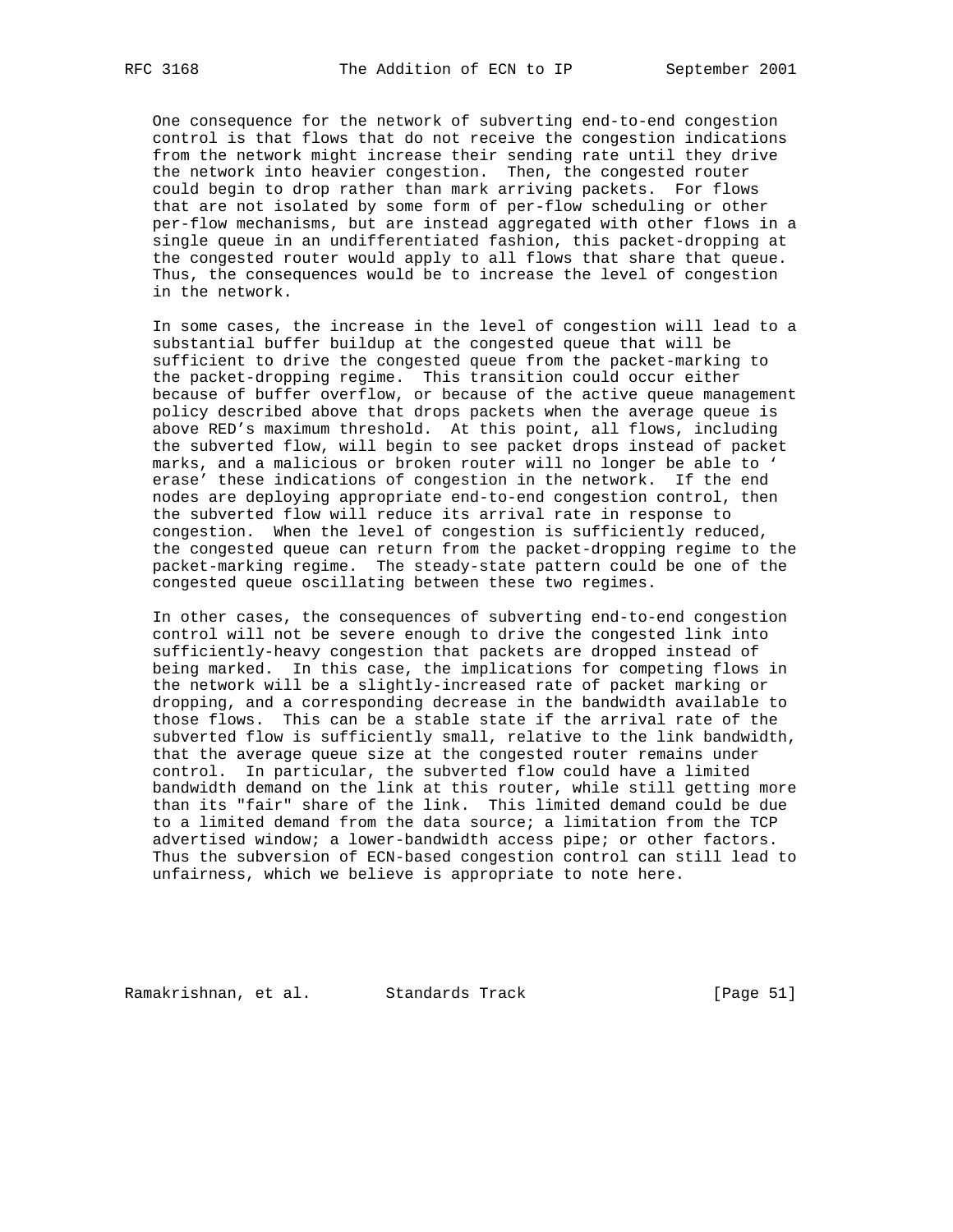One consequence for the network of subverting end-to-end congestion control is that flows that do not receive the congestion indications from the network might increase their sending rate until they drive the network into heavier congestion. Then, the congested router could begin to drop rather than mark arriving packets. For flows that are not isolated by some form of per-flow scheduling or other per-flow mechanisms, but are instead aggregated with other flows in a single queue in an undifferentiated fashion, this packet-dropping at the congested router would apply to all flows that share that queue. Thus, the consequences would be to increase the level of congestion in the network.

In some cases, the increase in the level of congestion will lead to a substantial buffer buildup at the congested queue that will be sufficient to drive the congested queue from the packet-marking to the packet-dropping regime. This transition could occur either because of buffer overflow, or because of the active queue management policy described above that drops packets when the average queue is above RED's maximum threshold. At this point, all flows, including the subverted flow, will begin to see packet drops instead of packet marks, and a malicious or broken router will no longer be able to 'erase' these indications of congestion in the network. If the end nodes are deploying appropriate end-to-end congestion control, then the subverted flow will reduce its arrival rate in response to congestion. When the level of congestion is sufficiently reduced, the congested queue can return from the packet-dropping regime to the packet-marking regime. The steady-state pattern could be one of the congested queue oscillating between these two regimes.

In other cases, the consequences of subverting end-to-end congestion control will not be severe enough to drive the congested link into sufficiently-heavy congestion that packets are dropped instead of being marked. In this case, the implications for competing flows in the network will be a slightly-increased rate of packet marking or dropping, and a corresponding decrease in the bandwidth available to those flows. This can be a stable state if the arrival rate of the subverted flow is sufficiently small, relative to the link bandwidth, that the average queue size at the congested router remains under control. In particular, the subverted flow could have a limited bandwidth demand on the link at this router, while still getting more than its "fair" share of the link. This limited demand could be due to a limited demand from the data source; a limitation from the TCP advertised window; a lower-bandwidth access pipe; or other factors. Thus the subversion of ECN-based congestion control can still lead to unfairness, which we believe is appropriate to note here.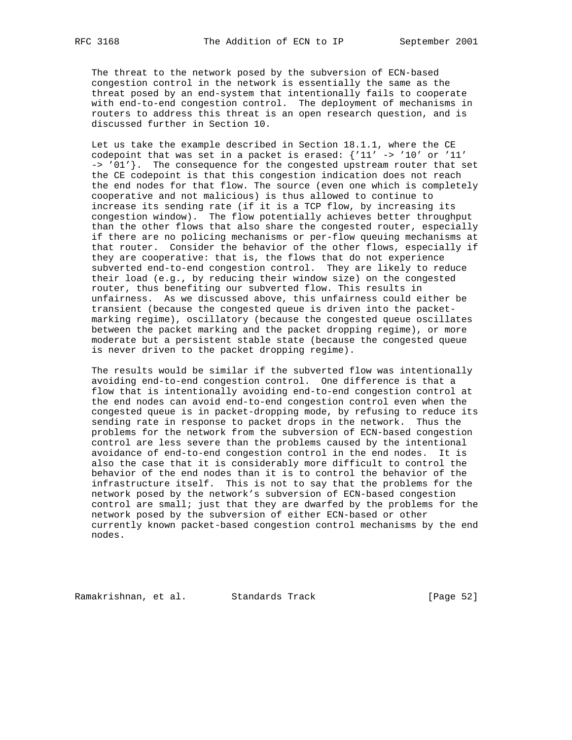The threat to the network posed by the subversion of ECN-based congestion control in the network is essentially the same as the threat posed by an end-system that intentionally fails to cooperate with end-to-end congestion control. The deployment of mechanisms in routers to address this threat is an open research question, and is discussed further in Section 10.

Let us take the example described in Section 18.1.1, where the CE codepoint that was set in a packet is erased: {'11' -> '10' or '11' -> '01'}. The consequence for the congested upstream router that set the CE codepoint is that this congestion indication does not reach the end nodes for that flow. The source (even one which is completely cooperative and not malicious) is thus allowed to continue to increase its sending rate (if it is a TCP flow, by increasing its congestion window). The flow potentially achieves better throughput than the other flows that also share the congested router, especially if there are no policing mechanisms or per-flow queuing mechanisms at that router. Consider the behavior of the other flows, especially if they are cooperative: that is, the flows that do not experience subverted end-to-end congestion control. They are likely to reduce their load (e.g., by reducing their window size) on the congested router, thus benefiting our subverted flow. This results in unfairness. As we discussed above, this unfairness could either be transient (because the congested queue is driven into the packet-marking regime), oscillatory (because the congested queue oscillates between the packet marking and the packet dropping regime), or more moderate but a persistent stable state (because the congested queue is never driven to the packet dropping regime).

The results would be similar if the subverted flow was intentionally avoiding end-to-end congestion control. One difference is that a flow that is intentionally avoiding end-to-end congestion control at the end nodes can avoid end-to-end congestion control even when the congested queue is in packet-dropping mode, by refusing to reduce its sending rate in response to packet drops in the network. Thus the problems for the network from the subversion of ECN-based congestion control are less severe than the problems caused by the intentional avoidance of end-to-end congestion control in the end nodes. It is also the case that it is considerably more difficult to control the behavior of the end nodes than it is to control the behavior of the infrastructure itself. This is not to say that the problems for the network posed by the network's subversion of ECN-based congestion control are small; just that they are dwarfed by the problems for the network posed by the subversion of either ECN-based or other currently known packet-based congestion control mechanisms by the end nodes.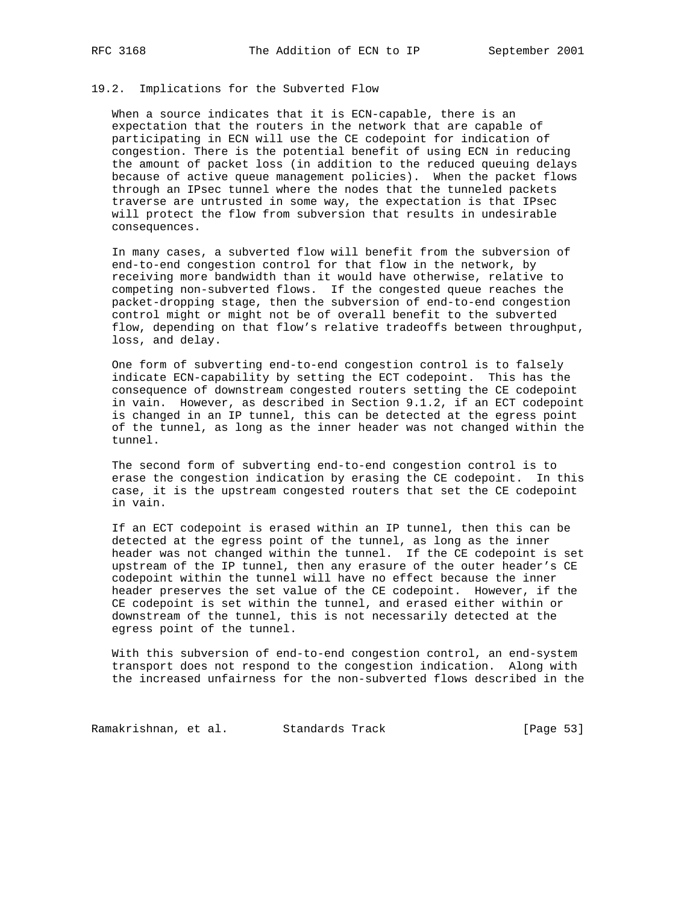### 19.2. Implications for the Subverted Flow

When a source indicates that it is ECN-capable, there is an expectation that the routers in the network that are capable of participating in ECN will use the CE codepoint for indication of congestion. There is the potential benefit of using ECN in reducing the amount of packet loss (in addition to the reduced queuing delays because of active queue management policies). When the packet flows through an IPsec tunnel where the nodes that the tunneled packets traverse are untrusted in some way, the expectation is that IPsec will protect the flow from subversion that results in undesirable consequences.

In many cases, a subverted flow will benefit from the subversion of end-to-end congestion control for that flow in the network, by receiving more bandwidth than it would have otherwise, relative to competing non-subverted flows. If the congested queue reaches the packet-dropping stage, then the subversion of end-to-end congestion control might or might not be of overall benefit to the subverted flow, depending on that flow's relative tradeoffs between throughput, loss, and delay.

One form of subverting end-to-end congestion control is to falsely indicate ECN-capability by setting the ECT codepoint. This has the consequence of downstream congested routers setting the CE codepoint in vain. However, as described in Section 9.1.2, if an ECT codepoint is changed in an IP tunnel, this can be detected at the egress point of the tunnel, as long as the inner header was not changed within the tunnel.

The second form of subverting end-to-end congestion control is to erase the congestion indication by erasing the CE codepoint. In this case, it is the upstream congested routers that set the CE codepoint in vain.

If an ECT codepoint is erased within an IP tunnel, then this can be detected at the egress point of the tunnel, as long as the inner header was not changed within the tunnel. If the CE codepoint is set upstream of the IP tunnel, then any erasure of the outer header's CE codepoint within the tunnel will have no effect because the inner header preserves the set value of the CE codepoint. However, if the CE codepoint is set within the tunnel, and erased either within or downstream of the tunnel, this is not necessarily detected at the egress point of the tunnel.

With this subversion of end-to-end congestion control, an end-system transport does not respond to the congestion indication. Along with the increased unfairness for the non-subverted flows described in the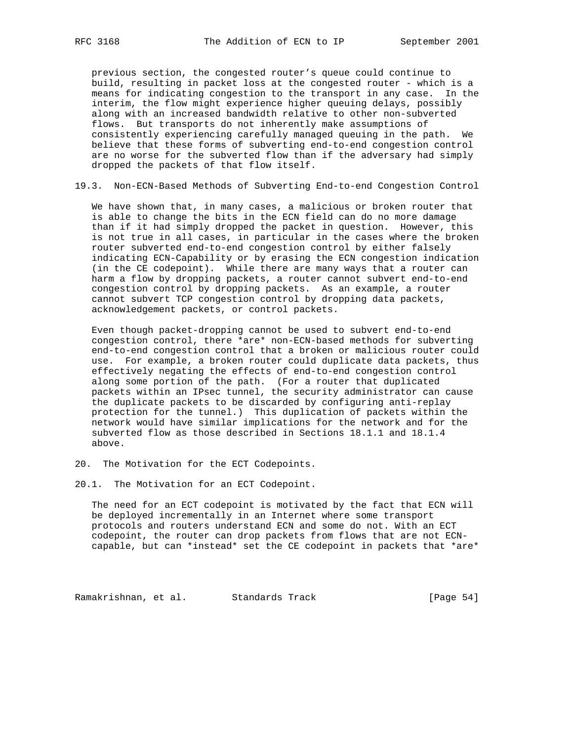previous section, the congested router's queue could continue to build, resulting in packet loss at the congested router - which is a means for indicating congestion to the transport in any case. In the interim, the flow might experience higher queuing delays, possibly along with an increased bandwidth relative to other non-subverted flows. But transports do not inherently make assumptions of consistently experiencing carefully managed queuing in the path. We believe that these forms of subverting end-to-end congestion control are no worse for the subverted flow than if the adversary had simply dropped the packets of that flow itself.

### 19.3. Non-ECN-Based Methods of Subverting End-to-end Congestion Control

We have shown that, in many cases, a malicious or broken router that is able to change the bits in the ECN field can do no more damage than if it had simply dropped the packet in question. However, this is not true in all cases, in particular in the cases where the broken router subverted end-to-end congestion control by either falsely indicating ECN-Capability or by erasing the ECN congestion indication (in the CE codepoint). While there are many ways that a router can harm a flow by dropping packets, a router cannot subvert end-to-end congestion control by dropping packets. As an example, a router cannot subvert TCP congestion control by dropping data packets, acknowledgement packets, or control packets.

Even though packet-dropping cannot be used to subvert end-to-end congestion control, there *are* non-ECN-based methods for subverting end-to-end congestion control that a broken or malicious router could use. For example, a broken router could duplicate data packets, thus effectively negating the effects of end-to-end congestion control along some portion of the path. (For a router that duplicated packets within an IPsec tunnel, the security administrator can cause the duplicate packets to be discarded by configuring anti-replay protection for the tunnel.) This duplication of packets within the network would have similar implications for the network and for the subverted flow as those described in Sections 18.1.1 and 18.1.4 above.

## 20. The Motivation for the ECT Codepoints.

### 20.1. The Motivation for an ECT Codepoint.

The need for an ECT codepoint is motivated by the fact that ECN will be deployed incrementally in an Internet where some transport protocols and routers understand ECN and some do not. With an ECT codepoint, the router can drop packets from flows that are not ECN-capable, but can *instead* set the CE codepoint in packets that *are*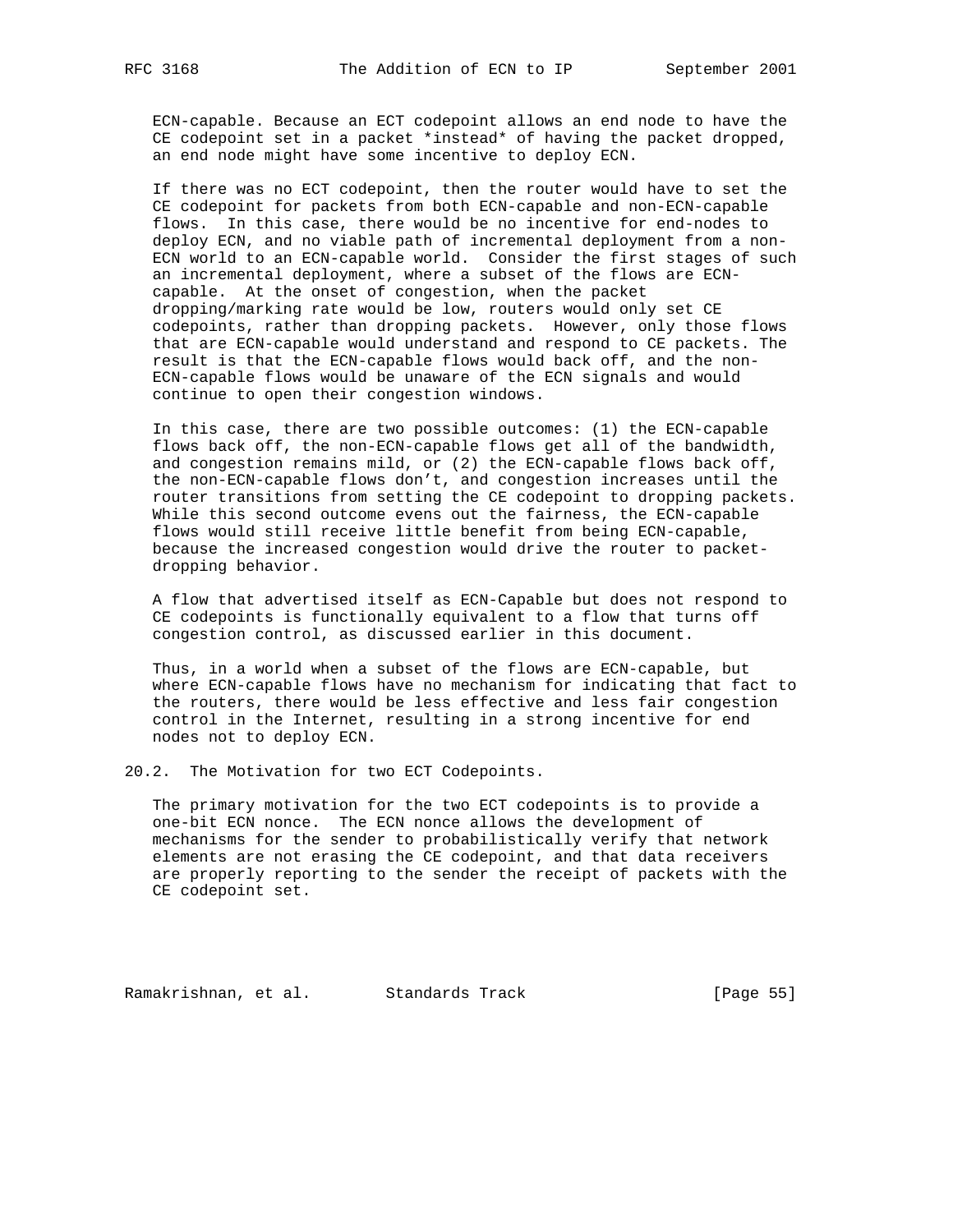ECN-capable. Because an ECT codepoint allows an end node to have the CE codepoint set in a packet *instead* of having the packet dropped, an end node might have some incentive to deploy ECN.

If there was no ECT codepoint, then the router would have to set the CE codepoint for packets from both ECN-capable and non-ECN-capable flows. In this case, there would be no incentive for end-nodes to deploy ECN, and no viable path of incremental deployment from a non-ECN world to an ECN-capable world. Consider the first stages of such an incremental deployment, where a subset of the flows are ECN-capable. At the onset of congestion, when the packet dropping/marking rate would be low, routers would only set CE codepoints, rather than dropping packets. However, only those flows that are ECN-capable would understand and respond to CE packets. The result is that the ECN-capable flows would back off, and the non-ECN-capable flows would be unaware of the ECN signals and would continue to open their congestion windows.

In this case, there are two possible outcomes: (1) the ECN-capable flows back off, the non-ECN-capable flows get all of the bandwidth, and congestion remains mild, or (2) the ECN-capable flows back off, the non-ECN-capable flows don't, and congestion increases until the router transitions from setting the CE codepoint to dropping packets. While this second outcome evens out the fairness, the ECN-capable flows would still receive little benefit from being ECN-capable, because the increased congestion would drive the router to packet-dropping behavior.

A flow that advertised itself as ECN-Capable but does not respond to CE codepoints is functionally equivalent to a flow that turns off congestion control, as discussed earlier in this document.

Thus, in a world when a subset of the flows are ECN-capable, but where ECN-capable flows have no mechanism for indicating that fact to the routers, there would be less effective and less fair congestion control in the Internet, resulting in a strong incentive for end nodes not to deploy ECN.

## 20.2. The Motivation for two ECT Codepoints.

The primary motivation for the two ECT codepoints is to provide a one-bit ECN nonce. The ECN nonce allows the development of mechanisms for the sender to probabilistically verify that network elements are not erasing the CE codepoint, and that data receivers are properly reporting to the sender the receipt of packets with the CE codepoint set.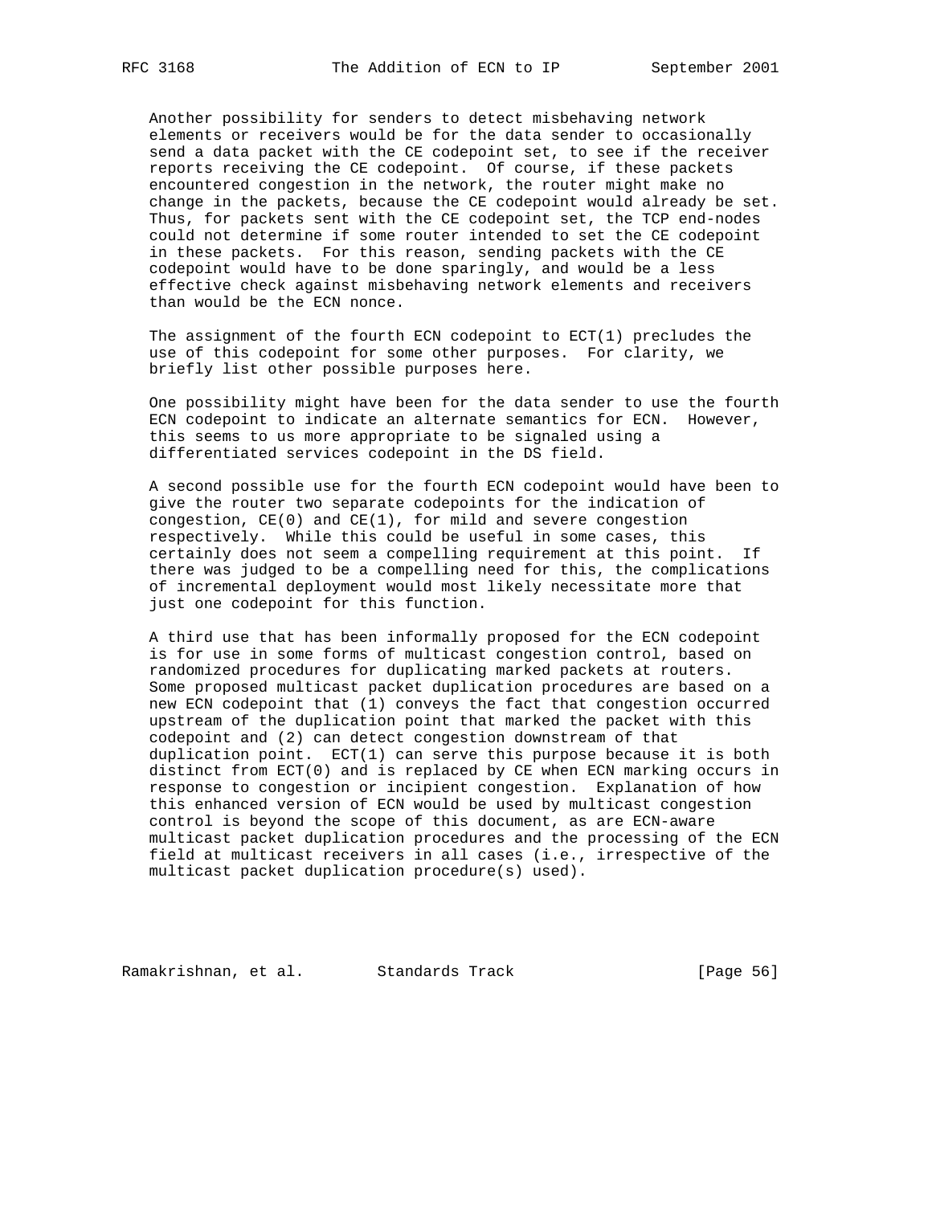Another possibility for senders to detect misbehaving network elements or receivers would be for the data sender to occasionally send a data packet with the CE codepoint set, to see if the receiver reports receiving the CE codepoint. Of course, if these packets encountered congestion in the network, the router might make no change in the packets, because the CE codepoint would already be set. Thus, for packets sent with the CE codepoint set, the TCP end-nodes could not determine if some router intended to set the CE codepoint in these packets. For this reason, sending packets with the CE codepoint would have to be done sparingly, and would be a less effective check against misbehaving network elements and receivers than would be the ECN nonce.

The assignment of the fourth ECN codepoint to ECT(1) precludes the use of this codepoint for some other purposes. For clarity, we briefly list other possible purposes here.

One possibility might have been for the data sender to use the fourth ECN codepoint to indicate an alternate semantics for ECN. However, this seems to us more appropriate to be signaled using a differentiated services codepoint in the DS field.

A second possible use for the fourth ECN codepoint would have been to give the router two separate codepoints for the indication of congestion, CE(0) and CE(1), for mild and severe congestion respectively. While this could be useful in some cases, this certainly does not seem a compelling requirement at this point. If there was judged to be a compelling need for this, the complications of incremental deployment would most likely necessitate more that just one codepoint for this function.

A third use that has been informally proposed for the ECN codepoint is for use in some forms of multicast congestion control, based on randomized procedures for duplicating marked packets at routers. Some proposed multicast packet duplication procedures are based on a new ECN codepoint that (1) conveys the fact that congestion occurred upstream of the duplication point that marked the packet with this codepoint and (2) can detect congestion downstream of that duplication point. ECT(1) can serve this purpose because it is both distinct from ECT(0) and is replaced by CE when ECN marking occurs in response to congestion or incipient congestion. Explanation of how this enhanced version of ECN would be used by multicast congestion control is beyond the scope of this document, as are ECN-aware multicast packet duplication procedures and the processing of the ECN field at multicast receivers in all cases (i.e., irrespective of the multicast packet duplication procedure(s) used).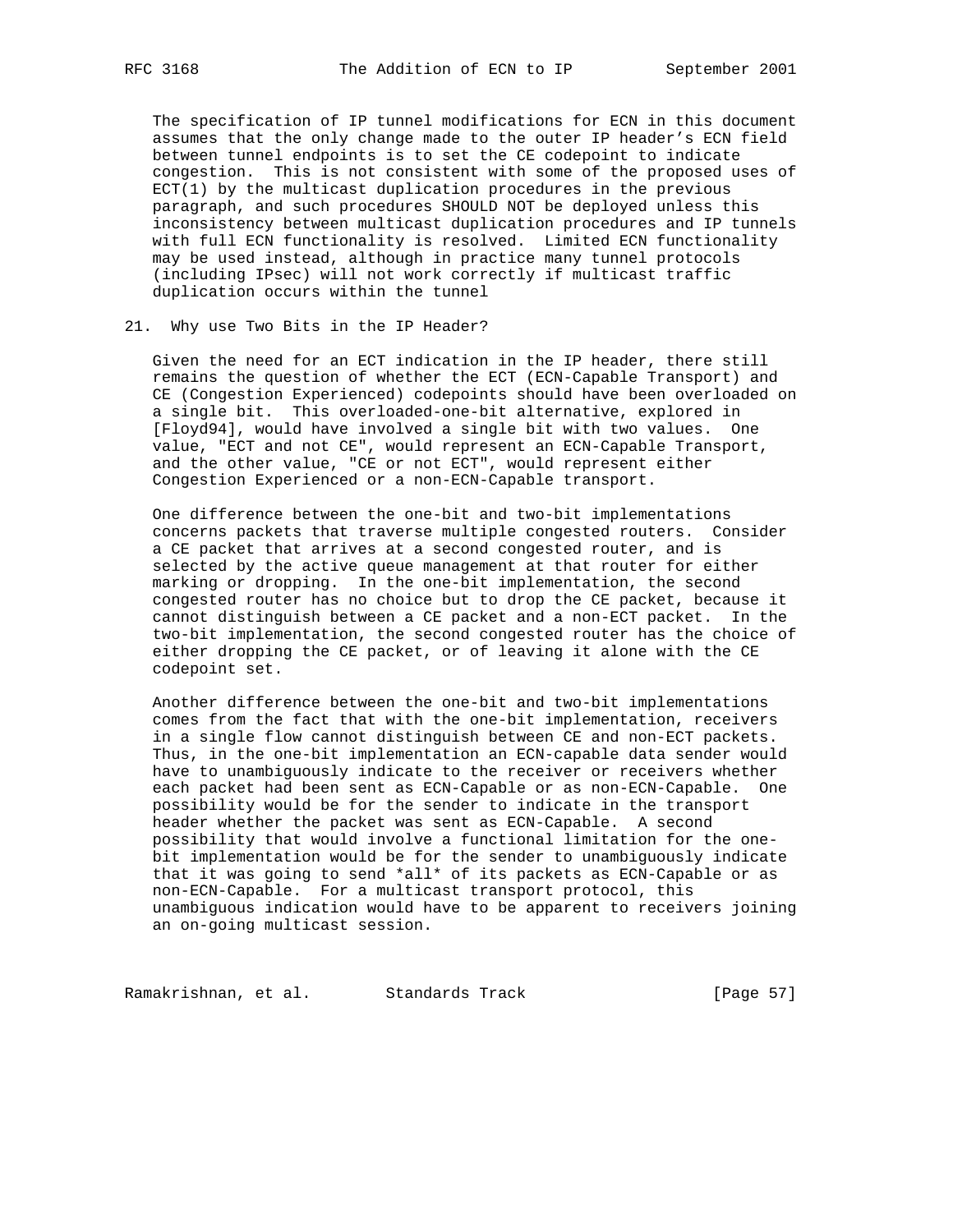The specification of IP tunnel modifications for ECN in this document assumes that the only change made to the outer IP header's ECN field between tunnel endpoints is to set the CE codepoint to indicate congestion. This is not consistent with some of the proposed uses of ECT(1) by the multicast duplication procedures in the previous paragraph, and such procedures SHOULD NOT be deployed unless this inconsistency between multicast duplication procedures and IP tunnels with full ECN functionality is resolved. Limited ECN functionality may be used instead, although in practice many tunnel protocols (including IPsec) will not work correctly if multicast traffic duplication occurs within the tunnel

## 21. Why use Two Bits in the IP Header?

Given the need for an ECT indication in the IP header, there still remains the question of whether the ECT (ECN-Capable Transport) and CE (Congestion Experienced) codepoints should have been overloaded on a single bit. This overloaded-one-bit alternative, explored in [Floyd94], would have involved a single bit with two values. One value, "ECT and not CE", would represent an ECN-Capable Transport, and the other value, "CE or not ECT", would represent either Congestion Experienced or a non-ECN-Capable transport.

One difference between the one-bit and two-bit implementations concerns packets that traverse multiple congested routers. Consider a CE packet that arrives at a second congested router, and is selected by the active queue management at that router for either marking or dropping. In the one-bit implementation, the second congested router has no choice but to drop the CE packet, because it cannot distinguish between a CE packet and a non-ECT packet. In the two-bit implementation, the second congested router has the choice of either dropping the CE packet, or of leaving it alone with the CE codepoint set.

Another difference between the one-bit and two-bit implementations comes from the fact that with the one-bit implementation, receivers in a single flow cannot distinguish between CE and non-ECT packets. Thus, in the one-bit implementation an ECN-capable data sender would have to unambiguously indicate to the receiver or receivers whether each packet had been sent as ECN-Capable or as non-ECN-Capable. One possibility would be for the sender to indicate in the transport header whether the packet was sent as ECN-Capable. A second possibility that would involve a functional limitation for the one-bit implementation would be for the sender to unambiguously indicate that it was going to send *all* of its packets as ECN-Capable or as non-ECN-Capable. For a multicast transport protocol, this unambiguous indication would have to be apparent to receivers joining an on-going multicast session.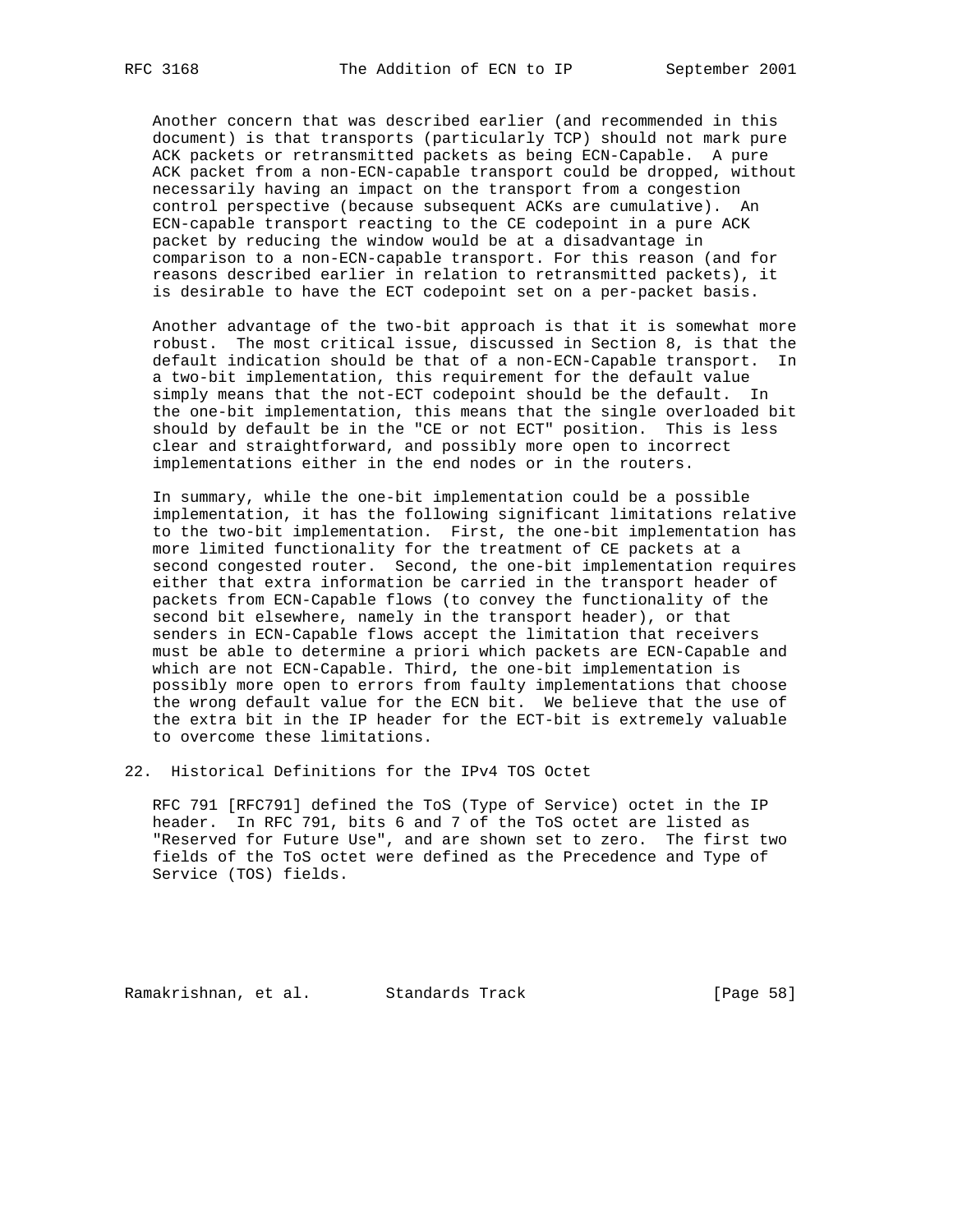Another concern that was described earlier (and recommended in this document) is that transports (particularly TCP) should not mark pure ACK packets or retransmitted packets as being ECN-Capable. A pure ACK packet from a non-ECN-capable transport could be dropped, without necessarily having an impact on the transport from a congestion control perspective (because subsequent ACKs are cumulative). An ECN-capable transport reacting to the CE codepoint in a pure ACK packet by reducing the window would be at a disadvantage in comparison to a non-ECN-capable transport. For this reason (and for reasons described earlier in relation to retransmitted packets), it is desirable to have the ECT codepoint set on a per-packet basis.

Another advantage of the two-bit approach is that it is somewhat more robust. The most critical issue, discussed in Section 8, is that the default indication should be that of a non-ECN-Capable transport. In a two-bit implementation, this requirement for the default value simply means that the not-ECT codepoint should be the default. In the one-bit implementation, this means that the single overloaded bit should by default be in the "CE or not ECT" position. This is less clear and straightforward, and possibly more open to incorrect implementations either in the end nodes or in the routers.

In summary, while the one-bit implementation could be a possible implementation, it has the following significant limitations relative to the two-bit implementation. First, the one-bit implementation has more limited functionality for the treatment of CE packets at a second congested router. Second, the one-bit implementation requires either that extra information be carried in the transport header of packets from ECN-Capable flows (to convey the functionality of the second bit elsewhere, namely in the transport header), or that senders in ECN-Capable flows accept the limitation that receivers must be able to determine a priori which packets are ECN-Capable and which are not ECN-Capable. Third, the one-bit implementation is possibly more open to errors from faulty implementations that choose the wrong default value for the ECN bit. We believe that the use of the extra bit in the IP header for the ECT-bit is extremely valuable to overcome these limitations.

## 22. Historical Definitions for the IPv4 TOS Octet

RFC 791 [RFC791] defined the ToS (Type of Service) octet in the IP header. In RFC 791, bits 6 and 7 of the ToS octet are listed as "Reserved for Future Use", and are shown set to zero. The first two fields of the ToS octet were defined as the Precedence and Type of Service (TOS) fields.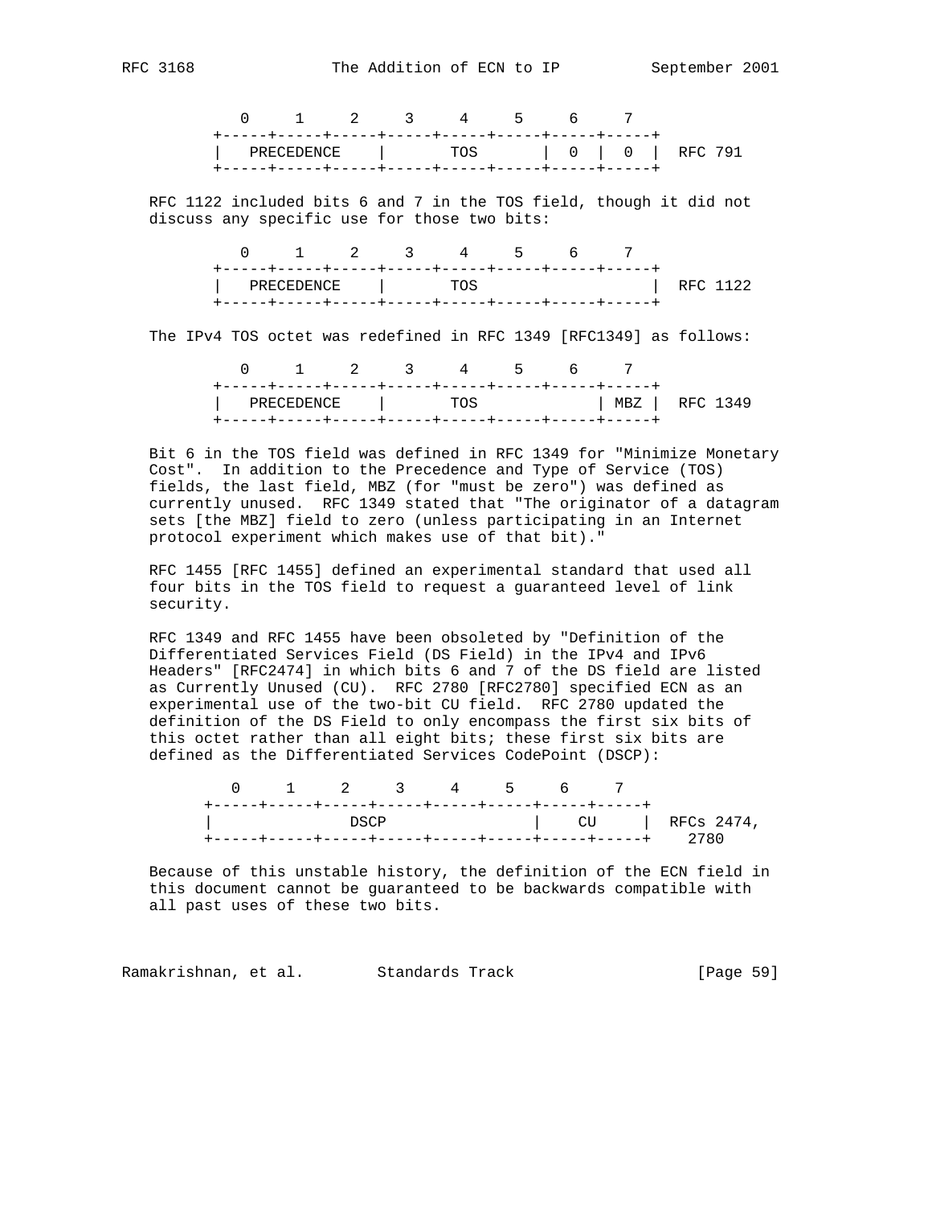```
     0     1     2     3     4     5     6     7
  +-----+-----+-----+-----+-----+-----+-----+-----+
  |   PRECEDENCE    |       TOS             | 0  |  0  |  RFC 791
  +-----+-----+-----+-----+-----+-----+-----+-----+
```

RFC 1122 included bits 6 and 7 in the TOS field, though it did not discuss any specific use for those two bits:

```
     0     1     2     3     4     5     6     7
  +-----+-----+-----+-----+-----+-----+-----+-----+
  |   PRECEDENCE    |       TOS                   |  RFC 1122
  +-----+-----+-----+-----+-----+-----+-----+-----+
```

The IPv4 TOS octet was redefined in RFC 1349 [RFC1349] as follows:

```
     0     1     2     3     4     5     6     7
  +-----+-----+-----+-----+-----+-----+-----+-----+
  |   PRECEDENCE    |       TOS             | MBZ |  RFC 1349
  +-----+-----+-----+-----+-----+-----+-----+-----+
```

Bit 6 in the TOS field was defined in RFC 1349 for "Minimize Monetary Cost". In addition to the Precedence and Type of Service (TOS) fields, the last field, MBZ (for "must be zero") was defined as currently unused. RFC 1349 stated that "The originator of a datagram sets [the MBZ] field to zero (unless participating in an Internet protocol experiment which makes use of that bit)."

RFC 1455 [RFC 1455] defined an experimental standard that used all four bits in the TOS field to request a guaranteed level of link security.

RFC 1349 and RFC 1455 have been obsoleted by "Definition of the Differentiated Services Field (DS Field) in the IPv4 and IPv6 Headers" [RFC2474] in which bits 6 and 7 of the DS field are listed as Currently Unused (CU). RFC 2780 [RFC2780] specified ECN as an experimental use of the two-bit CU field. RFC 2780 updated the definition of the DS Field to only encompass the first six bits of this octet rather than all eight bits; these first six bits are defined as the Differentiated Services CodePoint (DSCP):

```
     0     1     2     3     4     5     6     7
  +-----+-----+-----+-----+-----+-----+-----+-----+
  |               DSCP                |    CU     |  RFCs 2474,
  +-----+-----+-----+-----+-----+-----+-----+-----+    2780
```

Because of this unstable history, the definition of the ECN field in this document cannot be guaranteed to be backwards compatible with all past uses of these two bits.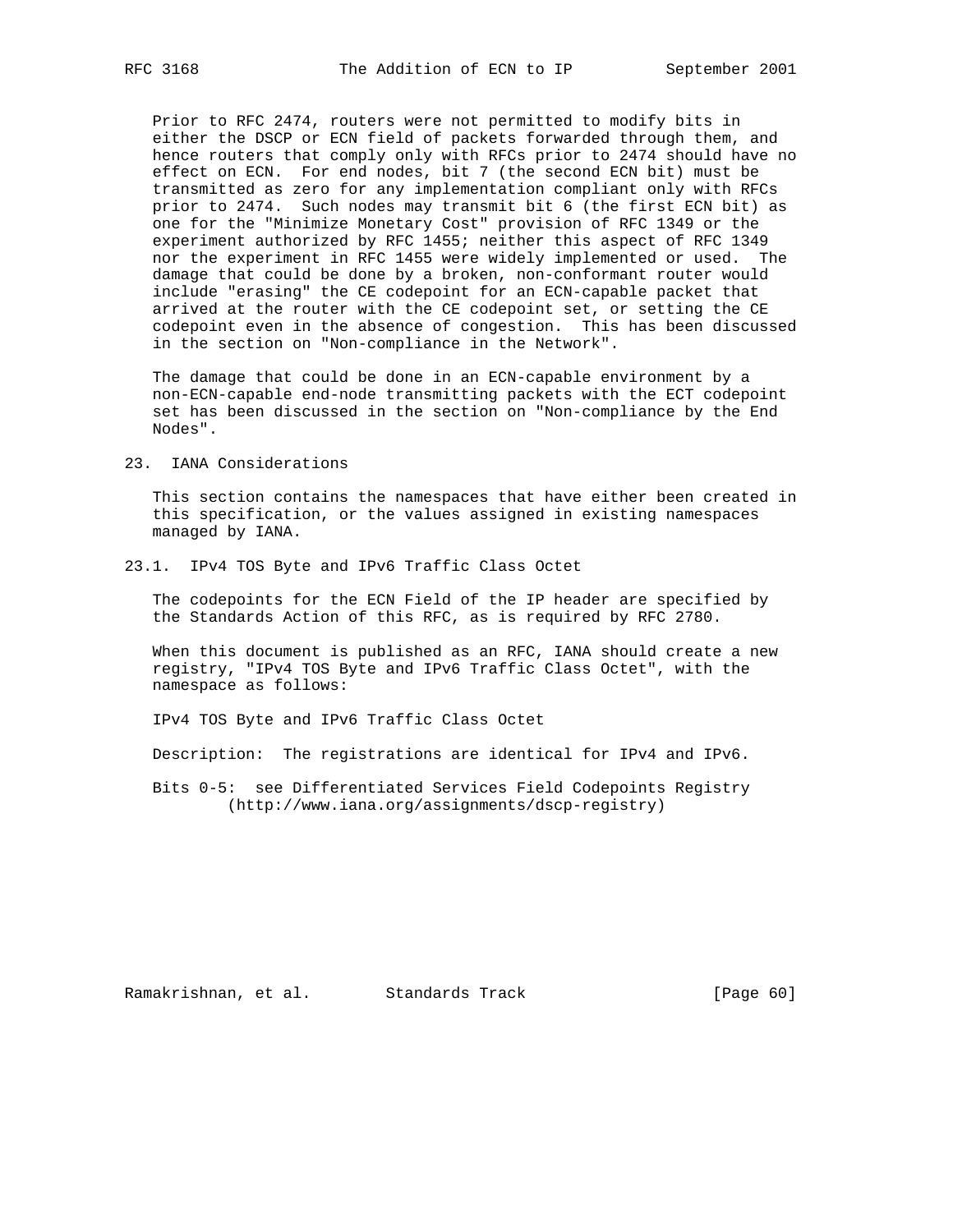Prior to RFC 2474, routers were not permitted to modify bits in either the DSCP or ECN field of packets forwarded through them, and hence routers that comply only with RFCs prior to 2474 should have no effect on ECN. For end nodes, bit 7 (the second ECN bit) must be transmitted as zero for any implementation compliant only with RFCs prior to 2474. Such nodes may transmit bit 6 (the first ECN bit) as one for the "Minimize Monetary Cost" provision of RFC 1349 or the experiment authorized by RFC 1455; neither this aspect of RFC 1349 nor the experiment in RFC 1455 were widely implemented or used. The damage that could be done by a broken, non-conformant router would include "erasing" the CE codepoint for an ECN-capable packet that arrived at the router with the CE codepoint set, or setting the CE codepoint even in the absence of congestion. This has been discussed in the section on "Non-compliance in the Network".

The damage that could be done in an ECN-capable environment by a non-ECN-capable end-node transmitting packets with the ECT codepoint set has been discussed in the section on "Non-compliance by the End Nodes".

## 23. IANA Considerations

This section contains the namespaces that have either been created in this specification, or the values assigned in existing namespaces managed by IANA.

### 23.1. IPv4 TOS Byte and IPv6 Traffic Class Octet

The codepoints for the ECN Field of the IP header are specified by the Standards Action of this RFC, as is required by RFC 2780.

When this document is published as an RFC, IANA should create a new registry, "IPv4 TOS Byte and IPv6 Traffic Class Octet", with the namespace as follows:

IPv4 TOS Byte and IPv6 Traffic Class Octet

Description: The registrations are identical for IPv4 and IPv6.

Bits 0-5: see Differentiated Services Field Codepoints Registry (http://www.iana.org/assignments/dscp-registry)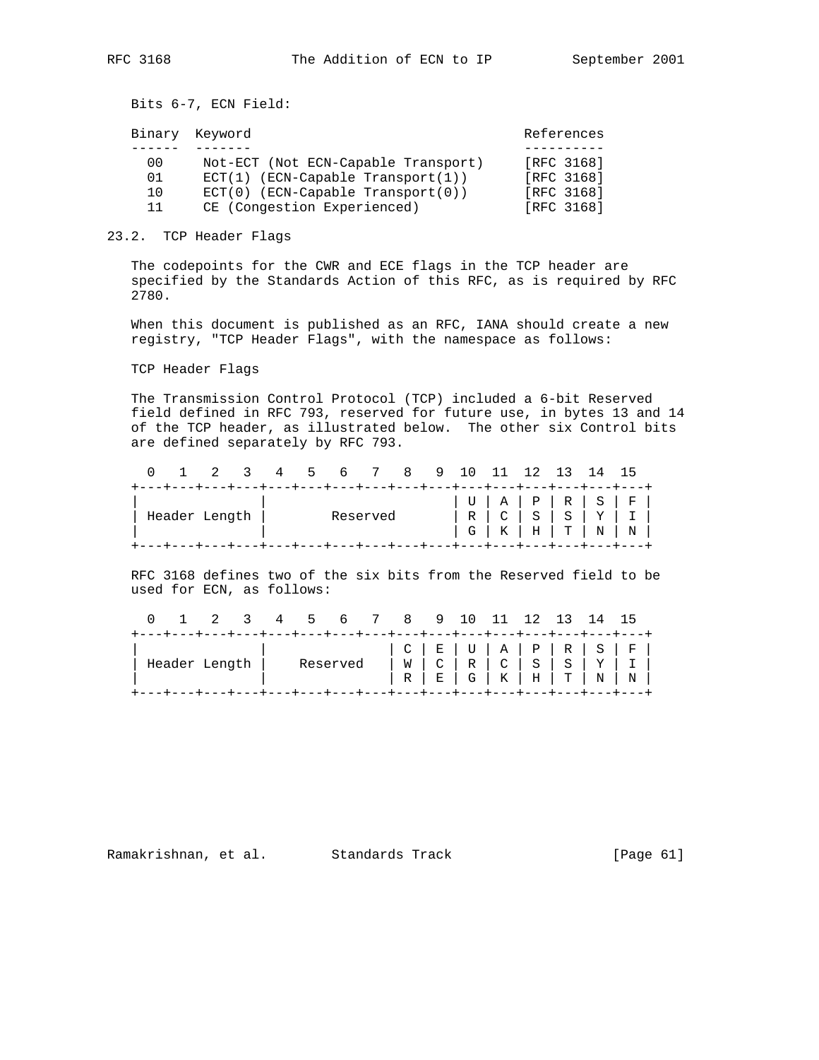Bits 6-7, ECN Field:

| Binary | Keyword | References |
|---|---|---|
| 00 | Not-ECT (Not ECN-Capable Transport) | [RFC 3168] |
| 01 | ECT(1) (ECN-Capable Transport(1)) | [RFC 3168] |
| 10 | ECT(0) (ECN-Capable Transport(0)) | [RFC 3168] |
| 11 | CE (Congestion Experienced) | [RFC 3168] |

## 23.2. TCP Header Flags

The codepoints for the CWR and ECE flags in the TCP header are specified by the Standards Action of this RFC, as is required by RFC 2780.

When this document is published as an RFC, IANA should create a new registry, "TCP Header Flags", with the namespace as follows:

TCP Header Flags

The Transmission Control Protocol (TCP) included a 6-bit Reserved field defined in RFC 793, reserved for future use, in bytes 13 and 14 of the TCP header, as illustrated below. The other six Control bits are defined separately by RFC 793.

```
  0   1   2   3   4   5   6   7   8   9  10  11  12  13  14  15
+---+---+---+---+---+---+---+---+---+---+---+---+---+---+---+---+
|               |                       | U | A | P | R | S | F |
| Header Length |        Reserved       | R | C | S | S | Y | I |
|               |                       | G | K | H | T | N | N |
+---+---+---+---+---+---+---+---+---+---+---+---+---+---+---+---+
```

RFC 3168 defines two of the six bits from the Reserved field to be used for ECN, as follows:

```
  0   1   2   3   4   5   6   7   8   9  10  11  12  13  14  15
+---+---+---+---+---+---+---+---+---+---+---+---+---+---+---+---+
|               |               | C | E | U | A | P | R | S | F |
| Header Length |    Reserved   | W | C | R | C | S | S | Y | I |
|               |               | R | E | G | K | H | T | N | N |
+---+---+---+---+---+---+---+---+---+---+---+---+---+---+---+---+
```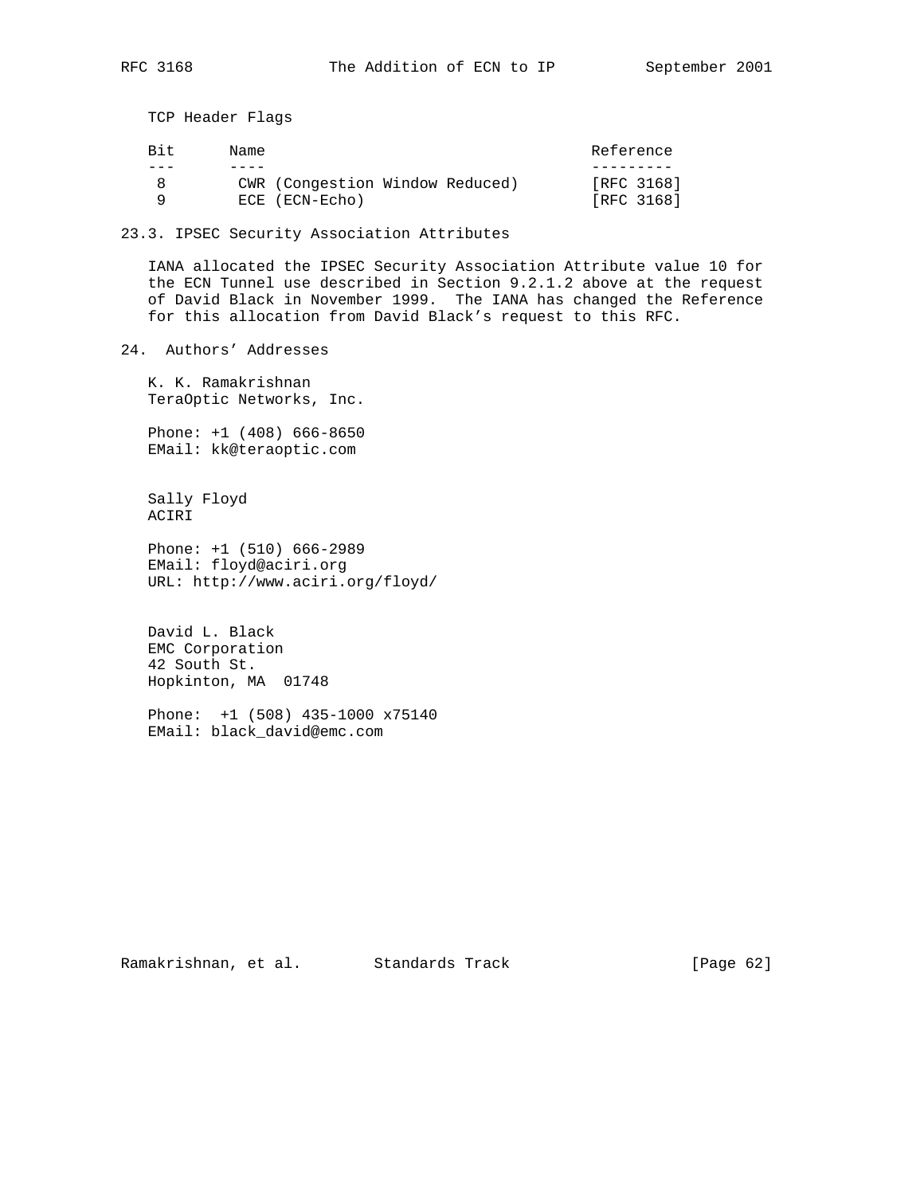TCP Header Flags

| Bit | Name | Reference |
| --- | --- | --- |
| 8 | CWR (Congestion Window Reduced) | [RFC 3168] |
| 9 | ECE (ECN-Echo) | [RFC 3168] |

### 23.3. IPSEC Security Association Attributes

IANA allocated the IPSEC Security Association Attribute value 10 for the ECN Tunnel use described in Section 9.2.1.2 above at the request of David Black in November 1999. The IANA has changed the Reference for this allocation from David Black's request to this RFC.

## 24. Authors' Addresses

K. K. Ramakrishnan
TeraOptic Networks, Inc.

Phone: +1 (408) 666-8650
EMail: kk@teraoptic.com

Sally Floyd
ACIRI

Phone: +1 (510) 666-2989
EMail: floyd@aciri.org
URL: http://www.aciri.org/floyd/

David L. Black
EMC Corporation
42 South St.
Hopkinton, MA 01748

Phone: +1 (508) 435-1000 x75140
EMail: black_david@emc.com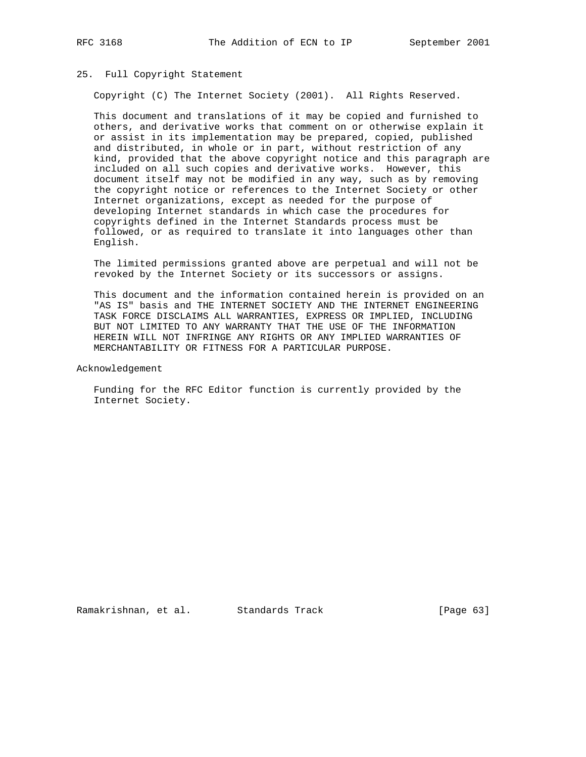## 25. Full Copyright Statement

Copyright (C) The Internet Society (2001). All Rights Reserved.

This document and translations of it may be copied and furnished to others, and derivative works that comment on or otherwise explain it or assist in its implementation may be prepared, copied, published and distributed, in whole or in part, without restriction of any kind, provided that the above copyright notice and this paragraph are included on all such copies and derivative works. However, this document itself may not be modified in any way, such as by removing the copyright notice or references to the Internet Society or other Internet organizations, except as needed for the purpose of developing Internet standards in which case the procedures for copyrights defined in the Internet Standards process must be followed, or as required to translate it into languages other than English.

The limited permissions granted above are perpetual and will not be revoked by the Internet Society or its successors or assigns.

This document and the information contained herein is provided on an "AS IS" basis and THE INTERNET SOCIETY AND THE INTERNET ENGINEERING TASK FORCE DISCLAIMS ALL WARRANTIES, EXPRESS OR IMPLIED, INCLUDING BUT NOT LIMITED TO ANY WARRANTY THAT THE USE OF THE INFORMATION HEREIN WILL NOT INFRINGE ANY RIGHTS OR ANY IMPLIED WARRANTIES OF MERCHANTABILITY OR FITNESS FOR A PARTICULAR PURPOSE.

## Acknowledgement

Funding for the RFC Editor function is currently provided by the Internet Society.